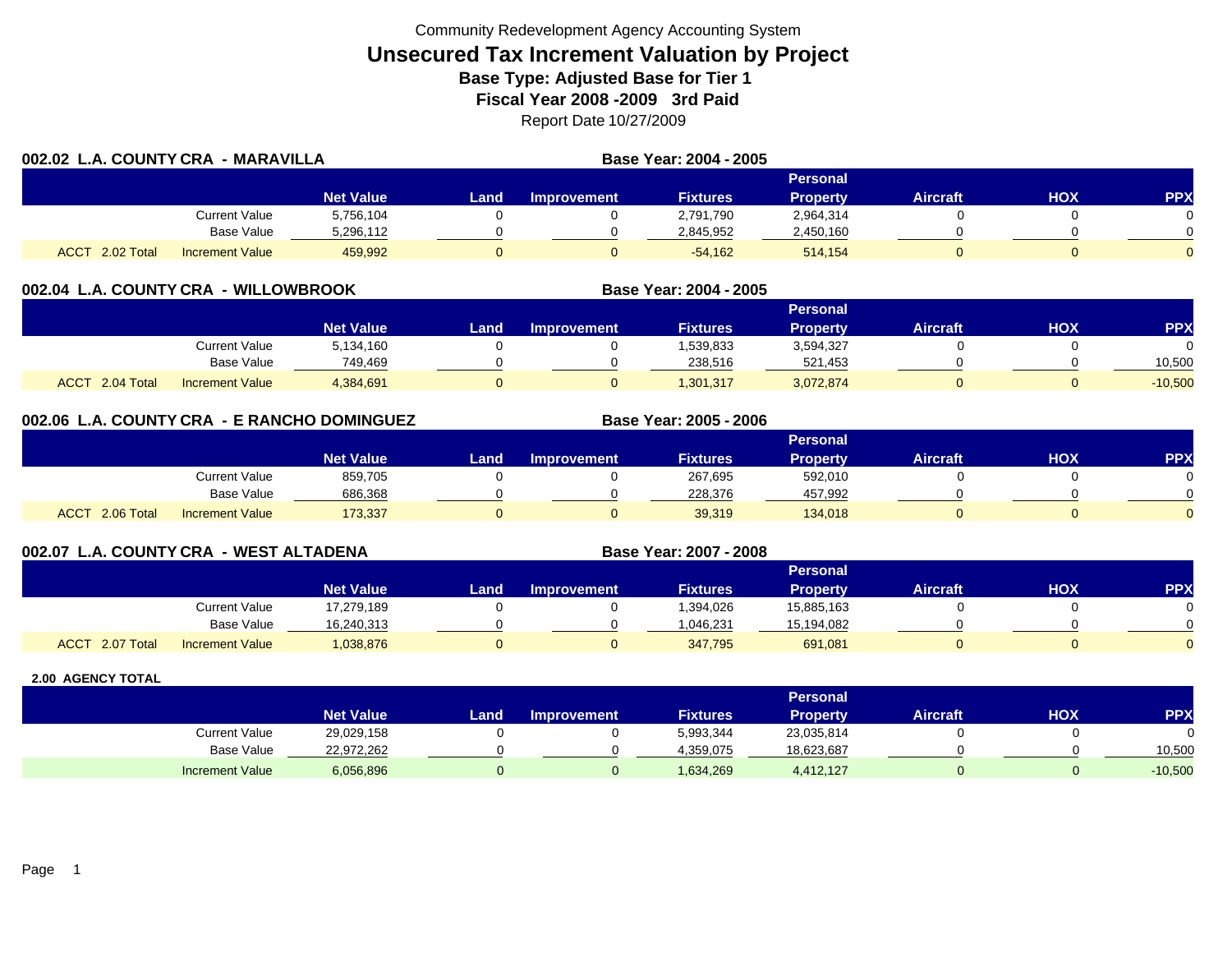Community Redevelopment Agency Accounting System

# Unsecured Tax Increment Valuation by Project

## Base Type: Adjusted Base for Tier 1

## Fiscal Year 2008 -2009 3rd Paid

Report Date 10/27/2009

### 002.02 L.A. COUNTY CRA - MARAVILLA

Base Year: 2004 - 2005

| | | Net Value | Land | Improvement | Fixtures | Personal Property | Aircraft | HOX | PPX |
|---|---|---|---|---|---|---|---|---|---|
| | Current Value | 5,756,104 | 0 | 0 | 2,791,790 | 2,964,314 | 0 | 0 | 0 |
| | Base Value | 5,296,112 | 0 | 0 | 2,845,952 | 2,450,160 | 0 | 0 | 0 |
| ACCT 2.02 Total | Increment Value | 459,992 | 0 | 0 | -54,162 | 514,154 | 0 | 0 | 0 |

### 002.04 L.A. COUNTY CRA - WILLOWBROOK

Base Year: 2004 - 2005

| | | Net Value | Land | Improvement | Fixtures | Personal Property | Aircraft | HOX | PPX |
|---|---|---|---|---|---|---|---|---|---|
| | Current Value | 5,134,160 | 0 | 0 | 1,539,833 | 3,594,327 | 0 | 0 | 0 |
| | Base Value | 749,469 | 0 | 0 | 238,516 | 521,453 | 0 | 0 | 10,500 |
| ACCT 2.04 Total | Increment Value | 4,384,691 | 0 | 0 | 1,301,317 | 3,072,874 | 0 | 0 | -10,500 |

### 002.06 L.A. COUNTY CRA - E RANCHO DOMINGUEZ

Base Year: 2005 - 2006

| | | Net Value | Land | Improvement | Fixtures | Personal Property | Aircraft | HOX | PPX |
|---|---|---|---|---|---|---|---|---|---|
| | Current Value | 859,705 | 0 | 0 | 267,695 | 592,010 | 0 | 0 | 0 |
| | Base Value | 686,368 | 0 | 0 | 228,376 | 457,992 | 0 | 0 | 0 |
| ACCT 2.06 Total | Increment Value | 173,337 | 0 | 0 | 39,319 | 134,018 | 0 | 0 | 0 |

### 002.07 L.A. COUNTY CRA - WEST ALTADENA

Base Year: 2007 - 2008

| | | Net Value | Land | Improvement | Fixtures | Personal Property | Aircraft | HOX | PPX |
|---|---|---|---|---|---|---|---|---|---|
| | Current Value | 17,279,189 | 0 | 0 | 1,394,026 | 15,885,163 | 0 | 0 | 0 |
| | Base Value | 16,240,313 | 0 | 0 | 1,046,231 | 15,194,082 | 0 | 0 | 0 |
| ACCT 2.07 Total | Increment Value | 1,038,876 | 0 | 0 | 347,795 | 691,081 | 0 | 0 | 0 |

### 2.00 AGENCY TOTAL

| | Net Value | Land | Improvement | Fixtures | Personal Property | Aircraft | HOX | PPX |
|---|---|---|---|---|---|---|---|---|
| Current Value | 29,029,158 | 0 | 0 | 5,993,344 | 23,035,814 | 0 | 0 | 0 |
| Base Value | 22,972,262 | 0 | 0 | 4,359,075 | 18,623,687 | 0 | 0 | 10,500 |
| Increment Value | 6,056,896 | 0 | 0 | 1,634,269 | 4,412,127 | 0 | 0 | -10,500 |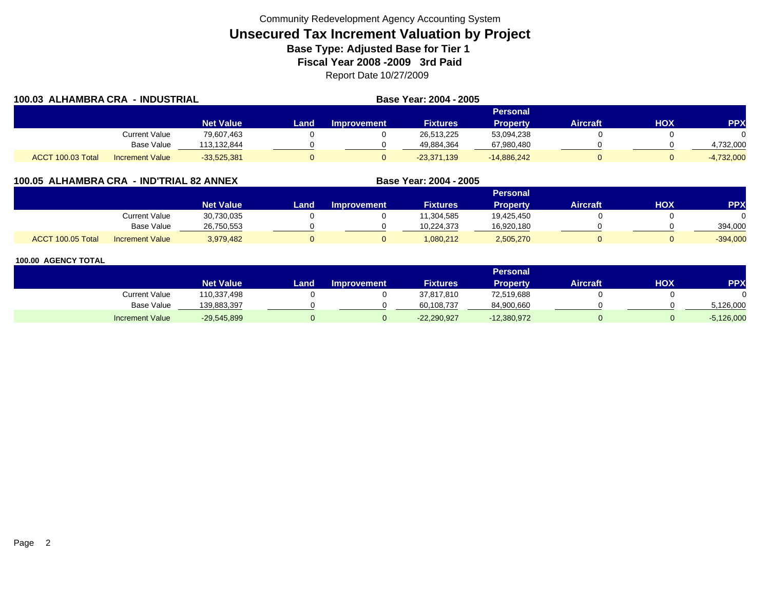Community Redevelopment Agency Accounting System

# Unsecured Tax Increment Valuation by Project

**Base Type: Adjusted Base for Tier 1**

**Fiscal Year 2008 -2009 3rd Paid**

Report Date 10/27/2009

## 100.03 ALHAMBRA CRA - INDUSTRIAL

**Base Year: 2004 - 2005**

| | | Net Value | Land | Improvement | Fixtures | Personal Property | Aircraft | HOX | PPX |
|---|---|---|---|---|---|---|---|---|---|
| | Current Value | 79,607,463 | 0 | 0 | 26,513,225 | 53,094,238 | 0 | 0 | 0 |
| | Base Value | 113,132,844 | 0 | 0 | 49,884,364 | 67,980,480 | 0 | 0 | 4,732,000 |
| ACCT 100.03 Total | Increment Value | -33,525,381 | 0 | 0 | -23,371,139 | -14,886,242 | 0 | 0 | -4,732,000 |

## 100.05 ALHAMBRA CRA - IND'TRIAL 82 ANNEX

**Base Year: 2004 - 2005**

| | | Net Value | Land | Improvement | Fixtures | Personal Property | Aircraft | HOX | PPX |
|---|---|---|---|---|---|---|---|---|---|
| | Current Value | 30,730,035 | 0 | 0 | 11,304,585 | 19,425,450 | 0 | 0 | 0 |
| | Base Value | 26,750,553 | 0 | 0 | 10,224,373 | 16,920,180 | 0 | 0 | 394,000 |
| ACCT 100.05 Total | Increment Value | 3,979,482 | 0 | 0 | 1,080,212 | 2,505,270 | 0 | 0 | -394,000 |

## 100.00 AGENCY TOTAL

| | | Net Value | Land | Improvement | Fixtures | Personal Property | Aircraft | HOX | PPX |
|---|---|---|---|---|---|---|---|---|---|
| | Current Value | 110,337,498 | 0 | 0 | 37,817,810 | 72,519,688 | 0 | 0 | 0 |
| | Base Value | 139,883,397 | 0 | 0 | 60,108,737 | 84,900,660 | 0 | 0 | 5,126,000 |
| | Increment Value | -29,545,899 | 0 | 0 | -22,290,927 | -12,380,972 | 0 | 0 | -5,126,000 |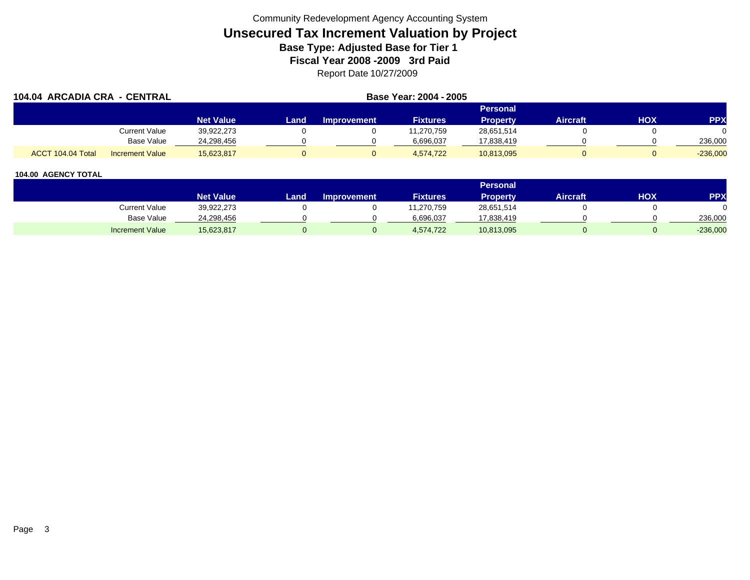Community Redevelopment Agency Accounting System

# Unsecured Tax Increment Valuation by Project

**Base Type: Adjusted Base for Tier 1**

**Fiscal Year 2008 -2009 3rd Paid**

Report Date 10/27/2009

## 104.04 ARCADIA CRA - CENTRAL

**Base Year: 2004 - 2005**

| | | Net Value | Land | Improvement | Fixtures | Personal Property | Aircraft | HOX | PPX |
|---|---|---|---|---|---|---|---|---|---|
| | Current Value | 39,922,273 | 0 | 0 | 11,270,759 | 28,651,514 | 0 | 0 | 0 |
| | Base Value | 24,298,456 | 0 | 0 | 6,696,037 | 17,838,419 | 0 | 0 | 236,000 |
| ACCT 104.04 Total | Increment Value | 15,623,817 | 0 | 0 | 4,574,722 | 10,813,095 | 0 | 0 | -236,000 |

## 104.00 AGENCY TOTAL

| | Net Value | Land | Improvement | Fixtures | Personal Property | Aircraft | HOX | PPX |
|---|---|---|---|---|---|---|---|---|
| Current Value | 39,922,273 | 0 | 0 | 11,270,759 | 28,651,514 | 0 | 0 | 0 |
| Base Value | 24,298,456 | 0 | 0 | 6,696,037 | 17,838,419 | 0 | 0 | 236,000 |
| Increment Value | 15,623,817 | 0 | 0 | 4,574,722 | 10,813,095 | 0 | 0 | -236,000 |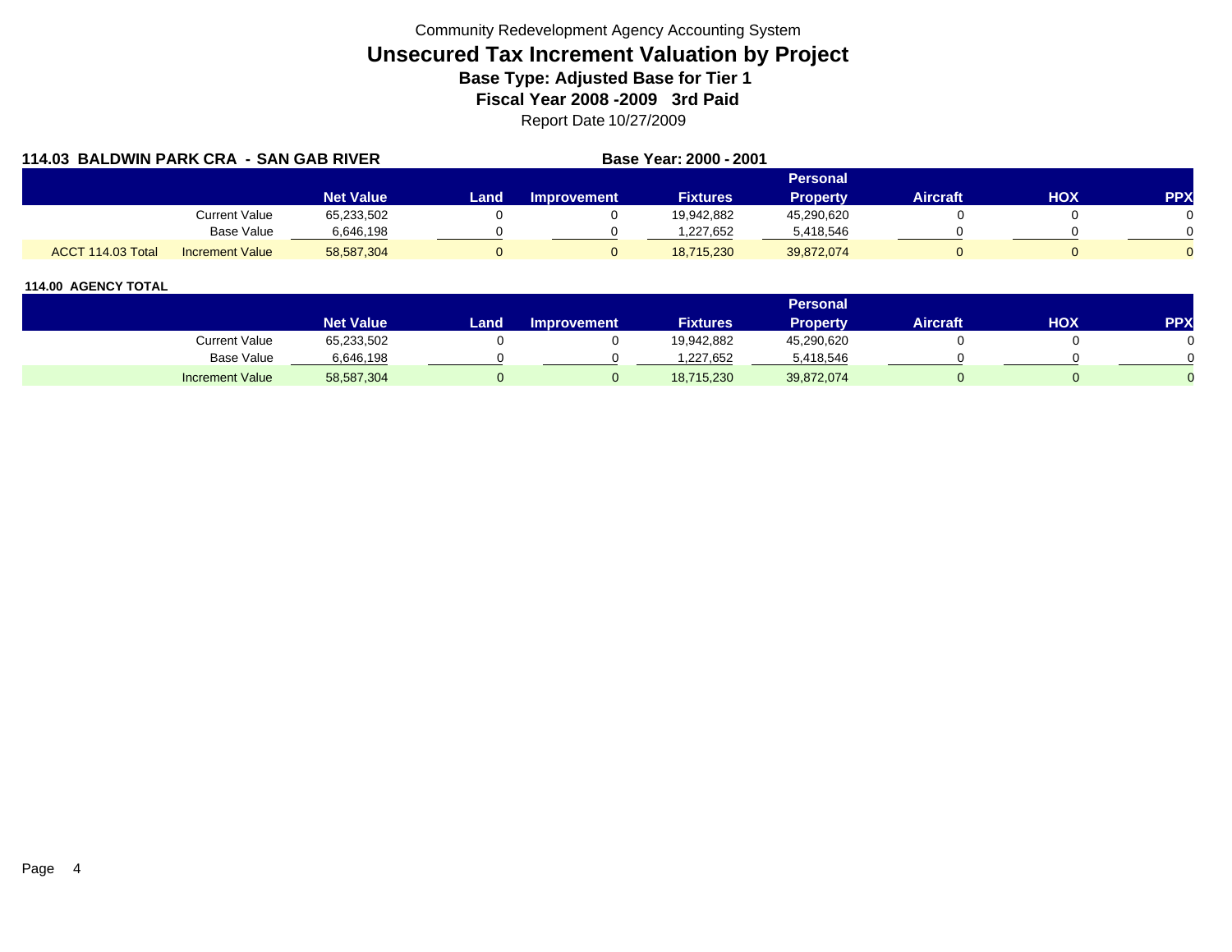Community Redevelopment Agency Accounting System

# Unsecured Tax Increment Valuation by Project

**Base Type: Adjusted Base for Tier 1**

**Fiscal Year 2008 -2009 3rd Paid**

Report Date 10/27/2009

**114.03 BALDWIN PARK CRA - SAN GAB RIVER** **Base Year: 2000 - 2001**

| | | Net Value | Land | Improvement | Fixtures | Personal Property | Aircraft | HOX | PPX |
|---|---|---|---|---|---|---|---|---|---|
| | Current Value | 65,233,502 | 0 | 0 | 19,942,882 | 45,290,620 | 0 | 0 | 0 |
| | Base Value | 6,646,198 | 0 | 0 | 1,227,652 | 5,418,546 | 0 | 0 | 0 |
| ACCT 114.03 Total | Increment Value | 58,587,304 | 0 | 0 | 18,715,230 | 39,872,074 | 0 | 0 | 0 |

**114.00 AGENCY TOTAL**

| | Net Value | Land | Improvement | Fixtures | Personal Property | Aircraft | HOX | PPX |
|---|---|---|---|---|---|---|---|---|
| Current Value | 65,233,502 | 0 | 0 | 19,942,882 | 45,290,620 | 0 | 0 | 0 |
| Base Value | 6,646,198 | 0 | 0 | 1,227,652 | 5,418,546 | 0 | 0 | 0 |
| Increment Value | 58,587,304 | 0 | 0 | 18,715,230 | 39,872,074 | 0 | 0 | 0 |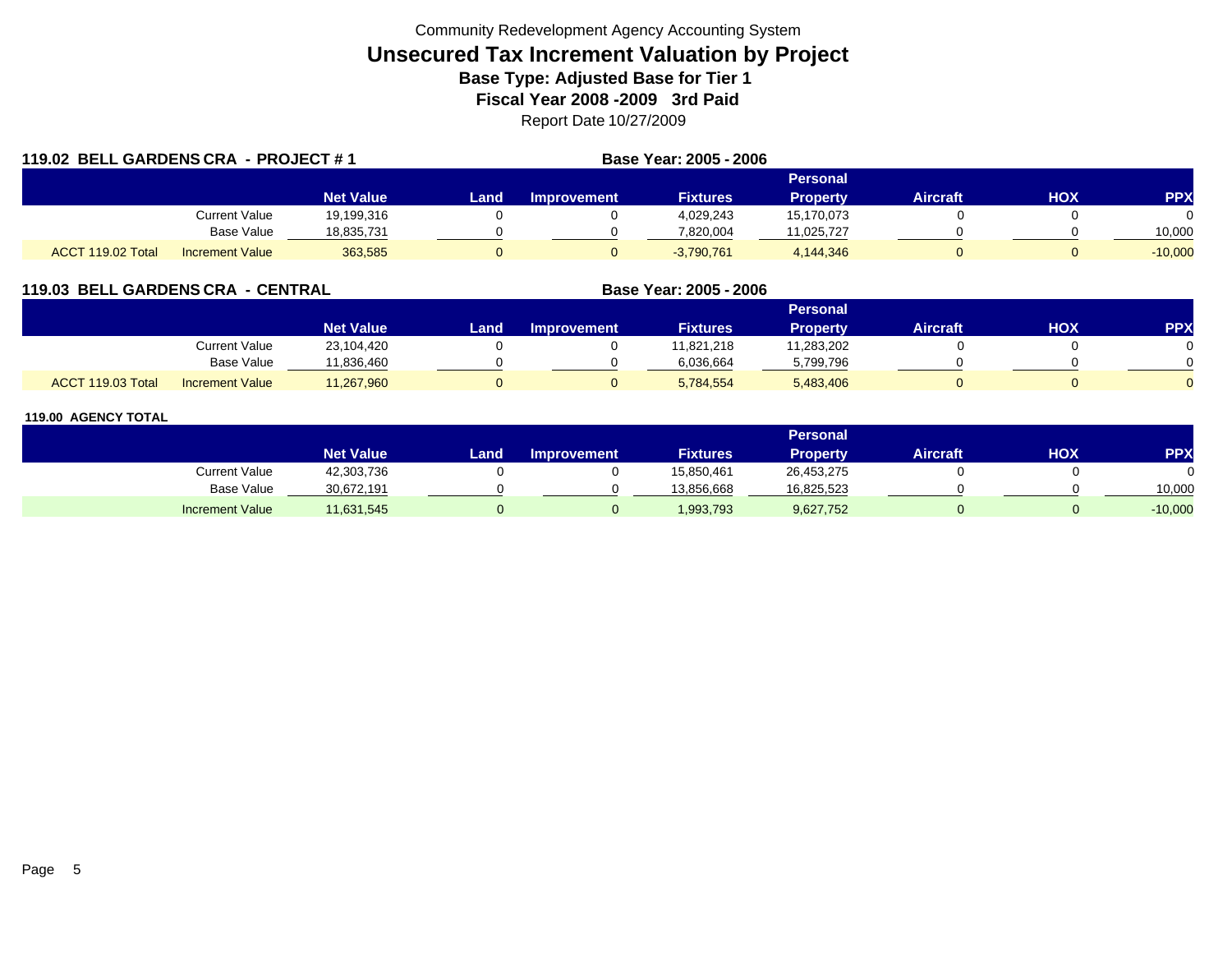Community Redevelopment Agency Accounting System

# Unsecured Tax Increment Valuation by Project

### Base Type: Adjusted Base for Tier 1

### Fiscal Year 2008 -2009 3rd Paid

Report Date 10/27/2009

## 119.02 BELL GARDENS CRA - PROJECT # 1

**Base Year: 2005 - 2006**

| | | Net Value | Land | Improvement | Fixtures | Personal Property | Aircraft | HOX | PPX |
|---|---|---|---|---|---|---|---|---|---|
| | Current Value | 19,199,316 | 0 | 0 | 4,029,243 | 15,170,073 | 0 | 0 | 0 |
| | Base Value | 18,835,731 | 0 | 0 | 7,820,004 | 11,025,727 | 0 | 0 | 10,000 |
| ACCT 119.02 Total | Increment Value | 363,585 | 0 | 0 | -3,790,761 | 4,144,346 | 0 | 0 | -10,000 |

## 119.03 BELL GARDENS CRA - CENTRAL

**Base Year: 2005 - 2006**

| | | Net Value | Land | Improvement | Fixtures | Personal Property | Aircraft | HOX | PPX |
|---|---|---|---|---|---|---|---|---|---|
| | Current Value | 23,104,420 | 0 | 0 | 11,821,218 | 11,283,202 | 0 | 0 | 0 |
| | Base Value | 11,836,460 | 0 | 0 | 6,036,664 | 5,799,796 | 0 | 0 | 0 |
| ACCT 119.03 Total | Increment Value | 11,267,960 | 0 | 0 | 5,784,554 | 5,483,406 | 0 | 0 | 0 |

## 119.00 AGENCY TOTAL

| | Net Value | Land | Improvement | Fixtures | Personal Property | Aircraft | HOX | PPX |
|---|---|---|---|---|---|---|---|---|
| Current Value | 42,303,736 | 0 | 0 | 15,850,461 | 26,453,275 | 0 | 0 | 0 |
| Base Value | 30,672,191 | 0 | 0 | 13,856,668 | 16,825,523 | 0 | 0 | 10,000 |
| Increment Value | 11,631,545 | 0 | 0 | 1,993,793 | 9,627,752 | 0 | 0 | -10,000 |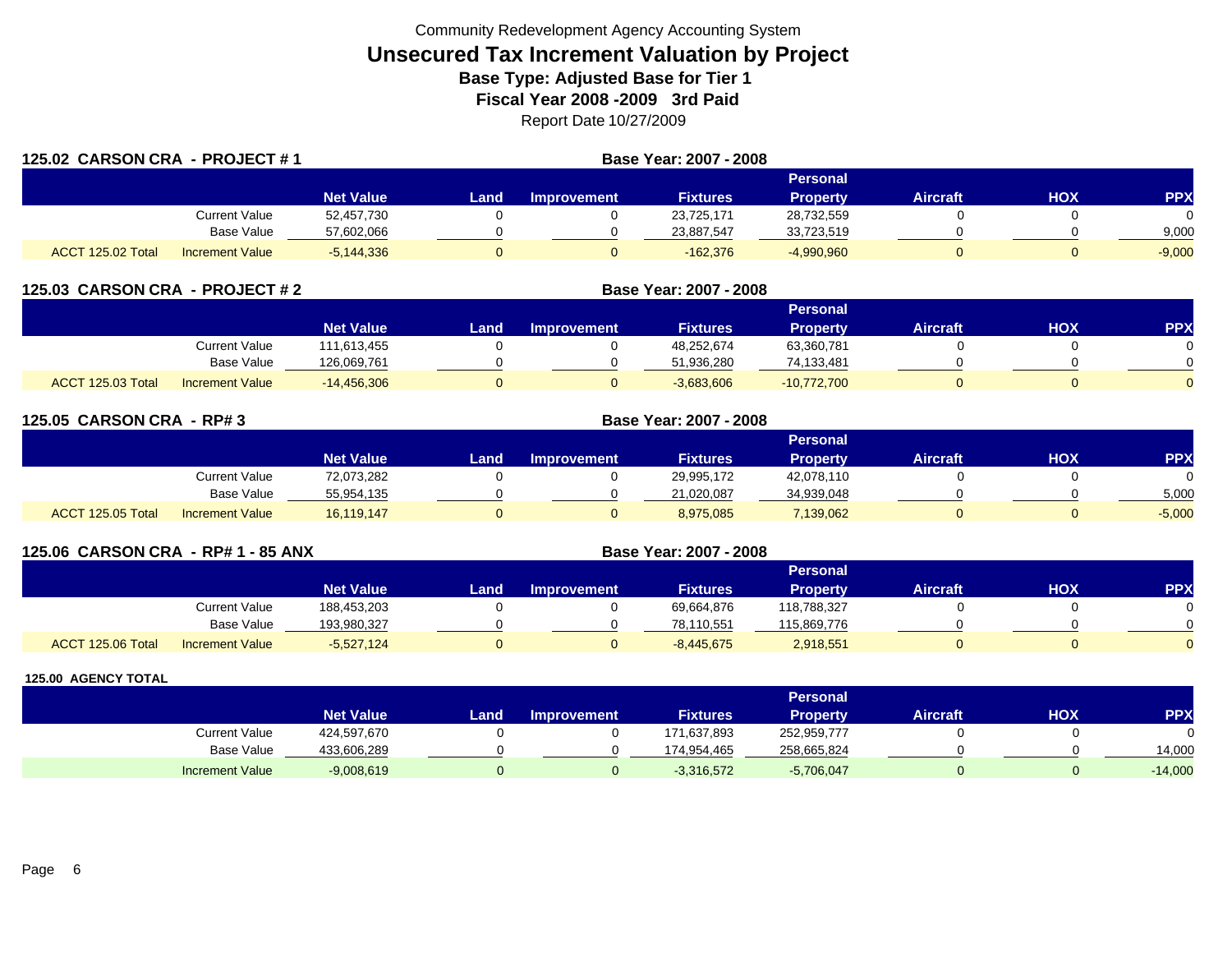Community Redevelopment Agency Accounting System

# Unsecured Tax Increment Valuation by Project

### Base Type: Adjusted Base for Tier 1

### Fiscal Year 2008 -2009 3rd Paid

Report Date 10/27/2009

**125.02 CARSON CRA - PROJECT # 1** — **Base Year: 2007 - 2008**

| | | Net Value | Land | Improvement | Fixtures | Personal Property | Aircraft | HOX | PPX |
|---|---|---|---|---|---|---|---|---|---|
| | Current Value | 52,457,730 | 0 | 0 | 23,725,171 | 28,732,559 | 0 | 0 | 0 |
| | Base Value | 57,602,066 | 0 | 0 | 23,887,547 | 33,723,519 | 0 | 0 | 9,000 |
| ACCT 125.02 Total | Increment Value | -5,144,336 | 0 | 0 | -162,376 | -4,990,960 | 0 | 0 | -9,000 |

**125.03 CARSON CRA - PROJECT # 2** — **Base Year: 2007 - 2008**

| | | Net Value | Land | Improvement | Fixtures | Personal Property | Aircraft | HOX | PPX |
|---|---|---|---|---|---|---|---|---|---|
| | Current Value | 111,613,455 | 0 | 0 | 48,252,674 | 63,360,781 | 0 | 0 | 0 |
| | Base Value | 126,069,761 | 0 | 0 | 51,936,280 | 74,133,481 | 0 | 0 | 0 |
| ACCT 125.03 Total | Increment Value | -14,456,306 | 0 | 0 | -3,683,606 | -10,772,700 | 0 | 0 | 0 |

**125.05 CARSON CRA - RP# 3** — **Base Year: 2007 - 2008**

| | | Net Value | Land | Improvement | Fixtures | Personal Property | Aircraft | HOX | PPX |
|---|---|---|---|---|---|---|---|---|---|
| | Current Value | 72,073,282 | 0 | 0 | 29,995,172 | 42,078,110 | 0 | 0 | 0 |
| | Base Value | 55,954,135 | 0 | 0 | 21,020,087 | 34,939,048 | 0 | 0 | 5,000 |
| ACCT 125.05 Total | Increment Value | 16,119,147 | 0 | 0 | 8,975,085 | 7,139,062 | 0 | 0 | -5,000 |

**125.06 CARSON CRA - RP# 1 - 85 ANX** — **Base Year: 2007 - 2008**

| | | Net Value | Land | Improvement | Fixtures | Personal Property | Aircraft | HOX | PPX |
|---|---|---|---|---|---|---|---|---|---|
| | Current Value | 188,453,203 | 0 | 0 | 69,664,876 | 118,788,327 | 0 | 0 | 0 |
| | Base Value | 193,980,327 | 0 | 0 | 78,110,551 | 115,869,776 | 0 | 0 | 0 |
| ACCT 125.06 Total | Increment Value | -5,527,124 | 0 | 0 | -8,445,675 | 2,918,551 | 0 | 0 | 0 |

**125.00 AGENCY TOTAL**

| | | Net Value | Land | Improvement | Fixtures | Personal Property | Aircraft | HOX | PPX |
|---|---|---|---|---|---|---|---|---|---|
| | Current Value | 424,597,670 | 0 | 0 | 171,637,893 | 252,959,777 | 0 | 0 | 0 |
| | Base Value | 433,606,289 | 0 | 0 | 174,954,465 | 258,665,824 | 0 | 0 | 14,000 |
| | Increment Value | -9,008,619 | 0 | 0 | -3,316,572 | -5,706,047 | 0 | 0 | -14,000 |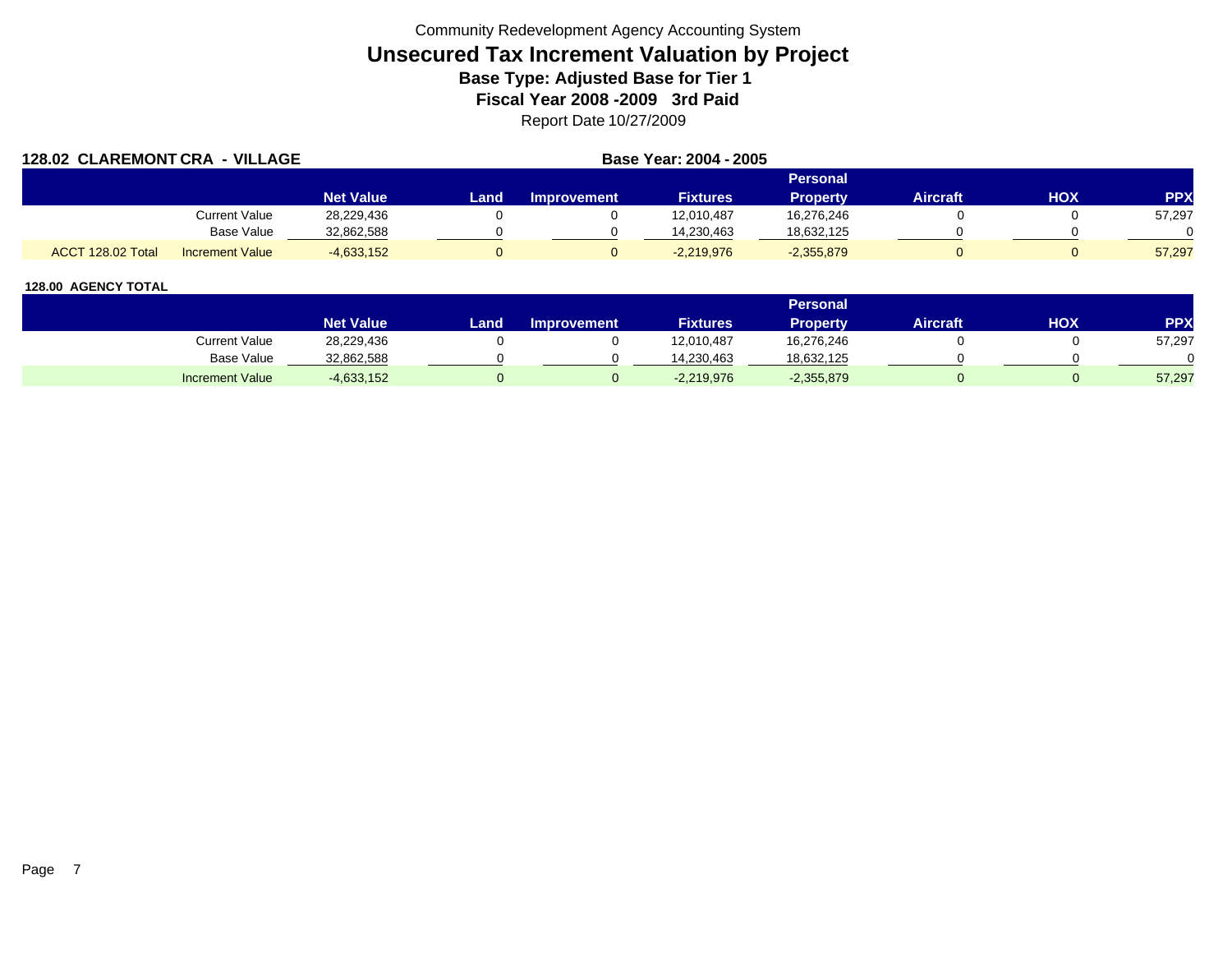Community Redevelopment Agency Accounting System

# Unsecured Tax Increment Valuation by Project

### Base Type: Adjusted Base for Tier 1

### Fiscal Year 2008 -2009 3rd Paid

Report Date 10/27/2009

**128.02 CLAREMONT CRA - VILLAGE** **Base Year: 2004 - 2005**

| | | Net Value | Land | Improvement | Fixtures | Personal Property | Aircraft | HOX | PPX |
|---|---|---|---|---|---|---|---|---|---|
| | Current Value | 28,229,436 | 0 | 0 | 12,010,487 | 16,276,246 | 0 | 0 | 57,297 |
| | Base Value | 32,862,588 | 0 | 0 | 14,230,463 | 18,632,125 | 0 | 0 | 0 |
| ACCT 128.02 Total | Increment Value | -4,633,152 | 0 | 0 | -2,219,976 | -2,355,879 | 0 | 0 | 57,297 |

**128.00 AGENCY TOTAL**

| | Net Value | Land | Improvement | Fixtures | Personal Property | Aircraft | HOX | PPX |
|---|---|---|---|---|---|---|---|---|
| Current Value | 28,229,436 | 0 | 0 | 12,010,487 | 16,276,246 | 0 | 0 | 57,297 |
| Base Value | 32,862,588 | 0 | 0 | 14,230,463 | 18,632,125 | 0 | 0 | 0 |
| Increment Value | -4,633,152 | 0 | 0 | -2,219,976 | -2,355,879 | 0 | 0 | 57,297 |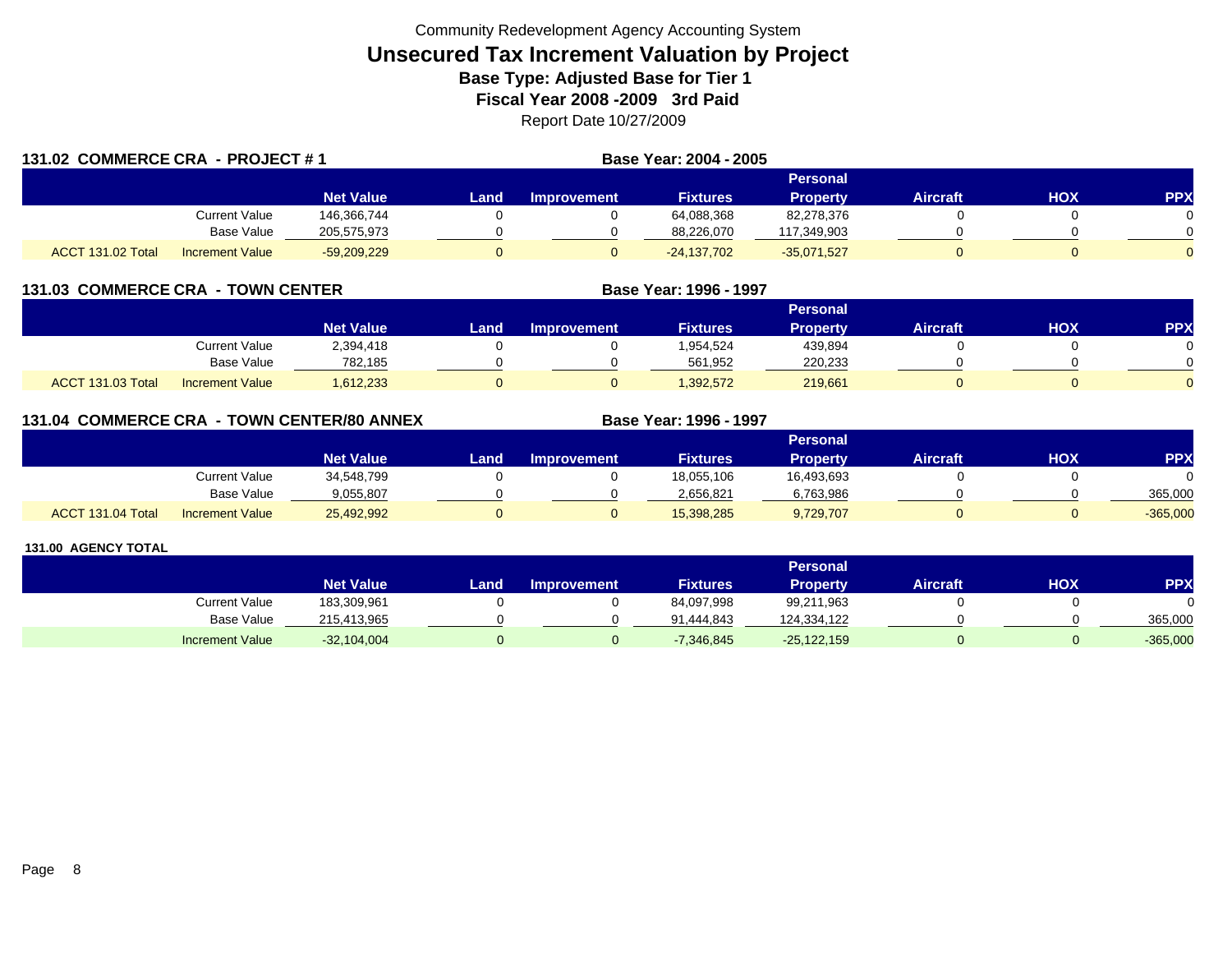Community Redevelopment Agency Accounting System

# Unsecured Tax Increment Valuation by Project

**Base Type: Adjusted Base for Tier 1**

**Fiscal Year 2008 -2009 3rd Paid**

Report Date 10/27/2009

### 131.02 COMMERCE CRA - PROJECT # 1

**Base Year: 2004 - 2005**

| | | Net Value | Land | Improvement | Fixtures | Personal Property | Aircraft | HOX | PPX |
|---|---|---|---|---|---|---|---|---|---|
| | Current Value | 146,366,744 | 0 | 0 | 64,088,368 | 82,278,376 | 0 | 0 | 0 |
| | Base Value | 205,575,973 | 0 | 0 | 88,226,070 | 117,349,903 | 0 | 0 | 0 |
| ACCT 131.02 Total | Increment Value | -59,209,229 | 0 | 0 | -24,137,702 | -35,071,527 | 0 | 0 | 0 |

### 131.03 COMMERCE CRA - TOWN CENTER

**Base Year: 1996 - 1997**

| | | Net Value | Land | Improvement | Fixtures | Personal Property | Aircraft | HOX | PPX |
|---|---|---|---|---|---|---|---|---|---|
| | Current Value | 2,394,418 | 0 | 0 | 1,954,524 | 439,894 | 0 | 0 | 0 |
| | Base Value | 782,185 | 0 | 0 | 561,952 | 220,233 | 0 | 0 | 0 |
| ACCT 131.03 Total | Increment Value | 1,612,233 | 0 | 0 | 1,392,572 | 219,661 | 0 | 0 | 0 |

### 131.04 COMMERCE CRA - TOWN CENTER/80 ANNEX

**Base Year: 1996 - 1997**

| | | Net Value | Land | Improvement | Fixtures | Personal Property | Aircraft | HOX | PPX |
|---|---|---|---|---|---|---|---|---|---|
| | Current Value | 34,548,799 | 0 | 0 | 18,055,106 | 16,493,693 | 0 | 0 | 0 |
| | Base Value | 9,055,807 | 0 | 0 | 2,656,821 | 6,763,986 | 0 | 0 | 365,000 |
| ACCT 131.04 Total | Increment Value | 25,492,992 | 0 | 0 | 15,398,285 | 9,729,707 | 0 | 0 | -365,000 |

### 131.00 AGENCY TOTAL

| | | Net Value | Land | Improvement | Fixtures | Personal Property | Aircraft | HOX | PPX |
|---|---|---|---|---|---|---|---|---|---|
| | Current Value | 183,309,961 | 0 | 0 | 84,097,998 | 99,211,963 | 0 | 0 | 0 |
| | Base Value | 215,413,965 | 0 | 0 | 91,444,843 | 124,334,122 | 0 | 0 | 365,000 |
| | Increment Value | -32,104,004 | 0 | 0 | -7,346,845 | -25,122,159 | 0 | 0 | -365,000 |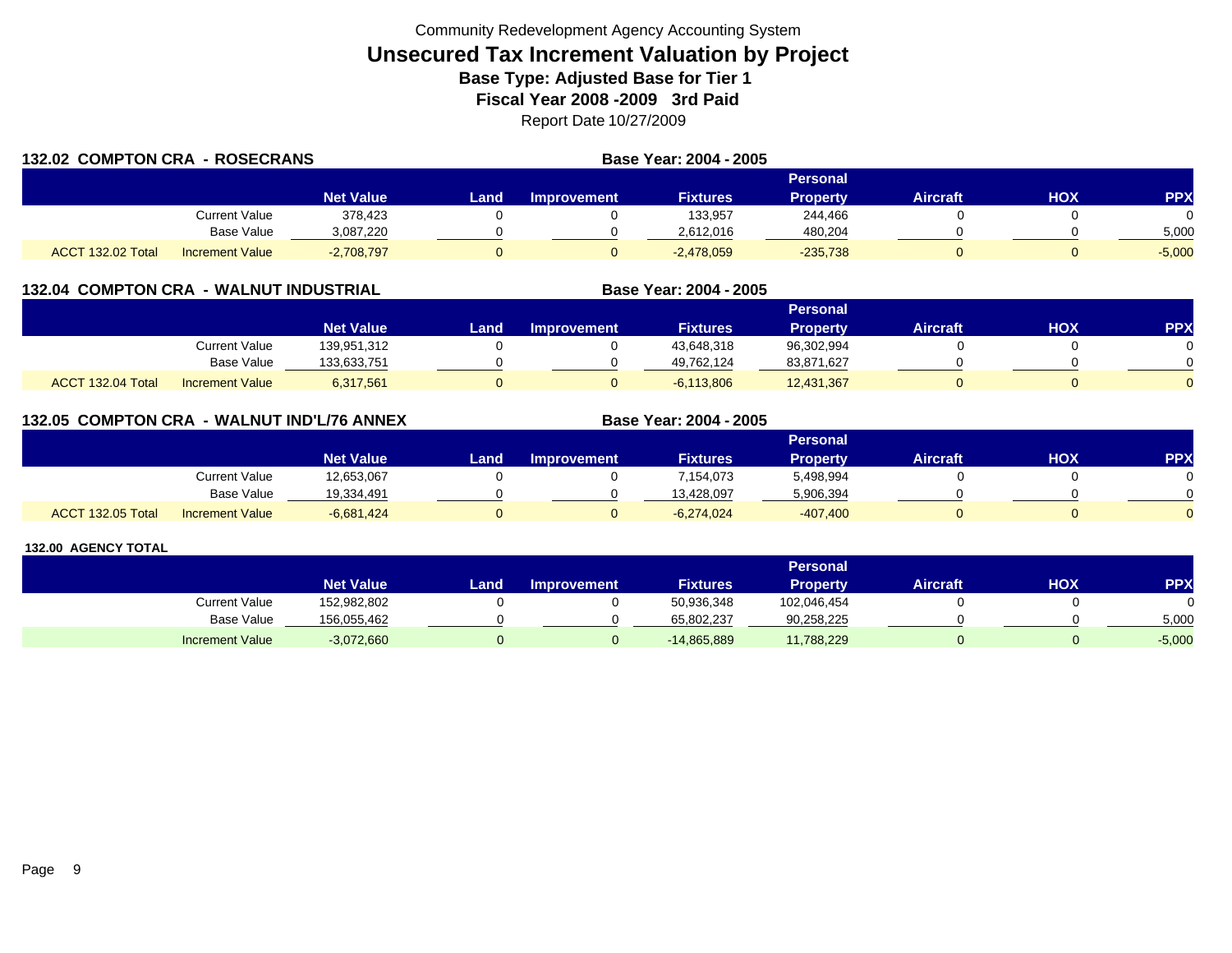Community Redevelopment Agency Accounting System

# Unsecured Tax Increment Valuation by Project

## Base Type: Adjusted Base for Tier 1

## Fiscal Year 2008 -2009 3rd Paid

Report Date 10/27/2009

### 132.02 COMPTON CRA - ROSECRANS

**Base Year: 2004 - 2005**

| | | Net Value | Land | Improvement | Fixtures | Personal Property | Aircraft | HOX | PPX |
|---|---|---|---|---|---|---|---|---|---|
| | Current Value | 378,423 | 0 | 0 | 133,957 | 244,466 | 0 | 0 | 0 |
| | Base Value | 3,087,220 | 0 | 0 | 2,612,016 | 480,204 | 0 | 0 | 5,000 |
| ACCT 132.02 Total | Increment Value | -2,708,797 | 0 | 0 | -2,478,059 | -235,738 | 0 | 0 | -5,000 |

### 132.04 COMPTON CRA - WALNUT INDUSTRIAL

**Base Year: 2004 - 2005**

| | | Net Value | Land | Improvement | Fixtures | Personal Property | Aircraft | HOX | PPX |
|---|---|---|---|---|---|---|---|---|---|
| | Current Value | 139,951,312 | 0 | 0 | 43,648,318 | 96,302,994 | 0 | 0 | 0 |
| | Base Value | 133,633,751 | 0 | 0 | 49,762,124 | 83,871,627 | 0 | 0 | 0 |
| ACCT 132.04 Total | Increment Value | 6,317,561 | 0 | 0 | -6,113,806 | 12,431,367 | 0 | 0 | 0 |

### 132.05 COMPTON CRA - WALNUT IND'L/76 ANNEX

**Base Year: 2004 - 2005**

| | | Net Value | Land | Improvement | Fixtures | Personal Property | Aircraft | HOX | PPX |
|---|---|---|---|---|---|---|---|---|---|
| | Current Value | 12,653,067 | 0 | 0 | 7,154,073 | 5,498,994 | 0 | 0 | 0 |
| | Base Value | 19,334,491 | 0 | 0 | 13,428,097 | 5,906,394 | 0 | 0 | 0 |
| ACCT 132.05 Total | Increment Value | -6,681,424 | 0 | 0 | -6,274,024 | -407,400 | 0 | 0 | 0 |

### 132.00 AGENCY TOTAL

| | Net Value | Land | Improvement | Fixtures | Personal Property | Aircraft | HOX | PPX |
|---|---|---|---|---|---|---|---|---|
| Current Value | 152,982,802 | 0 | 0 | 50,936,348 | 102,046,454 | 0 | 0 | 0 |
| Base Value | 156,055,462 | 0 | 0 | 65,802,237 | 90,258,225 | 0 | 0 | 5,000 |
| Increment Value | -3,072,660 | 0 | 0 | -14,865,889 | 11,788,229 | 0 | 0 | -5,000 |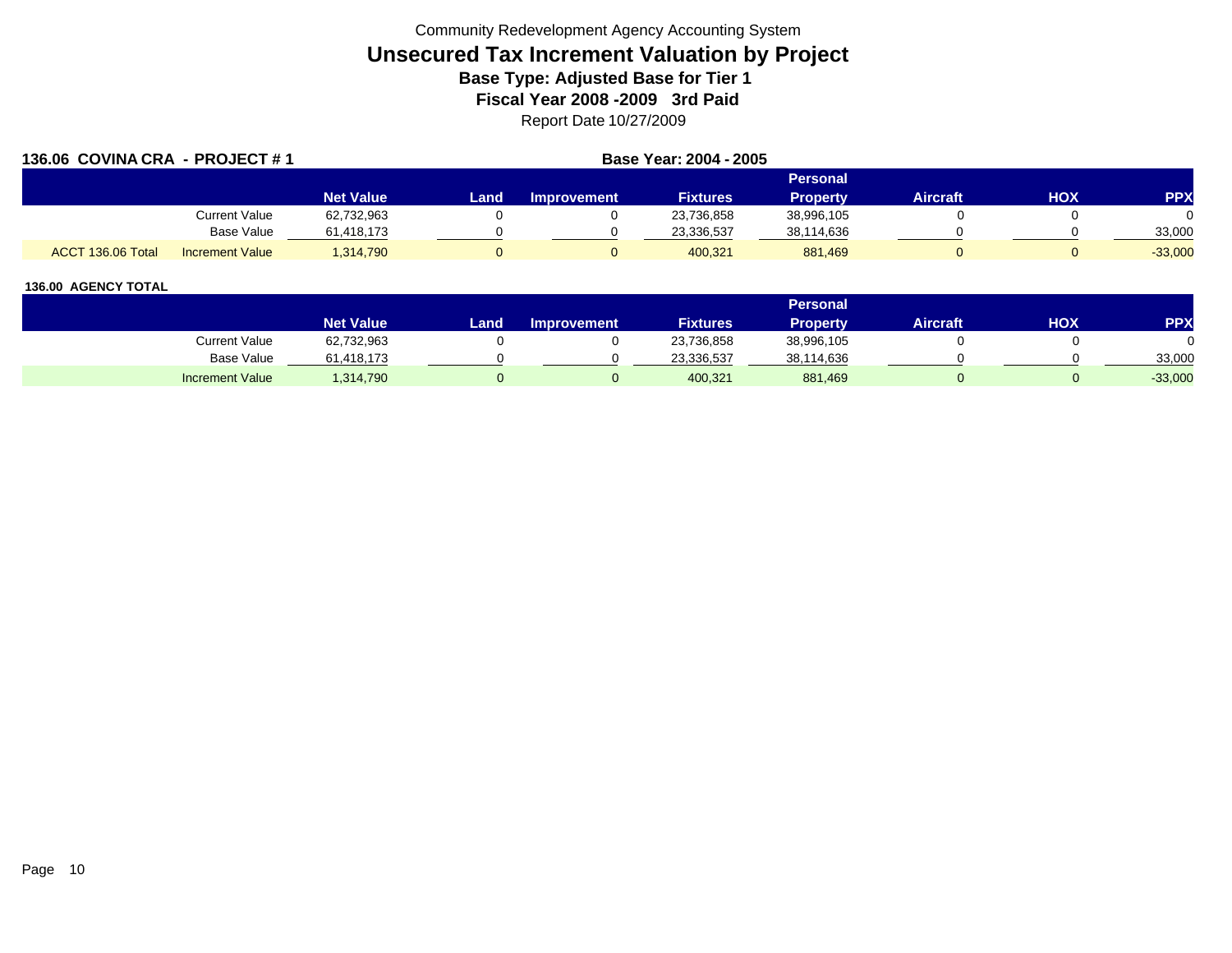Community Redevelopment Agency Accounting System

# Unsecured Tax Increment Valuation by Project

**Base Type: Adjusted Base for Tier 1**

**Fiscal Year 2008 -2009 3rd Paid**

Report Date 10/27/2009

**136.06 COVINA CRA - PROJECT # 1** **Base Year: 2004 - 2005**

| | | Net Value | Land | Improvement | Fixtures | Personal Property | Aircraft | HOX | PPX |
|---|---|---|---|---|---|---|---|---|---|
| | Current Value | 62,732,963 | 0 | 0 | 23,736,858 | 38,996,105 | 0 | 0 | 0 |
| | Base Value | 61,418,173 | 0 | 0 | 23,336,537 | 38,114,636 | 0 | 0 | 33,000 |
| ACCT 136.06 Total | Increment Value | 1,314,790 | 0 | 0 | 400,321 | 881,469 | 0 | 0 | -33,000 |

**136.00 AGENCY TOTAL**

| | Net Value | Land | Improvement | Fixtures | Personal Property | Aircraft | HOX | PPX |
|---|---|---|---|---|---|---|---|---|
| Current Value | 62,732,963 | 0 | 0 | 23,736,858 | 38,996,105 | 0 | 0 | 0 |
| Base Value | 61,418,173 | 0 | 0 | 23,336,537 | 38,114,636 | 0 | 0 | 33,000 |
| Increment Value | 1,314,790 | 0 | 0 | 400,321 | 881,469 | 0 | 0 | -33,000 |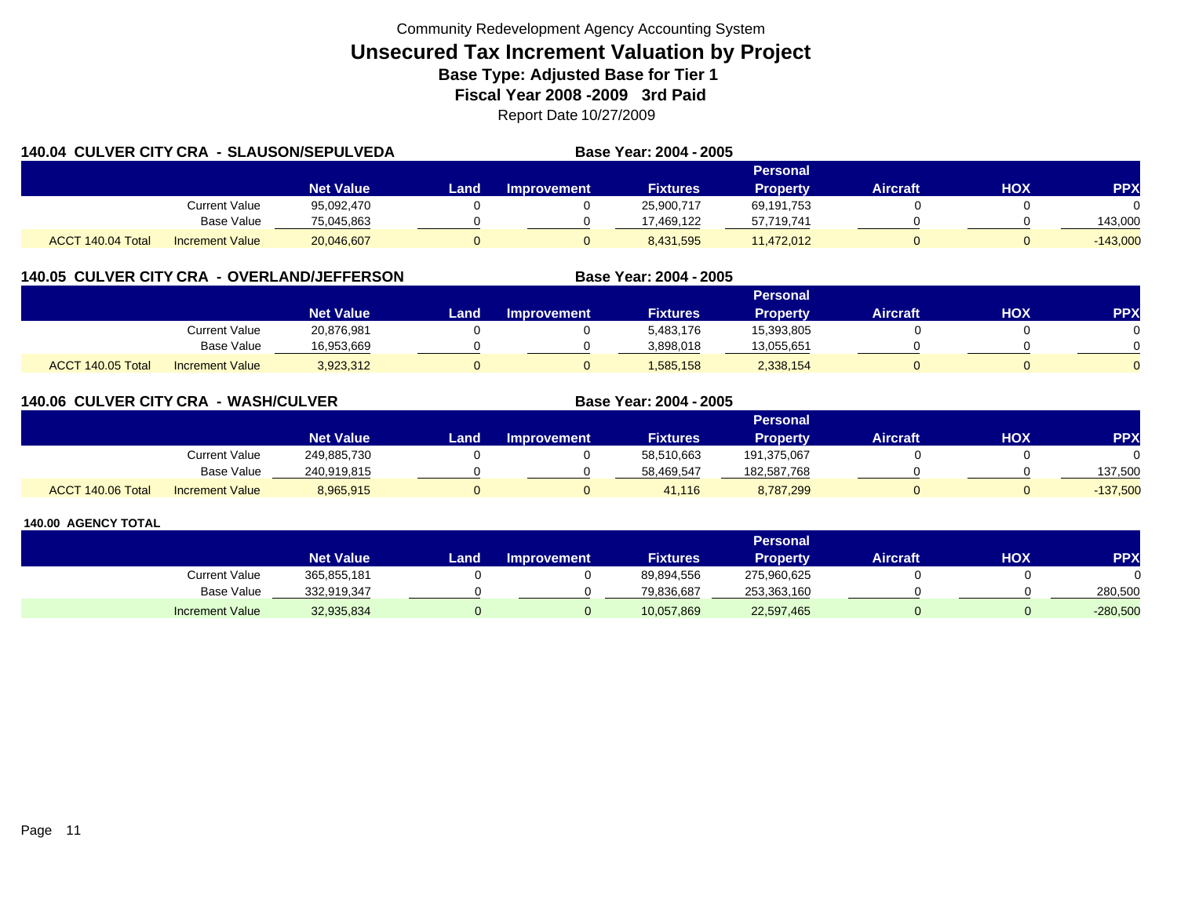Community Redevelopment Agency Accounting System

# Unsecured Tax Increment Valuation by Project

**Base Type: Adjusted Base for Tier 1**

**Fiscal Year 2008 -2009 3rd Paid**

Report Date 10/27/2009

## 140.04 CULVER CITY CRA - SLAUSON/SEPULVEDA

**Base Year: 2004 - 2005**

| | | Net Value | Land | Improvement | Fixtures | Personal Property | Aircraft | HOX | PPX |
|---|---|---|---|---|---|---|---|---|---|
| | Current Value | 95,092,470 | 0 | 0 | 25,900,717 | 69,191,753 | 0 | 0 | 0 |
| | Base Value | 75,045,863 | 0 | 0 | 17,469,122 | 57,719,741 | 0 | 0 | 143,000 |
| ACCT 140.04 Total | Increment Value | 20,046,607 | 0 | 0 | 8,431,595 | 11,472,012 | 0 | 0 | -143,000 |

## 140.05 CULVER CITY CRA - OVERLAND/JEFFERSON

**Base Year: 2004 - 2005**

| | | Net Value | Land | Improvement | Fixtures | Personal Property | Aircraft | HOX | PPX |
|---|---|---|---|---|---|---|---|---|---|
| | Current Value | 20,876,981 | 0 | 0 | 5,483,176 | 15,393,805 | 0 | 0 | 0 |
| | Base Value | 16,953,669 | 0 | 0 | 3,898,018 | 13,055,651 | 0 | 0 | 0 |
| ACCT 140.05 Total | Increment Value | 3,923,312 | 0 | 0 | 1,585,158 | 2,338,154 | 0 | 0 | 0 |

## 140.06 CULVER CITY CRA - WASH/CULVER

**Base Year: 2004 - 2005**

| | | Net Value | Land | Improvement | Fixtures | Personal Property | Aircraft | HOX | PPX |
|---|---|---|---|---|---|---|---|---|---|
| | Current Value | 249,885,730 | 0 | 0 | 58,510,663 | 191,375,067 | 0 | 0 | 0 |
| | Base Value | 240,919,815 | 0 | 0 | 58,469,547 | 182,587,768 | 0 | 0 | 137,500 |
| ACCT 140.06 Total | Increment Value | 8,965,915 | 0 | 0 | 41,116 | 8,787,299 | 0 | 0 | -137,500 |

## 140.00 AGENCY TOTAL

| | Net Value | Land | Improvement | Fixtures | Personal Property | Aircraft | HOX | PPX |
|---|---|---|---|---|---|---|---|---|
| Current Value | 365,855,181 | 0 | 0 | 89,894,556 | 275,960,625 | 0 | 0 | 0 |
| Base Value | 332,919,347 | 0 | 0 | 79,836,687 | 253,363,160 | 0 | 0 | 280,500 |
| Increment Value | 32,935,834 | 0 | 0 | 10,057,869 | 22,597,465 | 0 | 0 | -280,500 |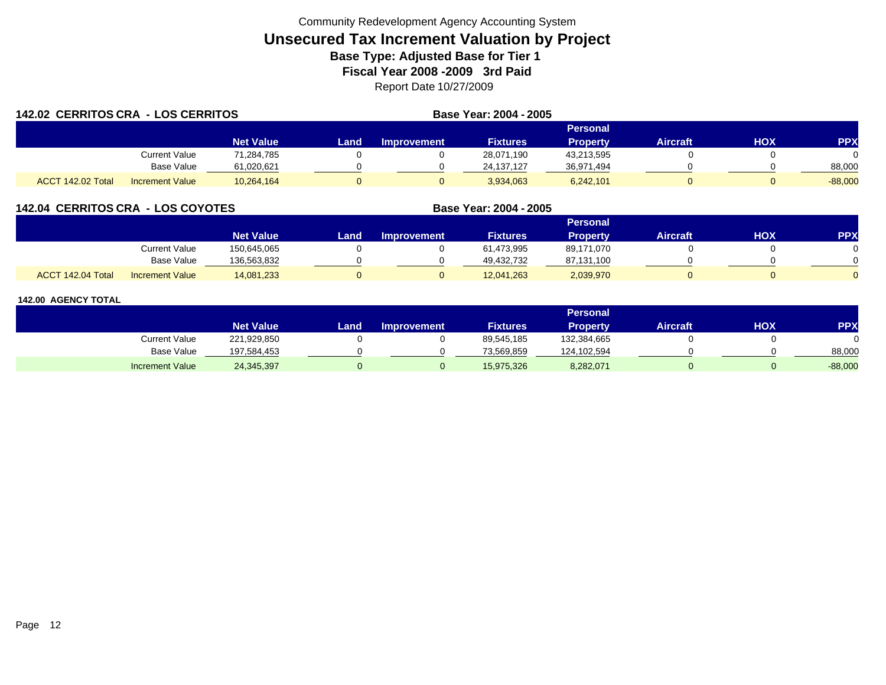Community Redevelopment Agency Accounting System

# Unsecured Tax Increment Valuation by Project

**Base Type: Adjusted Base for Tier 1**

**Fiscal Year 2008 -2009 3rd Paid**

Report Date 10/27/2009

## 142.02 CERRITOS CRA - LOS CERRITOS

**Base Year: 2004 - 2005**

| | | Net Value | Land | Improvement | Fixtures | Personal Property | Aircraft | HOX | PPX |
|---|---|---|---|---|---|---|---|---|---|
| | Current Value | 71,284,785 | 0 | 0 | 28,071,190 | 43,213,595 | 0 | 0 | 0 |
| | Base Value | 61,020,621 | 0 | 0 | 24,137,127 | 36,971,494 | 0 | 0 | 88,000 |
| ACCT 142.02 Total | Increment Value | 10,264,164 | 0 | 0 | 3,934,063 | 6,242,101 | 0 | 0 | -88,000 |

## 142.04 CERRITOS CRA - LOS COYOTES

**Base Year: 2004 - 2005**

| | | Net Value | Land | Improvement | Fixtures | Personal Property | Aircraft | HOX | PPX |
|---|---|---|---|---|---|---|---|---|---|
| | Current Value | 150,645,065 | 0 | 0 | 61,473,995 | 89,171,070 | 0 | 0 | 0 |
| | Base Value | 136,563,832 | 0 | 0 | 49,432,732 | 87,131,100 | 0 | 0 | 0 |
| ACCT 142.04 Total | Increment Value | 14,081,233 | 0 | 0 | 12,041,263 | 2,039,970 | 0 | 0 | 0 |

## 142.00 AGENCY TOTAL

| | | Net Value | Land | Improvement | Fixtures | Personal Property | Aircraft | HOX | PPX |
|---|---|---|---|---|---|---|---|---|---|
| | Current Value | 221,929,850 | 0 | 0 | 89,545,185 | 132,384,665 | 0 | 0 | 0 |
| | Base Value | 197,584,453 | 0 | 0 | 73,569,859 | 124,102,594 | 0 | 0 | 88,000 |
| | Increment Value | 24,345,397 | 0 | 0 | 15,975,326 | 8,282,071 | 0 | 0 | -88,000 |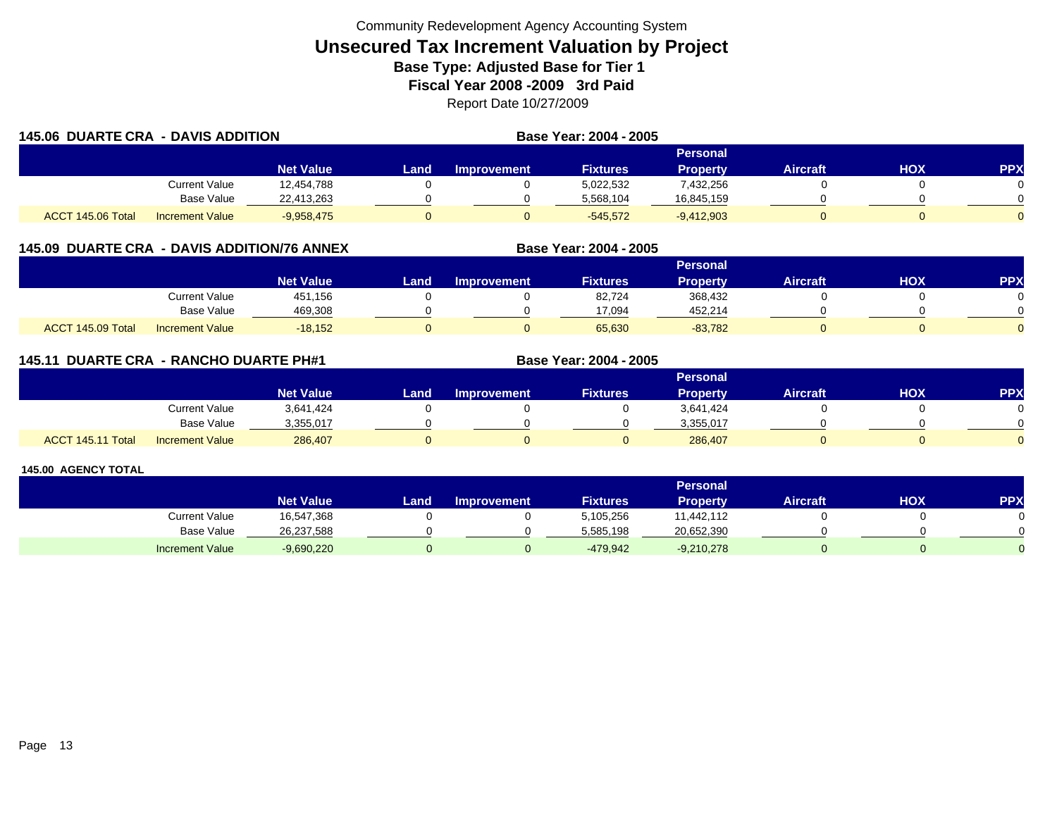Community Redevelopment Agency Accounting System

# Unsecured Tax Increment Valuation by Project

**Base Type: Adjusted Base for Tier 1**

**Fiscal Year 2008 -2009 3rd Paid**

Report Date 10/27/2009

## 145.06 DUARTE CRA - DAVIS ADDITION

**Base Year: 2004 - 2005**

| | | Net Value | Land | Improvement | Fixtures | Personal Property | Aircraft | HOX | PPX |
|---|---|---|---|---|---|---|---|---|---|
| | Current Value | 12,454,788 | 0 | 0 | 5,022,532 | 7,432,256 | 0 | 0 | 0 |
| | Base Value | 22,413,263 | 0 | 0 | 5,568,104 | 16,845,159 | 0 | 0 | 0 |
| ACCT 145.06 Total | Increment Value | -9,958,475 | 0 | 0 | -545,572 | -9,412,903 | 0 | 0 | 0 |

## 145.09 DUARTE CRA - DAVIS ADDITION/76 ANNEX

**Base Year: 2004 - 2005**

| | | Net Value | Land | Improvement | Fixtures | Personal Property | Aircraft | HOX | PPX |
|---|---|---|---|---|---|---|---|---|---|
| | Current Value | 451,156 | 0 | 0 | 82,724 | 368,432 | 0 | 0 | 0 |
| | Base Value | 469,308 | 0 | 0 | 17,094 | 452,214 | 0 | 0 | 0 |
| ACCT 145.09 Total | Increment Value | -18,152 | 0 | 0 | 65,630 | -83,782 | 0 | 0 | 0 |

## 145.11 DUARTE CRA - RANCHO DUARTE PH#1

**Base Year: 2004 - 2005**

| | | Net Value | Land | Improvement | Fixtures | Personal Property | Aircraft | HOX | PPX |
|---|---|---|---|---|---|---|---|---|---|
| | Current Value | 3,641,424 | 0 | 0 | 0 | 3,641,424 | 0 | 0 | 0 |
| | Base Value | 3,355,017 | 0 | 0 | 0 | 3,355,017 | 0 | 0 | 0 |
| ACCT 145.11 Total | Increment Value | 286,407 | 0 | 0 | 0 | 286,407 | 0 | 0 | 0 |

## 145.00 AGENCY TOTAL

| | | Net Value | Land | Improvement | Fixtures | Personal Property | Aircraft | HOX | PPX |
|---|---|---|---|---|---|---|---|---|---|
| | Current Value | 16,547,368 | 0 | 0 | 5,105,256 | 11,442,112 | 0 | 0 | 0 |
| | Base Value | 26,237,588 | 0 | 0 | 5,585,198 | 20,652,390 | 0 | 0 | 0 |
| | Increment Value | -9,690,220 | 0 | 0 | -479,942 | -9,210,278 | 0 | 0 | 0 |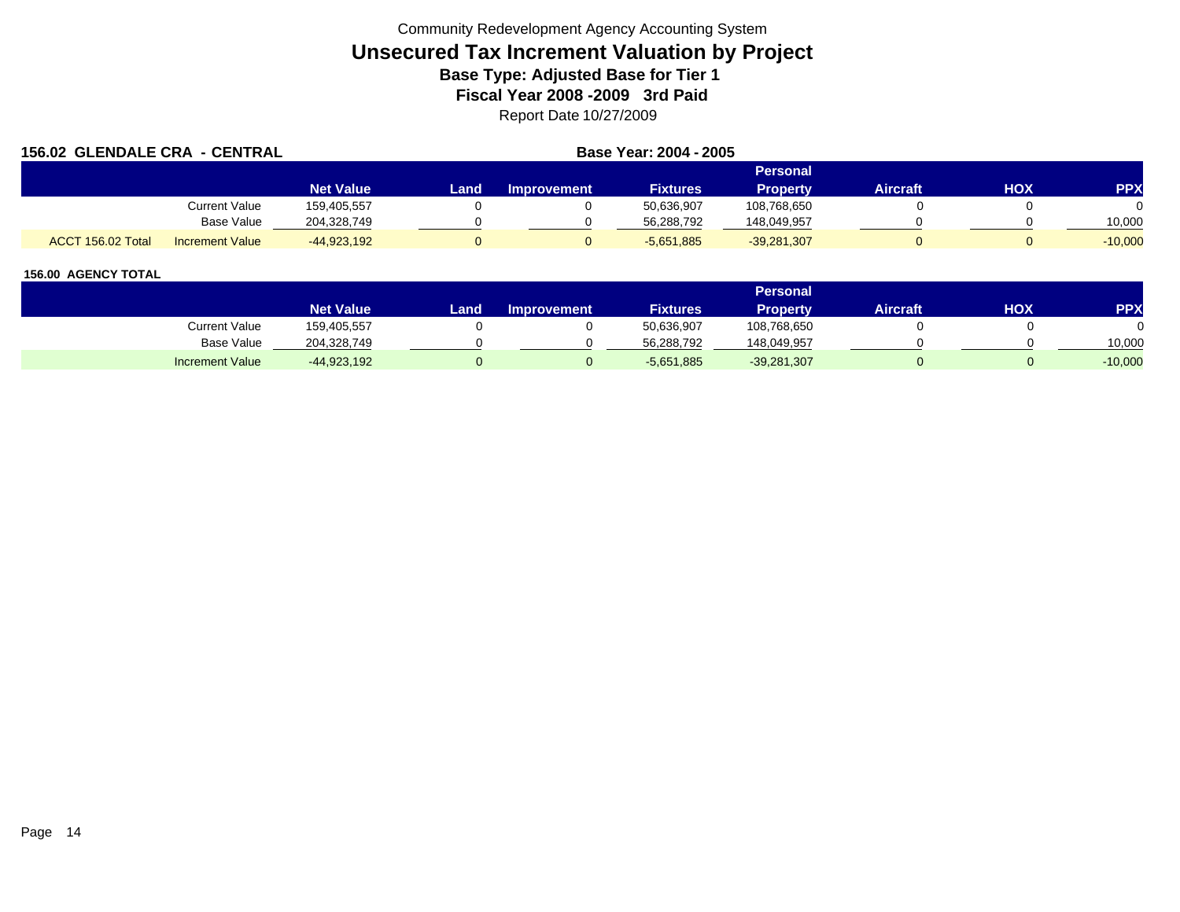Community Redevelopment Agency Accounting System

# Unsecured Tax Increment Valuation by Project

## Base Type: Adjusted Base for Tier 1

## Fiscal Year 2008 -2009 3rd Paid

Report Date 10/27/2009

**156.02 GLENDALE CRA - CENTRAL** **Base Year: 2004 - 2005**

| | | Net Value | Land | Improvement | Fixtures | Personal Property | Aircraft | HOX | PPX |
|---|---|---|---|---|---|---|---|---|---|
| | Current Value | 159,405,557 | 0 | 0 | 50,636,907 | 108,768,650 | 0 | 0 | 0 |
| | Base Value | 204,328,749 | 0 | 0 | 56,288,792 | 148,049,957 | 0 | 0 | 10,000 |
| ACCT 156.02 Total | Increment Value | -44,923,192 | 0 | 0 | -5,651,885 | -39,281,307 | 0 | 0 | -10,000 |

**156.00 AGENCY TOTAL**

| | Net Value | Land | Improvement | Fixtures | Personal Property | Aircraft | HOX | PPX |
|---|---|---|---|---|---|---|---|---|
| Current Value | 159,405,557 | 0 | 0 | 50,636,907 | 108,768,650 | 0 | 0 | 0 |
| Base Value | 204,328,749 | 0 | 0 | 56,288,792 | 148,049,957 | 0 | 0 | 10,000 |
| Increment Value | -44,923,192 | 0 | 0 | -5,651,885 | -39,281,307 | 0 | 0 | -10,000 |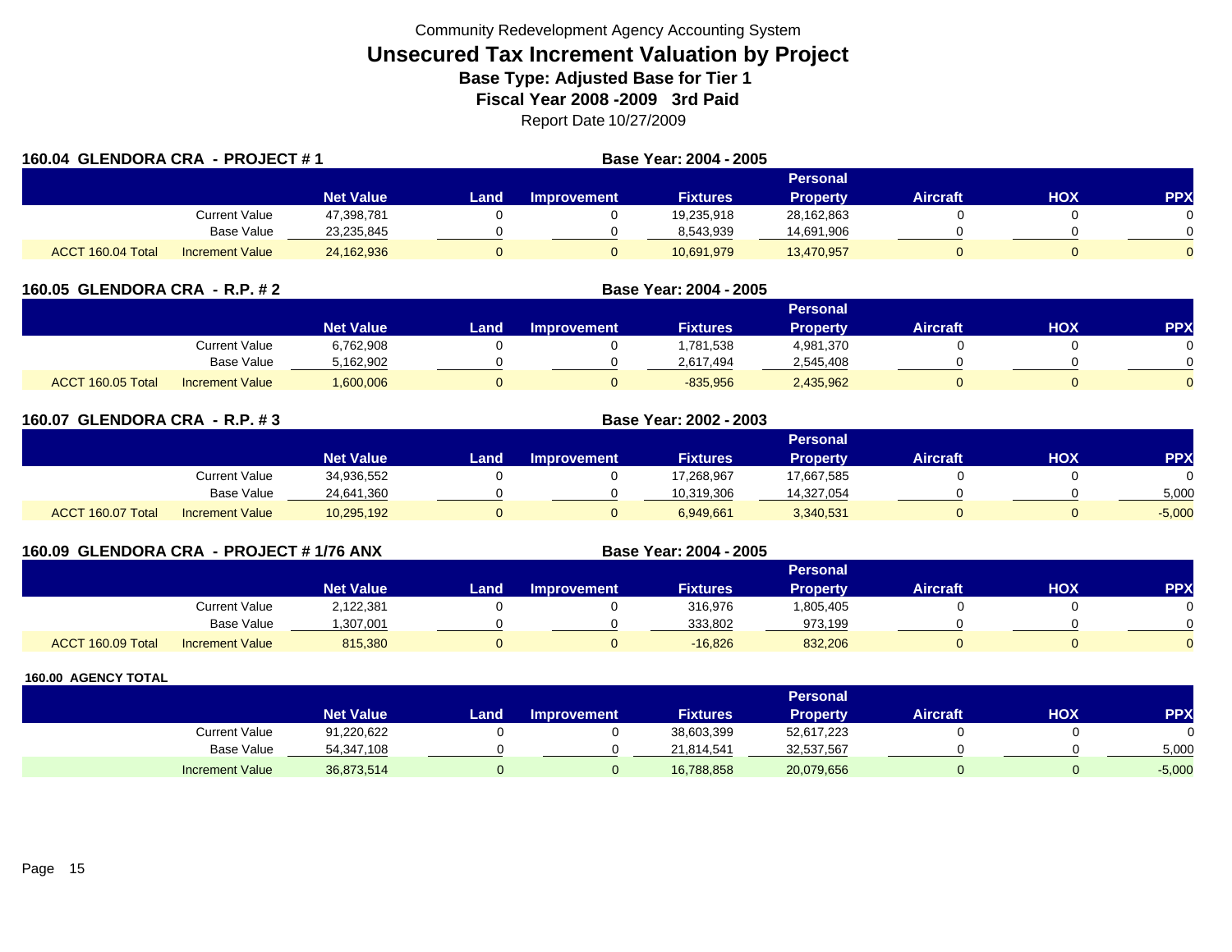Community Redevelopment Agency Accounting System

# Unsecured Tax Increment Valuation by Project

### Base Type: Adjusted Base for Tier 1

### Fiscal Year 2008 -2009 3rd Paid

Report Date 10/27/2009

**160.04 GLENDORA CRA - PROJECT # 1** — **Base Year: 2004 - 2005**

| | | Net Value | Land | Improvement | Fixtures | Personal Property | Aircraft | HOX | PPX |
|---|---|---|---|---|---|---|---|---|---|
| | Current Value | 47,398,781 | 0 | 0 | 19,235,918 | 28,162,863 | 0 | 0 | 0 |
| | Base Value | 23,235,845 | 0 | 0 | 8,543,939 | 14,691,906 | 0 | 0 | 0 |
| ACCT 160.04 Total | Increment Value | 24,162,936 | 0 | 0 | 10,691,979 | 13,470,957 | 0 | 0 | 0 |

**160.05 GLENDORA CRA - R.P. # 2** — **Base Year: 2004 - 2005**

| | | Net Value | Land | Improvement | Fixtures | Personal Property | Aircraft | HOX | PPX |
|---|---|---|---|---|---|---|---|---|---|
| | Current Value | 6,762,908 | 0 | 0 | 1,781,538 | 4,981,370 | 0 | 0 | 0 |
| | Base Value | 5,162,902 | 0 | 0 | 2,617,494 | 2,545,408 | 0 | 0 | 0 |
| ACCT 160.05 Total | Increment Value | 1,600,006 | 0 | 0 | -835,956 | 2,435,962 | 0 | 0 | 0 |

**160.07 GLENDORA CRA - R.P. # 3** — **Base Year: 2002 - 2003**

| | | Net Value | Land | Improvement | Fixtures | Personal Property | Aircraft | HOX | PPX |
|---|---|---|---|---|---|---|---|---|---|
| | Current Value | 34,936,552 | 0 | 0 | 17,268,967 | 17,667,585 | 0 | 0 | 0 |
| | Base Value | 24,641,360 | 0 | 0 | 10,319,306 | 14,327,054 | 0 | 0 | 5,000 |
| ACCT 160.07 Total | Increment Value | 10,295,192 | 0 | 0 | 6,949,661 | 3,340,531 | 0 | 0 | -5,000 |

**160.09 GLENDORA CRA - PROJECT # 1/76 ANX** — **Base Year: 2004 - 2005**

| | | Net Value | Land | Improvement | Fixtures | Personal Property | Aircraft | HOX | PPX |
|---|---|---|---|---|---|---|---|---|---|
| | Current Value | 2,122,381 | 0 | 0 | 316,976 | 1,805,405 | 0 | 0 | 0 |
| | Base Value | 1,307,001 | 0 | 0 | 333,802 | 973,199 | 0 | 0 | 0 |
| ACCT 160.09 Total | Increment Value | 815,380 | 0 | 0 | -16,826 | 832,206 | 0 | 0 | 0 |

**160.00 AGENCY TOTAL**

| | Net Value | Land | Improvement | Fixtures | Personal Property | Aircraft | HOX | PPX |
|---|---|---|---|---|---|---|---|---|
| Current Value | 91,220,622 | 0 | 0 | 38,603,399 | 52,617,223 | 0 | 0 | 0 |
| Base Value | 54,347,108 | 0 | 0 | 21,814,541 | 32,537,567 | 0 | 0 | 5,000 |
| Increment Value | 36,873,514 | 0 | 0 | 16,788,858 | 20,079,656 | 0 | 0 | -5,000 |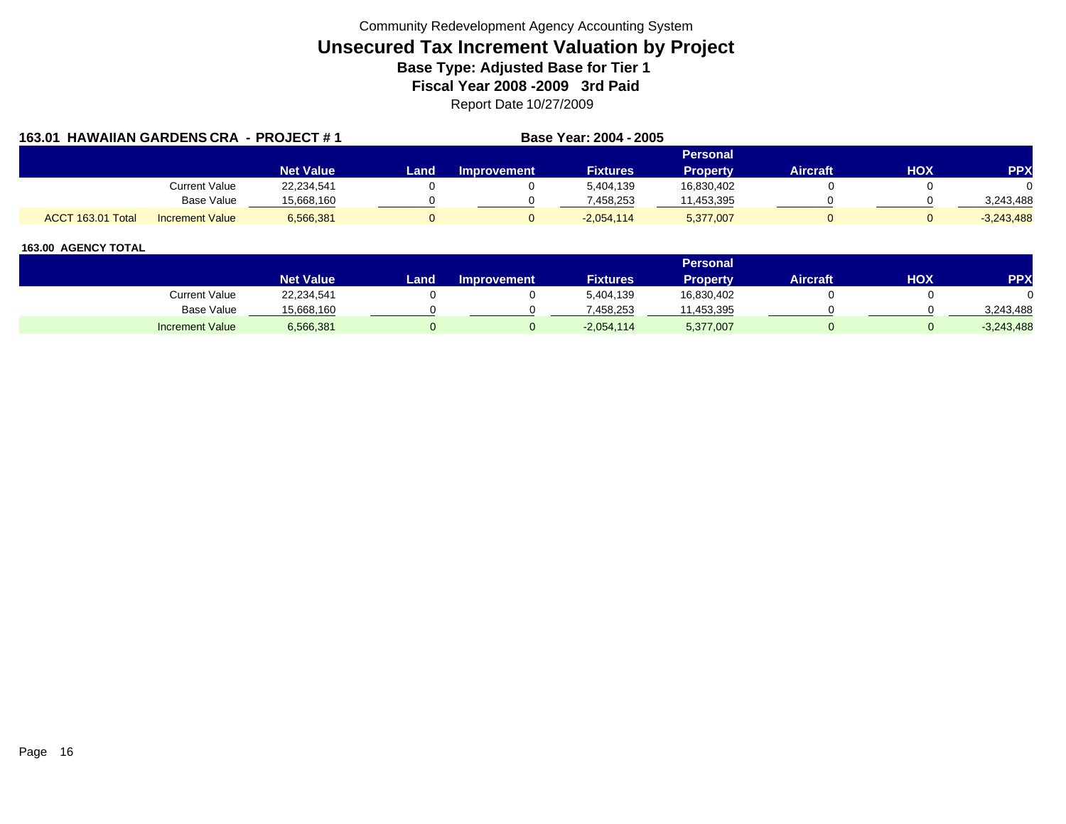Community Redevelopment Agency Accounting System

# Unsecured Tax Increment Valuation by Project

### Base Type: Adjusted Base for Tier 1

### Fiscal Year 2008 -2009 3rd Paid

Report Date 10/27/2009

**163.01 HAWAIIAN GARDENS CRA - PROJECT # 1** **Base Year: 2004 - 2005**

| | | Net Value | Land | Improvement | Fixtures | Personal Property | Aircraft | HOX | PPX |
|---|---|---|---|---|---|---|---|---|---|
| | Current Value | 22,234,541 | 0 | 0 | 5,404,139 | 16,830,402 | 0 | 0 | 0 |
| | Base Value | 15,668,160 | 0 | 0 | 7,458,253 | 11,453,395 | 0 | 0 | 3,243,488 |
| ACCT 163.01 Total | Increment Value | 6,566,381 | 0 | 0 | -2,054,114 | 5,377,007 | 0 | 0 | -3,243,488 |

**163.00 AGENCY TOTAL**

| | Net Value | Land | Improvement | Fixtures | Personal Property | Aircraft | HOX | PPX |
|---|---|---|---|---|---|---|---|---|
| Current Value | 22,234,541 | 0 | 0 | 5,404,139 | 16,830,402 | 0 | 0 | 0 |
| Base Value | 15,668,160 | 0 | 0 | 7,458,253 | 11,453,395 | 0 | 0 | 3,243,488 |
| Increment Value | 6,566,381 | 0 | 0 | -2,054,114 | 5,377,007 | 0 | 0 | -3,243,488 |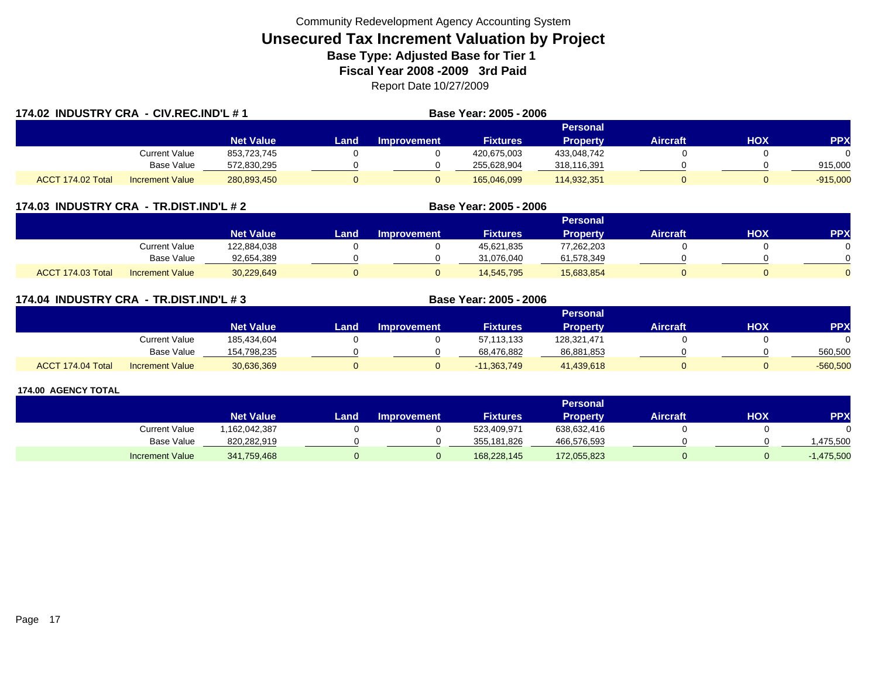Community Redevelopment Agency Accounting System

# Unsecured Tax Increment Valuation by Project

**Base Type: Adjusted Base for Tier 1**

**Fiscal Year 2008 -2009 3rd Paid**

Report Date 10/27/2009

## 174.02 INDUSTRY CRA - CIV.REC.IND'L # 1

**Base Year: 2005 - 2006**

| | | Net Value | Land | Improvement | Fixtures | Personal Property | Aircraft | HOX | PPX |
|---|---|---|---|---|---|---|---|---|---|
| | Current Value | 853,723,745 | 0 | 0 | 420,675,003 | 433,048,742 | 0 | 0 | 0 |
| | Base Value | 572,830,295 | 0 | 0 | 255,628,904 | 318,116,391 | 0 | 0 | 915,000 |
| ACCT 174.02 Total | Increment Value | 280,893,450 | 0 | 0 | 165,046,099 | 114,932,351 | 0 | 0 | -915,000 |

## 174.03 INDUSTRY CRA - TR.DIST.IND'L # 2

**Base Year: 2005 - 2006**

| | | Net Value | Land | Improvement | Fixtures | Personal Property | Aircraft | HOX | PPX |
|---|---|---|---|---|---|---|---|---|---|
| | Current Value | 122,884,038 | 0 | 0 | 45,621,835 | 77,262,203 | 0 | 0 | 0 |
| | Base Value | 92,654,389 | 0 | 0 | 31,076,040 | 61,578,349 | 0 | 0 | 0 |
| ACCT 174.03 Total | Increment Value | 30,229,649 | 0 | 0 | 14,545,795 | 15,683,854 | 0 | 0 | 0 |

## 174.04 INDUSTRY CRA - TR.DIST.IND'L # 3

**Base Year: 2005 - 2006**

| | | Net Value | Land | Improvement | Fixtures | Personal Property | Aircraft | HOX | PPX |
|---|---|---|---|---|---|---|---|---|---|
| | Current Value | 185,434,604 | 0 | 0 | 57,113,133 | 128,321,471 | 0 | 0 | 0 |
| | Base Value | 154,798,235 | 0 | 0 | 68,476,882 | 86,881,853 | 0 | 0 | 560,500 |
| ACCT 174.04 Total | Increment Value | 30,636,369 | 0 | 0 | -11,363,749 | 41,439,618 | 0 | 0 | -560,500 |

## 174.00 AGENCY TOTAL

| | Net Value | Land | Improvement | Fixtures | Personal Property | Aircraft | HOX | PPX |
|---|---|---|---|---|---|---|---|---|
| Current Value | 1,162,042,387 | 0 | 0 | 523,409,971 | 638,632,416 | 0 | 0 | 0 |
| Base Value | 820,282,919 | 0 | 0 | 355,181,826 | 466,576,593 | 0 | 0 | 1,475,500 |
| Increment Value | 341,759,468 | 0 | 0 | 168,228,145 | 172,055,823 | 0 | 0 | -1,475,500 |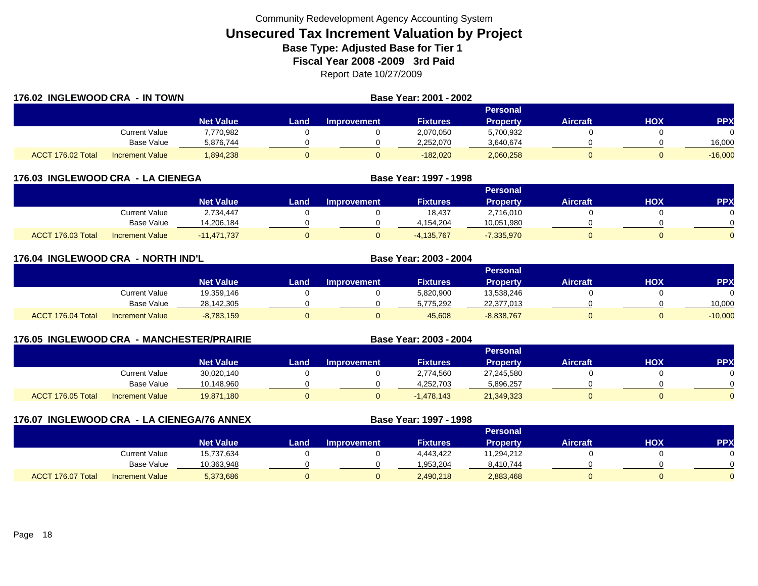Community Redevelopment Agency Accounting System

# Unsecured Tax Increment Valuation by Project

**Base Type: Adjusted Base for Tier 1**

**Fiscal Year 2008 -2009 3rd Paid**

Report Date 10/27/2009

## 176.02 INGLEWOOD CRA - IN TOWN

**Base Year: 2001 - 2002**

| | | Net Value | Land | Improvement | Fixtures | Personal Property | Aircraft | HOX | PPX |
|---|---|---|---|---|---|---|---|---|---|
| | Current Value | 7,770,982 | 0 | 0 | 2,070,050 | 5,700,932 | 0 | 0 | 0 |
| | Base Value | 5,876,744 | 0 | 0 | 2,252,070 | 3,640,674 | 0 | 0 | 16,000 |
| ACCT 176.02 Total | Increment Value | 1,894,238 | 0 | 0 | -182,020 | 2,060,258 | 0 | 0 | -16,000 |

## 176.03 INGLEWOOD CRA - LA CIENEGA

**Base Year: 1997 - 1998**

| | | Net Value | Land | Improvement | Fixtures | Personal Property | Aircraft | HOX | PPX |
|---|---|---|---|---|---|---|---|---|---|
| | Current Value | 2,734,447 | 0 | 0 | 18,437 | 2,716,010 | 0 | 0 | 0 |
| | Base Value | 14,206,184 | 0 | 0 | 4,154,204 | 10,051,980 | 0 | 0 | 0 |
| ACCT 176.03 Total | Increment Value | -11,471,737 | 0 | 0 | -4,135,767 | -7,335,970 | 0 | 0 | 0 |

## 176.04 INGLEWOOD CRA - NORTH IND'L

**Base Year: 2003 - 2004**

| | | Net Value | Land | Improvement | Fixtures | Personal Property | Aircraft | HOX | PPX |
|---|---|---|---|---|---|---|---|---|---|
| | Current Value | 19,359,146 | 0 | 0 | 5,820,900 | 13,538,246 | 0 | 0 | 0 |
| | Base Value | 28,142,305 | 0 | 0 | 5,775,292 | 22,377,013 | 0 | 0 | 10,000 |
| ACCT 176.04 Total | Increment Value | -8,783,159 | 0 | 0 | 45,608 | -8,838,767 | 0 | 0 | -10,000 |

## 176.05 INGLEWOOD CRA - MANCHESTER/PRAIRIE

**Base Year: 2003 - 2004**

| | | Net Value | Land | Improvement | Fixtures | Personal Property | Aircraft | HOX | PPX |
|---|---|---|---|---|---|---|---|---|---|
| | Current Value | 30,020,140 | 0 | 0 | 2,774,560 | 27,245,580 | 0 | 0 | 0 |
| | Base Value | 10,148,960 | 0 | 0 | 4,252,703 | 5,896,257 | 0 | 0 | 0 |
| ACCT 176.05 Total | Increment Value | 19,871,180 | 0 | 0 | -1,478,143 | 21,349,323 | 0 | 0 | 0 |

## 176.07 INGLEWOOD CRA - LA CIENEGA/76 ANNEX

**Base Year: 1997 - 1998**

| | | Net Value | Land | Improvement | Fixtures | Personal Property | Aircraft | HOX | PPX |
|---|---|---|---|---|---|---|---|---|---|
| | Current Value | 15,737,634 | 0 | 0 | 4,443,422 | 11,294,212 | 0 | 0 | 0 |
| | Base Value | 10,363,948 | 0 | 0 | 1,953,204 | 8,410,744 | 0 | 0 | 0 |
| ACCT 176.07 Total | Increment Value | 5,373,686 | 0 | 0 | 2,490,218 | 2,883,468 | 0 | 0 | 0 |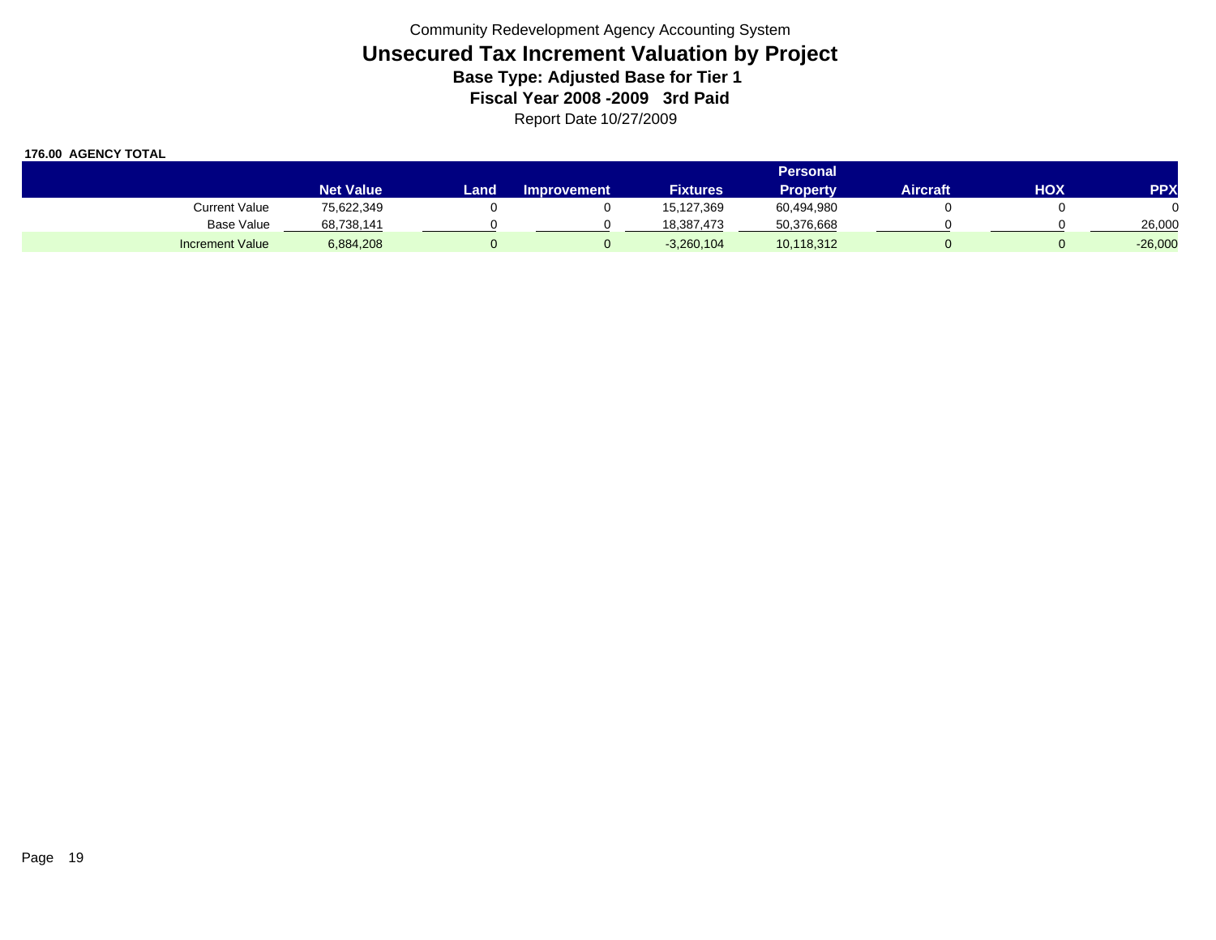Community Redevelopment Agency Accounting System

# Unsecured Tax Increment Valuation by Project

**Base Type: Adjusted Base for Tier 1**

**Fiscal Year 2008 -2009 3rd Paid**

Report Date 10/27/2009

**176.00 AGENCY TOTAL**

| | Net Value | Land | Improvement | Fixtures | Personal Property | Aircraft | HOX | PPX |
|---|---|---|---|---|---|---|---|---|
| Current Value | 75,622,349 | 0 | 0 | 15,127,369 | 60,494,980 | 0 | 0 | 0 |
| Base Value | 68,738,141 | 0 | 0 | 18,387,473 | 50,376,668 | 0 | 0 | 26,000 |
| Increment Value | 6,884,208 | 0 | 0 | -3,260,104 | 10,118,312 | 0 | 0 | -26,000 |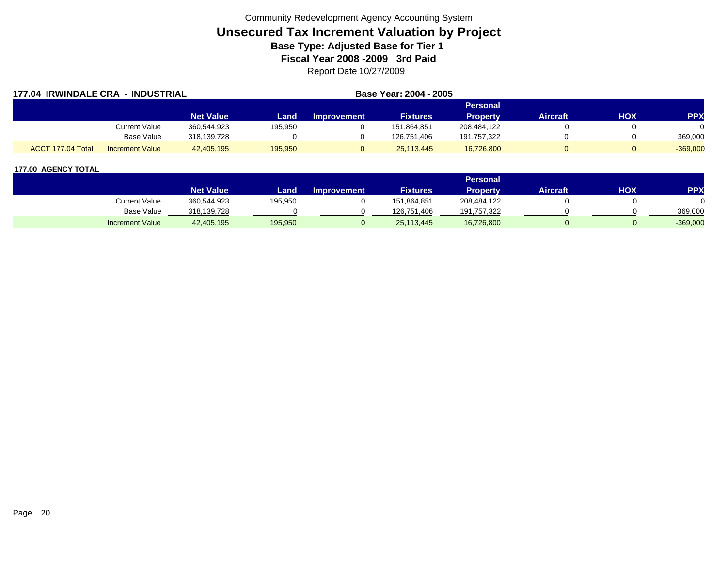Community Redevelopment Agency Accounting System

# Unsecured Tax Increment Valuation by Project

**Base Type: Adjusted Base for Tier 1**

**Fiscal Year 2008 -2009 3rd Paid**

Report Date 10/27/2009

**177.04 IRWINDALE CRA - INDUSTRIAL** | **Base Year: 2004 - 2005**

| | | Net Value | Land | Improvement | Fixtures | Personal Property | Aircraft | HOX | PPX |
|---|---|---|---|---|---|---|---|---|---|
| | Current Value | 360,544,923 | 195,950 | 0 | 151,864,851 | 208,484,122 | 0 | 0 | 0 |
| | Base Value | 318,139,728 | 0 | 0 | 126,751,406 | 191,757,322 | 0 | 0 | 369,000 |
| ACCT 177.04 Total | Increment Value | 42,405,195 | 195,950 | 0 | 25,113,445 | 16,726,800 | 0 | 0 | -369,000 |

**177.00 AGENCY TOTAL**

| | | Net Value | Land | Improvement | Fixtures | Personal Property | Aircraft | HOX | PPX |
|---|---|---|---|---|---|---|---|---|---|
| | Current Value | 360,544,923 | 195,950 | 0 | 151,864,851 | 208,484,122 | 0 | 0 | 0 |
| | Base Value | 318,139,728 | 0 | 0 | 126,751,406 | 191,757,322 | 0 | 0 | 369,000 |
| | Increment Value | 42,405,195 | 195,950 | 0 | 25,113,445 | 16,726,800 | 0 | 0 | -369,000 |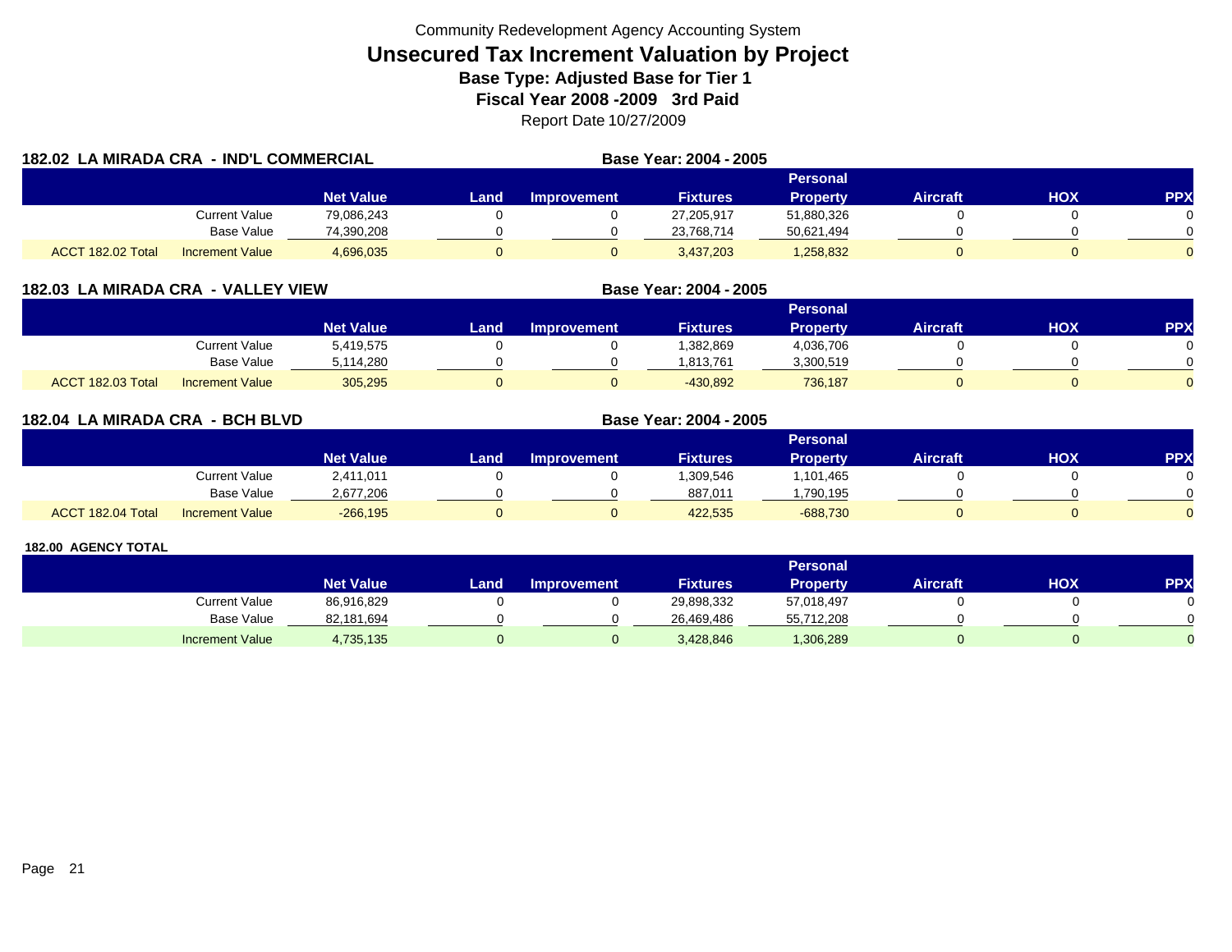Community Redevelopment Agency Accounting System

# Unsecured Tax Increment Valuation by Project

**Base Type: Adjusted Base for Tier 1**

**Fiscal Year 2008 -2009 3rd Paid**

Report Date 10/27/2009

## 182.02 LA MIRADA CRA - IND'L COMMERCIAL

**Base Year: 2004 - 2005**

| | | Net Value | Land | Improvement | Fixtures | Personal Property | Aircraft | HOX | PPX |
|---|---|---|---|---|---|---|---|---|---|
| | Current Value | 79,086,243 | 0 | 0 | 27,205,917 | 51,880,326 | 0 | 0 | 0 |
| | Base Value | 74,390,208 | 0 | 0 | 23,768,714 | 50,621,494 | 0 | 0 | 0 |
| ACCT 182.02 Total | Increment Value | 4,696,035 | 0 | 0 | 3,437,203 | 1,258,832 | 0 | 0 | 0 |

## 182.03 LA MIRADA CRA - VALLEY VIEW

**Base Year: 2004 - 2005**

| | | Net Value | Land | Improvement | Fixtures | Personal Property | Aircraft | HOX | PPX |
|---|---|---|---|---|---|---|---|---|---|
| | Current Value | 5,419,575 | 0 | 0 | 1,382,869 | 4,036,706 | 0 | 0 | 0 |
| | Base Value | 5,114,280 | 0 | 0 | 1,813,761 | 3,300,519 | 0 | 0 | 0 |
| ACCT 182.03 Total | Increment Value | 305,295 | 0 | 0 | -430,892 | 736,187 | 0 | 0 | 0 |

## 182.04 LA MIRADA CRA - BCH BLVD

**Base Year: 2004 - 2005**

| | | Net Value | Land | Improvement | Fixtures | Personal Property | Aircraft | HOX | PPX |
|---|---|---|---|---|---|---|---|---|---|
| | Current Value | 2,411,011 | 0 | 0 | 1,309,546 | 1,101,465 | 0 | 0 | 0 |
| | Base Value | 2,677,206 | 0 | 0 | 887,011 | 1,790,195 | 0 | 0 | 0 |
| ACCT 182.04 Total | Increment Value | -266,195 | 0 | 0 | 422,535 | -688,730 | 0 | 0 | 0 |

## 182.00 AGENCY TOTAL

| | Net Value | Land | Improvement | Fixtures | Personal Property | Aircraft | HOX | PPX |
|---|---|---|---|---|---|---|---|---|
| Current Value | 86,916,829 | 0 | 0 | 29,898,332 | 57,018,497 | 0 | 0 | 0 |
| Base Value | 82,181,694 | 0 | 0 | 26,469,486 | 55,712,208 | 0 | 0 | 0 |
| Increment Value | 4,735,135 | 0 | 0 | 3,428,846 | 1,306,289 | 0 | 0 | 0 |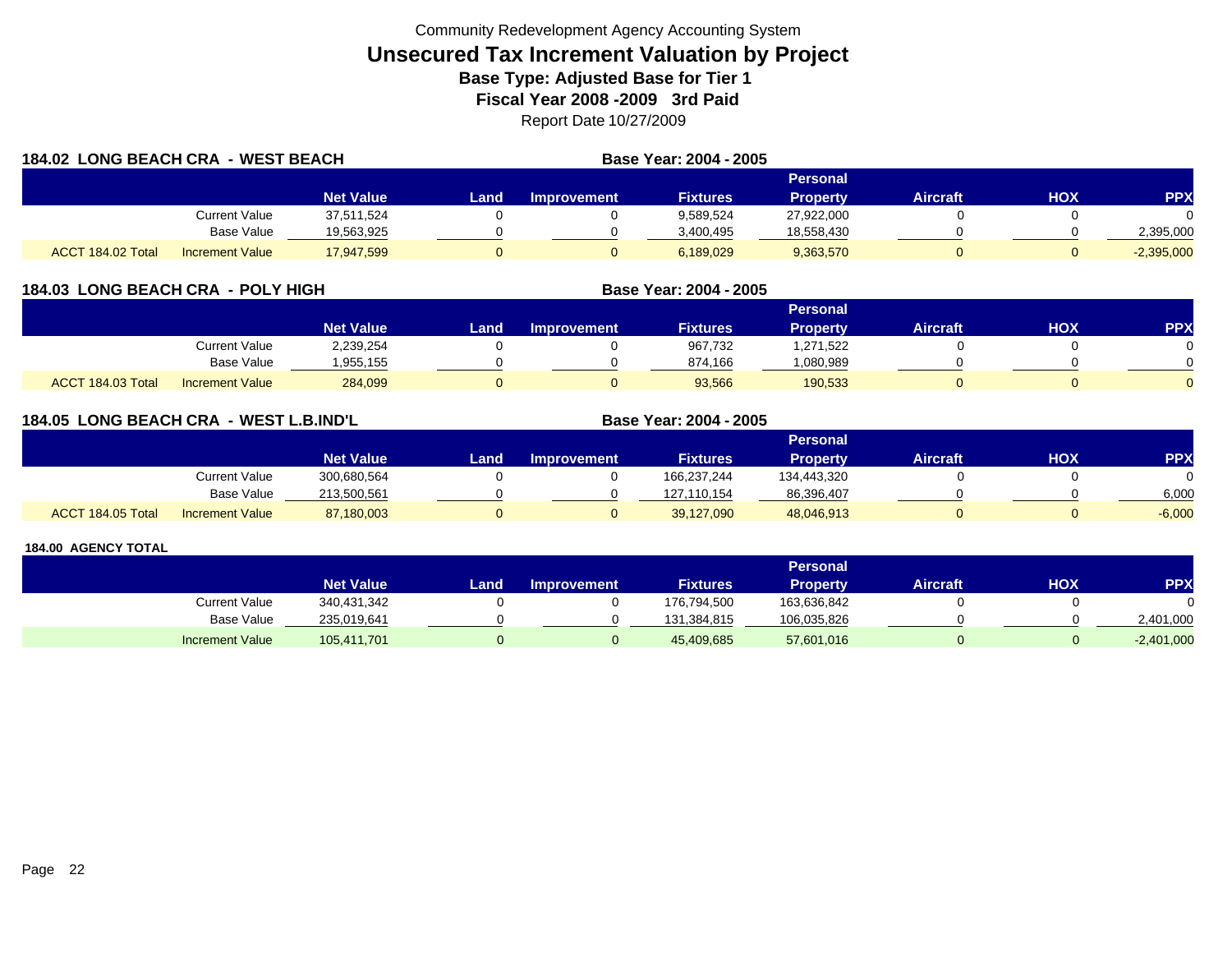Community Redevelopment Agency Accounting System

# Unsecured Tax Increment Valuation by Project

**Base Type: Adjusted Base for Tier 1**

**Fiscal Year 2008 -2009 3rd Paid**

Report Date 10/27/2009

## 184.02 LONG BEACH CRA - WEST BEACH

**Base Year: 2004 - 2005**

| | | Net Value | Land | Improvement | Fixtures | Personal Property | Aircraft | HOX | PPX |
|---|---|---|---|---|---|---|---|---|---|
| | Current Value | 37,511,524 | 0 | 0 | 9,589,524 | 27,922,000 | 0 | 0 | 0 |
| | Base Value | 19,563,925 | 0 | 0 | 3,400,495 | 18,558,430 | 0 | 0 | 2,395,000 |
| ACCT 184.02 Total | Increment Value | 17,947,599 | 0 | 0 | 6,189,029 | 9,363,570 | 0 | 0 | -2,395,000 |

## 184.03 LONG BEACH CRA - POLY HIGH

**Base Year: 2004 - 2005**

| | | Net Value | Land | Improvement | Fixtures | Personal Property | Aircraft | HOX | PPX |
|---|---|---|---|---|---|---|---|---|---|
| | Current Value | 2,239,254 | 0 | 0 | 967,732 | 1,271,522 | 0 | 0 | 0 |
| | Base Value | 1,955,155 | 0 | 0 | 874,166 | 1,080,989 | 0 | 0 | 0 |
| ACCT 184.03 Total | Increment Value | 284,099 | 0 | 0 | 93,566 | 190,533 | 0 | 0 | 0 |

## 184.05 LONG BEACH CRA - WEST L.B.IND'L

**Base Year: 2004 - 2005**

| | | Net Value | Land | Improvement | Fixtures | Personal Property | Aircraft | HOX | PPX |
|---|---|---|---|---|---|---|---|---|---|
| | Current Value | 300,680,564 | 0 | 0 | 166,237,244 | 134,443,320 | 0 | 0 | 0 |
| | Base Value | 213,500,561 | 0 | 0 | 127,110,154 | 86,396,407 | 0 | 0 | 6,000 |
| ACCT 184.05 Total | Increment Value | 87,180,003 | 0 | 0 | 39,127,090 | 48,046,913 | 0 | 0 | -6,000 |

## 184.00 AGENCY TOTAL

| | | Net Value | Land | Improvement | Fixtures | Personal Property | Aircraft | HOX | PPX |
|---|---|---|---|---|---|---|---|---|---|
| | Current Value | 340,431,342 | 0 | 0 | 176,794,500 | 163,636,842 | 0 | 0 | 0 |
| | Base Value | 235,019,641 | 0 | 0 | 131,384,815 | 106,035,826 | 0 | 0 | 2,401,000 |
| | Increment Value | 105,411,701 | 0 | 0 | 45,409,685 | 57,601,016 | 0 | 0 | -2,401,000 |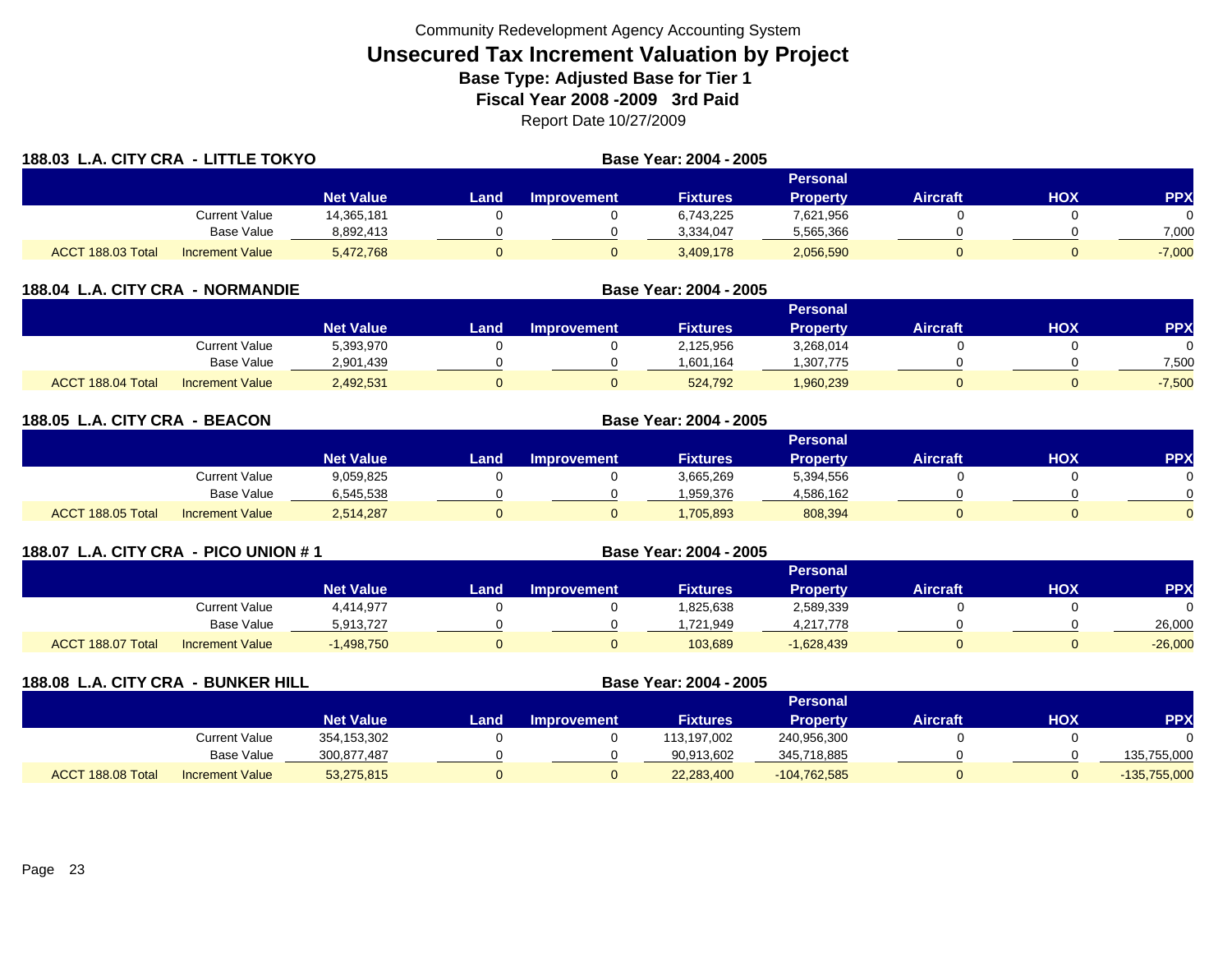Community Redevelopment Agency Accounting System

# Unsecured Tax Increment Valuation by Project

### Base Type: Adjusted Base for Tier 1

### Fiscal Year 2008 -2009 3rd Paid

Report Date 10/27/2009

## 188.03 L.A. CITY CRA - LITTLE TOKYO

Base Year: 2004 - 2005

| | | Net Value | Land | Improvement | Fixtures | Personal Property | Aircraft | HOX | PPX |
|---|---|---|---|---|---|---|---|---|---|
| | Current Value | 14,365,181 | 0 | 0 | 6,743,225 | 7,621,956 | 0 | 0 | 0 |
| | Base Value | 8,892,413 | 0 | 0 | 3,334,047 | 5,565,366 | 0 | 0 | 7,000 |
| ACCT 188.03 Total | Increment Value | 5,472,768 | 0 | 0 | 3,409,178 | 2,056,590 | 0 | 0 | -7,000 |

## 188.04 L.A. CITY CRA - NORMANDIE

Base Year: 2004 - 2005

| | | Net Value | Land | Improvement | Fixtures | Personal Property | Aircraft | HOX | PPX |
|---|---|---|---|---|---|---|---|---|---|
| | Current Value | 5,393,970 | 0 | 0 | 2,125,956 | 3,268,014 | 0 | 0 | 0 |
| | Base Value | 2,901,439 | 0 | 0 | 1,601,164 | 1,307,775 | 0 | 0 | 7,500 |
| ACCT 188.04 Total | Increment Value | 2,492,531 | 0 | 0 | 524,792 | 1,960,239 | 0 | 0 | -7,500 |

## 188.05 L.A. CITY CRA - BEACON

Base Year: 2004 - 2005

| | | Net Value | Land | Improvement | Fixtures | Personal Property | Aircraft | HOX | PPX |
|---|---|---|---|---|---|---|---|---|---|
| | Current Value | 9,059,825 | 0 | 0 | 3,665,269 | 5,394,556 | 0 | 0 | 0 |
| | Base Value | 6,545,538 | 0 | 0 | 1,959,376 | 4,586,162 | 0 | 0 | 0 |
| ACCT 188.05 Total | Increment Value | 2,514,287 | 0 | 0 | 1,705,893 | 808,394 | 0 | 0 | 0 |

## 188.07 L.A. CITY CRA - PICO UNION # 1

Base Year: 2004 - 2005

| | | Net Value | Land | Improvement | Fixtures | Personal Property | Aircraft | HOX | PPX |
|---|---|---|---|---|---|---|---|---|---|
| | Current Value | 4,414,977 | 0 | 0 | 1,825,638 | 2,589,339 | 0 | 0 | 0 |
| | Base Value | 5,913,727 | 0 | 0 | 1,721,949 | 4,217,778 | 0 | 0 | 26,000 |
| ACCT 188.07 Total | Increment Value | -1,498,750 | 0 | 0 | 103,689 | -1,628,439 | 0 | 0 | -26,000 |

## 188.08 L.A. CITY CRA - BUNKER HILL

Base Year: 2004 - 2005

| | | Net Value | Land | Improvement | Fixtures | Personal Property | Aircraft | HOX | PPX |
|---|---|---|---|---|---|---|---|---|---|
| | Current Value | 354,153,302 | 0 | 0 | 113,197,002 | 240,956,300 | 0 | 0 | 0 |
| | Base Value | 300,877,487 | 0 | 0 | 90,913,602 | 345,718,885 | 0 | 0 | 135,755,000 |
| ACCT 188.08 Total | Increment Value | 53,275,815 | 0 | 0 | 22,283,400 | -104,762,585 | 0 | 0 | -135,755,000 |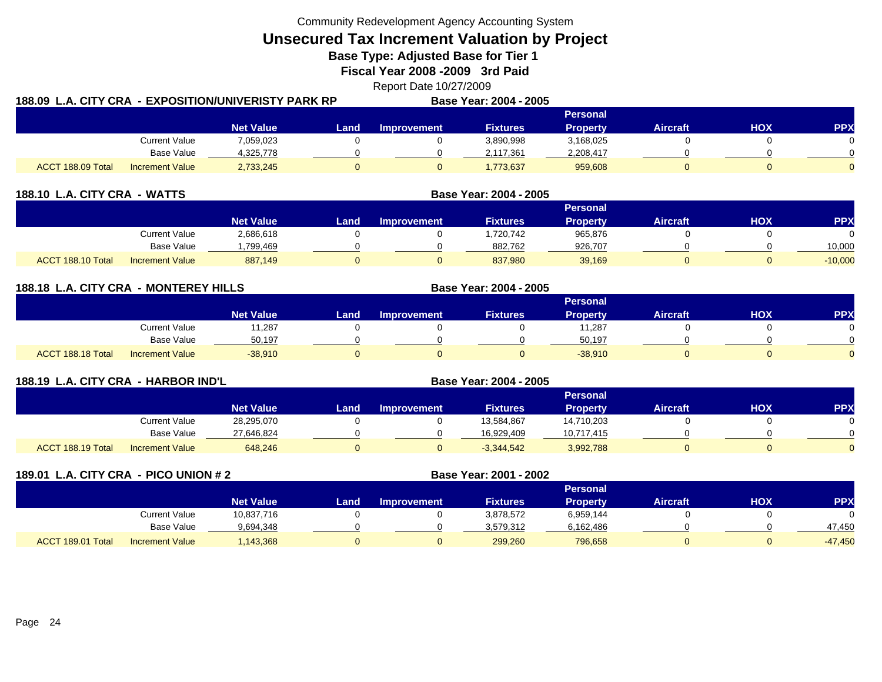Community Redevelopment Agency Accounting System

# Unsecured Tax Increment Valuation by Project

**Base Type: Adjusted Base for Tier 1**

**Fiscal Year 2008 -2009 3rd Paid**

Report Date 10/27/2009

## 188.09 L.A. CITY CRA - EXPOSITION/UNIVERISTY PARK RP

**Base Year: 2004 - 2005**

| | | Net Value | Land | Improvement | Fixtures | Personal Property | Aircraft | HOX | PPX |
|---|---|---|---|---|---|---|---|---|---|
| | Current Value | 7,059,023 | 0 | 0 | 3,890,998 | 3,168,025 | 0 | 0 | 0 |
| | Base Value | 4,325,778 | 0 | 0 | 2,117,361 | 2,208,417 | 0 | 0 | 0 |
| ACCT 188.09 Total | Increment Value | 2,733,245 | 0 | 0 | 1,773,637 | 959,608 | 0 | 0 | 0 |

## 188.10 L.A. CITY CRA - WATTS

**Base Year: 2004 - 2005**

| | | Net Value | Land | Improvement | Fixtures | Personal Property | Aircraft | HOX | PPX |
|---|---|---|---|---|---|---|---|---|---|
| | Current Value | 2,686,618 | 0 | 0 | 1,720,742 | 965,876 | 0 | 0 | 0 |
| | Base Value | 1,799,469 | 0 | 0 | 882,762 | 926,707 | 0 | 0 | 10,000 |
| ACCT 188.10 Total | Increment Value | 887,149 | 0 | 0 | 837,980 | 39,169 | 0 | 0 | -10,000 |

## 188.18 L.A. CITY CRA - MONTEREY HILLS

**Base Year: 2004 - 2005**

| | | Net Value | Land | Improvement | Fixtures | Personal Property | Aircraft | HOX | PPX |
|---|---|---|---|---|---|---|---|---|---|
| | Current Value | 11,287 | 0 | 0 | 0 | 11,287 | 0 | 0 | 0 |
| | Base Value | 50,197 | 0 | 0 | 0 | 50,197 | 0 | 0 | 0 |
| ACCT 188.18 Total | Increment Value | -38,910 | 0 | 0 | 0 | -38,910 | 0 | 0 | 0 |

## 188.19 L.A. CITY CRA - HARBOR IND'L

**Base Year: 2004 - 2005**

| | | Net Value | Land | Improvement | Fixtures | Personal Property | Aircraft | HOX | PPX |
|---|---|---|---|---|---|---|---|---|---|
| | Current Value | 28,295,070 | 0 | 0 | 13,584,867 | 14,710,203 | 0 | 0 | 0 |
| | Base Value | 27,646,824 | 0 | 0 | 16,929,409 | 10,717,415 | 0 | 0 | 0 |
| ACCT 188.19 Total | Increment Value | 648,246 | 0 | 0 | -3,344,542 | 3,992,788 | 0 | 0 | 0 |

## 189.01 L.A. CITY CRA - PICO UNION # 2

**Base Year: 2001 - 2002**

| | | Net Value | Land | Improvement | Fixtures | Personal Property | Aircraft | HOX | PPX |
|---|---|---|---|---|---|---|---|---|---|
| | Current Value | 10,837,716 | 0 | 0 | 3,878,572 | 6,959,144 | 0 | 0 | 0 |
| | Base Value | 9,694,348 | 0 | 0 | 3,579,312 | 6,162,486 | 0 | 0 | 47,450 |
| ACCT 189.01 Total | Increment Value | 1,143,368 | 0 | 0 | 299,260 | 796,658 | 0 | 0 | -47,450 |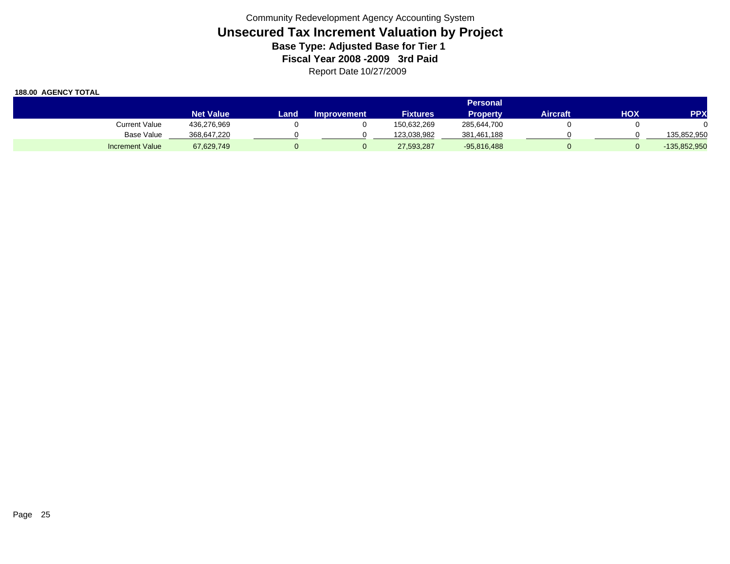Community Redevelopment Agency Accounting System

# Unsecured Tax Increment Valuation by Project

## Base Type: Adjusted Base for Tier 1

## Fiscal Year 2008 -2009 3rd Paid

Report Date 10/27/2009

**188.00 AGENCY TOTAL**

| | Net Value | Land | Improvement | Fixtures | Personal Property | Aircraft | HOX | PPX |
|---|---|---|---|---|---|---|---|---|
| Current Value | 436,276,969 | 0 | 0 | 150,632,269 | 285,644,700 | 0 | 0 | 0 |
| Base Value | 368,647,220 | 0 | 0 | 123,038,982 | 381,461,188 | 0 | 0 | 135,852,950 |
| Increment Value | 67,629,749 | 0 | 0 | 27,593,287 | -95,816,488 | 0 | 0 | -135,852,950 |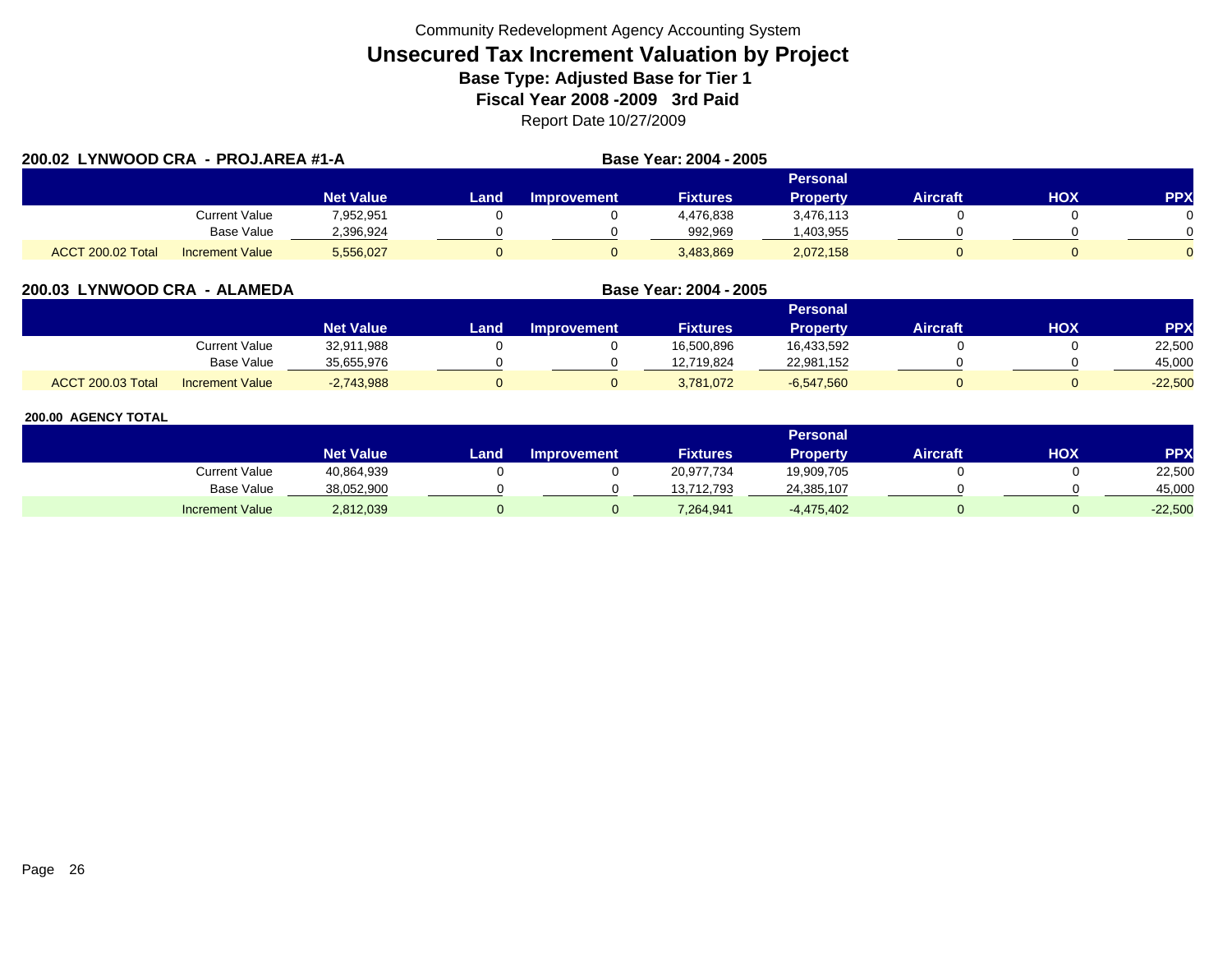Community Redevelopment Agency Accounting System

# Unsecured Tax Increment Valuation by Project

**Base Type: Adjusted Base for Tier 1**

**Fiscal Year 2008 -2009 3rd Paid**

Report Date 10/27/2009

## 200.02 LYNWOOD CRA - PROJ.AREA #1-A

**Base Year: 2004 - 2005**

| | | Net Value | Land | Improvement | Fixtures | Personal Property | Aircraft | HOX | PPX |
|---|---|---|---|---|---|---|---|---|---|
| | Current Value | 7,952,951 | 0 | 0 | 4,476,838 | 3,476,113 | 0 | 0 | 0 |
| | Base Value | 2,396,924 | 0 | 0 | 992,969 | 1,403,955 | 0 | 0 | 0 |
| ACCT 200.02 Total | Increment Value | 5,556,027 | 0 | 0 | 3,483,869 | 2,072,158 | 0 | 0 | 0 |

## 200.03 LYNWOOD CRA - ALAMEDA

**Base Year: 2004 - 2005**

| | | Net Value | Land | Improvement | Fixtures | Personal Property | Aircraft | HOX | PPX |
|---|---|---|---|---|---|---|---|---|---|
| | Current Value | 32,911,988 | 0 | 0 | 16,500,896 | 16,433,592 | 0 | 0 | 22,500 |
| | Base Value | 35,655,976 | 0 | 0 | 12,719,824 | 22,981,152 | 0 | 0 | 45,000 |
| ACCT 200.03 Total | Increment Value | -2,743,988 | 0 | 0 | 3,781,072 | -6,547,560 | 0 | 0 | -22,500 |

## 200.00 AGENCY TOTAL

| | Net Value | Land | Improvement | Fixtures | Personal Property | Aircraft | HOX | PPX |
|---|---|---|---|---|---|---|---|---|
| Current Value | 40,864,939 | 0 | 0 | 20,977,734 | 19,909,705 | 0 | 0 | 22,500 |
| Base Value | 38,052,900 | 0 | 0 | 13,712,793 | 24,385,107 | 0 | 0 | 45,000 |
| Increment Value | 2,812,039 | 0 | 0 | 7,264,941 | -4,475,402 | 0 | 0 | -22,500 |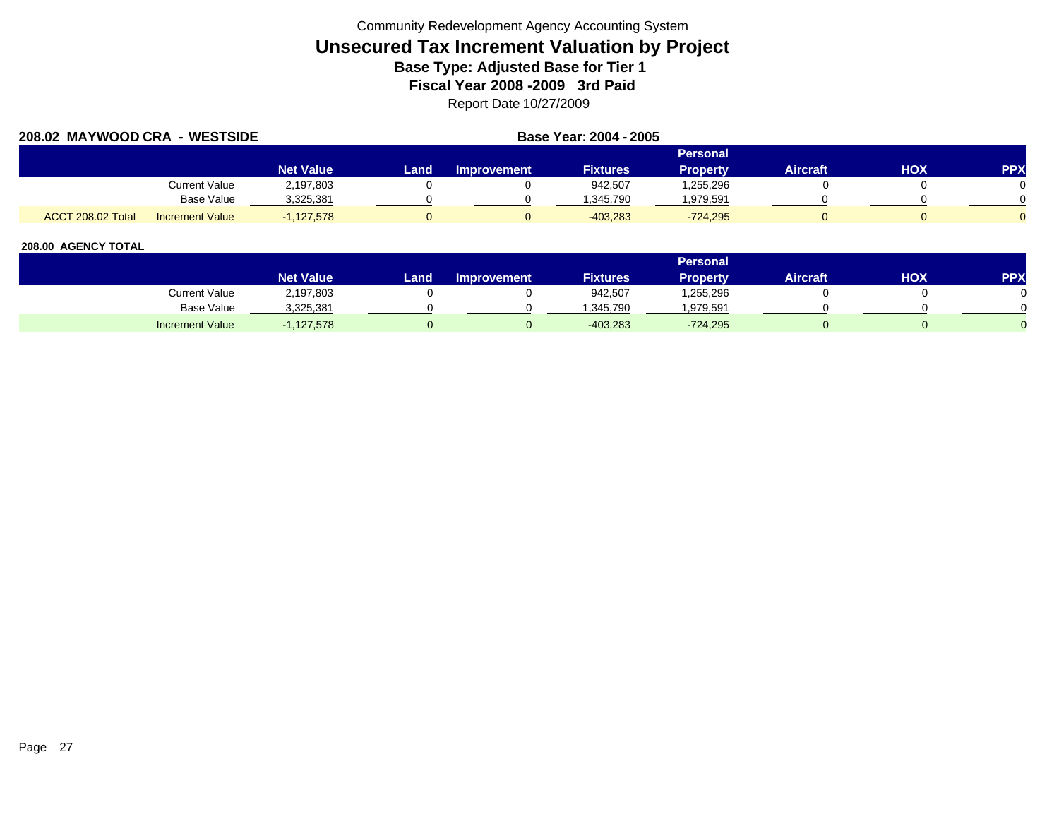Community Redevelopment Agency Accounting System

# Unsecured Tax Increment Valuation by Project

**Base Type: Adjusted Base for Tier 1**

**Fiscal Year 2008 -2009 3rd Paid**

Report Date 10/27/2009

**208.02 MAYWOOD CRA - WESTSIDE** **Base Year: 2004 - 2005**

| | | Net Value | Land | Improvement | Fixtures | Personal Property | Aircraft | HOX | PPX |
|---|---|---|---|---|---|---|---|---|---|
| | Current Value | 2,197,803 | 0 | 0 | 942,507 | 1,255,296 | 0 | 0 | 0 |
| | Base Value | 3,325,381 | 0 | 0 | 1,345,790 | 1,979,591 | 0 | 0 | 0 |
| ACCT 208.02 Total | Increment Value | -1,127,578 | 0 | 0 | -403,283 | -724,295 | 0 | 0 | 0 |

**208.00 AGENCY TOTAL**

| | Net Value | Land | Improvement | Fixtures | Personal Property | Aircraft | HOX | PPX |
|---|---|---|---|---|---|---|---|---|
| Current Value | 2,197,803 | 0 | 0 | 942,507 | 1,255,296 | 0 | 0 | 0 |
| Base Value | 3,325,381 | 0 | 0 | 1,345,790 | 1,979,591 | 0 | 0 | 0 |
| Increment Value | -1,127,578 | 0 | 0 | -403,283 | -724,295 | 0 | 0 | 0 |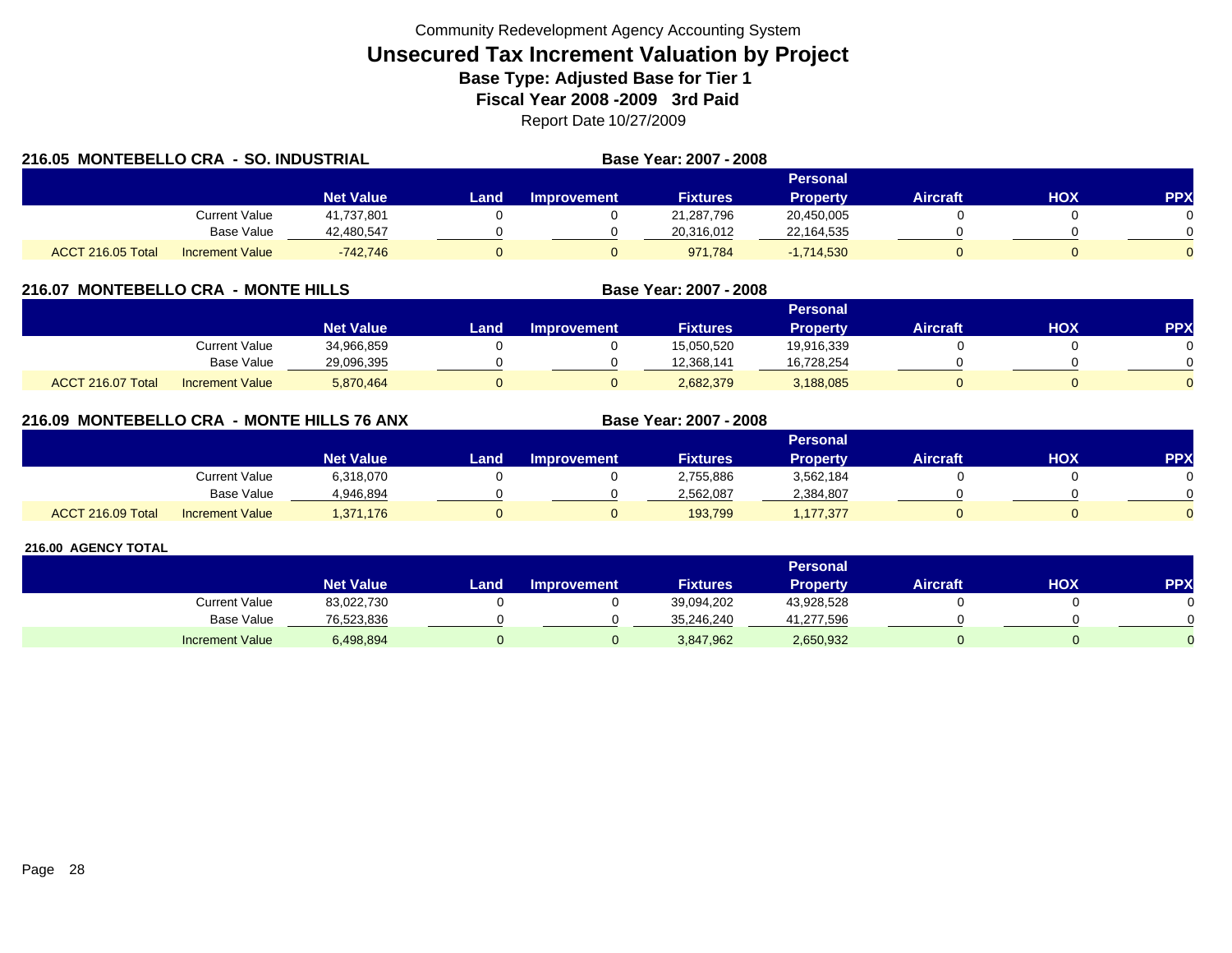Community Redevelopment Agency Accounting System

# Unsecured Tax Increment Valuation by Project

**Base Type: Adjusted Base for Tier 1**

**Fiscal Year 2008 -2009 3rd Paid**

Report Date 10/27/2009

## 216.05 MONTEBELLO CRA - SO. INDUSTRIAL

**Base Year: 2007 - 2008**

| | | Net Value | Land | Improvement | Fixtures | Personal Property | Aircraft | HOX | PPX |
|---|---|---|---|---|---|---|---|---|---|
| | Current Value | 41,737,801 | 0 | 0 | 21,287,796 | 20,450,005 | 0 | 0 | 0 |
| | Base Value | 42,480,547 | 0 | 0 | 20,316,012 | 22,164,535 | 0 | 0 | 0 |
| ACCT 216.05 Total | Increment Value | -742,746 | 0 | 0 | 971,784 | -1,714,530 | 0 | 0 | 0 |

## 216.07 MONTEBELLO CRA - MONTE HILLS

**Base Year: 2007 - 2008**

| | | Net Value | Land | Improvement | Fixtures | Personal Property | Aircraft | HOX | PPX |
|---|---|---|---|---|---|---|---|---|---|
| | Current Value | 34,966,859 | 0 | 0 | 15,050,520 | 19,916,339 | 0 | 0 | 0 |
| | Base Value | 29,096,395 | 0 | 0 | 12,368,141 | 16,728,254 | 0 | 0 | 0 |
| ACCT 216.07 Total | Increment Value | 5,870,464 | 0 | 0 | 2,682,379 | 3,188,085 | 0 | 0 | 0 |

## 216.09 MONTEBELLO CRA - MONTE HILLS 76 ANX

**Base Year: 2007 - 2008**

| | | Net Value | Land | Improvement | Fixtures | Personal Property | Aircraft | HOX | PPX |
|---|---|---|---|---|---|---|---|---|---|
| | Current Value | 6,318,070 | 0 | 0 | 2,755,886 | 3,562,184 | 0 | 0 | 0 |
| | Base Value | 4,946,894 | 0 | 0 | 2,562,087 | 2,384,807 | 0 | 0 | 0 |
| ACCT 216.09 Total | Increment Value | 1,371,176 | 0 | 0 | 193,799 | 1,177,377 | 0 | 0 | 0 |

## 216.00 AGENCY TOTAL

| | Net Value | Land | Improvement | Fixtures | Personal Property | Aircraft | HOX | PPX |
|---|---|---|---|---|---|---|---|---|
| Current Value | 83,022,730 | 0 | 0 | 39,094,202 | 43,928,528 | 0 | 0 | 0 |
| Base Value | 76,523,836 | 0 | 0 | 35,246,240 | 41,277,596 | 0 | 0 | 0 |
| Increment Value | 6,498,894 | 0 | 0 | 3,847,962 | 2,650,932 | 0 | 0 | 0 |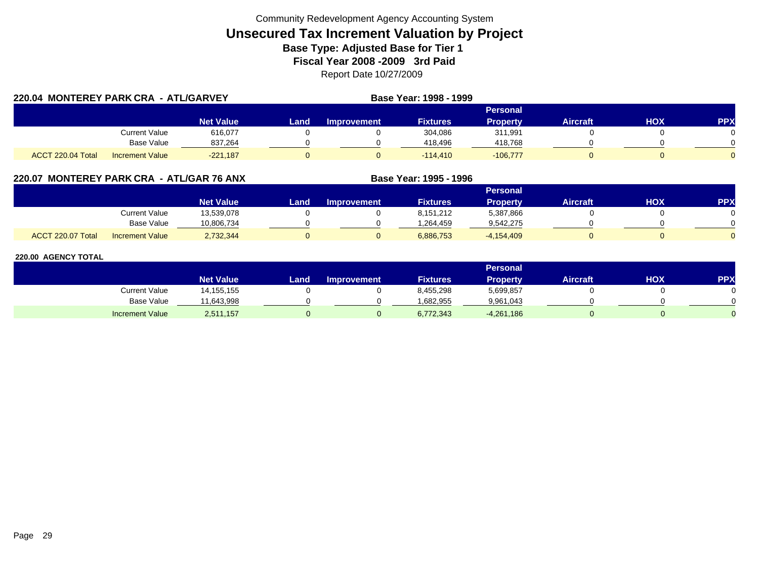Community Redevelopment Agency Accounting System

# Unsecured Tax Increment Valuation by Project

## Base Type: Adjusted Base for Tier 1

## Fiscal Year 2008 -2009 3rd Paid

Report Date 10/27/2009

### 220.04 MONTEREY PARK CRA - ATL/GARVEY

**Base Year: 1998 - 1999**

| | | Net Value | Land | Improvement | Fixtures | Personal Property | Aircraft | HOX | PPX |
|---|---|---|---|---|---|---|---|---|---|
| | Current Value | 616,077 | 0 | 0 | 304,086 | 311,991 | 0 | 0 | 0 |
| | Base Value | 837,264 | 0 | 0 | 418,496 | 418,768 | 0 | 0 | 0 |
| ACCT 220.04 Total | Increment Value | -221,187 | 0 | 0 | -114,410 | -106,777 | 0 | 0 | 0 |

### 220.07 MONTEREY PARK CRA - ATL/GAR 76 ANX

**Base Year: 1995 - 1996**

| | | Net Value | Land | Improvement | Fixtures | Personal Property | Aircraft | HOX | PPX |
|---|---|---|---|---|---|---|---|---|---|
| | Current Value | 13,539,078 | 0 | 0 | 8,151,212 | 5,387,866 | 0 | 0 | 0 |
| | Base Value | 10,806,734 | 0 | 0 | 1,264,459 | 9,542,275 | 0 | 0 | 0 |
| ACCT 220.07 Total | Increment Value | 2,732,344 | 0 | 0 | 6,886,753 | -4,154,409 | 0 | 0 | 0 |

### 220.00 AGENCY TOTAL

| | Net Value | Land | Improvement | Fixtures | Personal Property | Aircraft | HOX | PPX |
|---|---|---|---|---|---|---|---|---|
| Current Value | 14,155,155 | 0 | 0 | 8,455,298 | 5,699,857 | 0 | 0 | 0 |
| Base Value | 11,643,998 | 0 | 0 | 1,682,955 | 9,961,043 | 0 | 0 | 0 |
| Increment Value | 2,511,157 | 0 | 0 | 6,772,343 | -4,261,186 | 0 | 0 | 0 |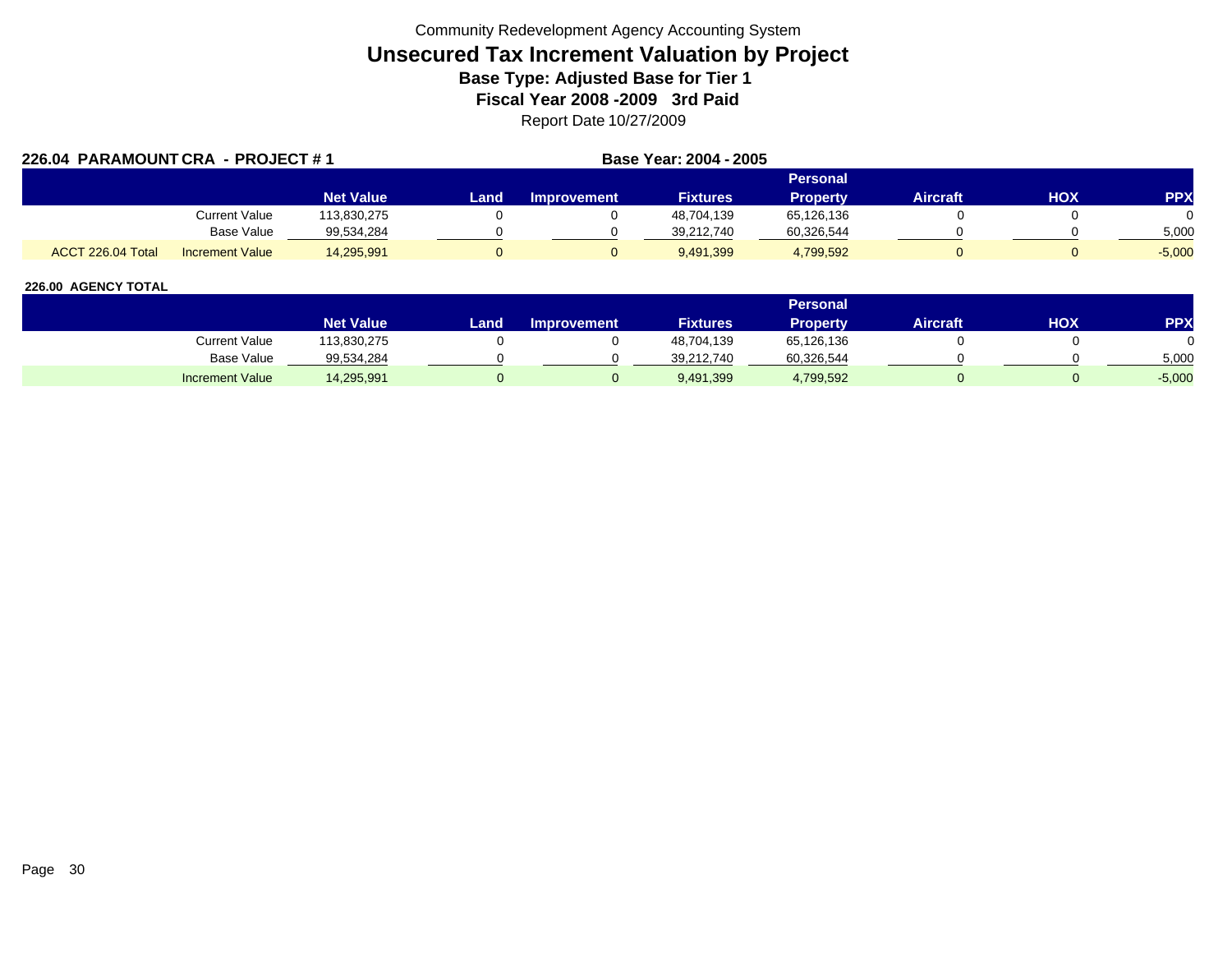Community Redevelopment Agency Accounting System

# Unsecured Tax Increment Valuation by Project

**Base Type: Adjusted Base for Tier 1**

**Fiscal Year 2008 -2009 3rd Paid**

Report Date 10/27/2009

**226.04 PARAMOUNT CRA - PROJECT # 1** — **Base Year: 2004 - 2005**

| | | Net Value | Land | Improvement | Fixtures | Personal Property | Aircraft | HOX | PPX |
|---|---|---|---|---|---|---|---|---|---|
| | Current Value | 113,830,275 | 0 | 0 | 48,704,139 | 65,126,136 | 0 | 0 | 0 |
| | Base Value | 99,534,284 | 0 | 0 | 39,212,740 | 60,326,544 | 0 | 0 | 5,000 |
| ACCT 226.04 Total | Increment Value | 14,295,991 | 0 | 0 | 9,491,399 | 4,799,592 | 0 | 0 | -5,000 |

**226.00 AGENCY TOTAL**

| | Net Value | Land | Improvement | Fixtures | Personal Property | Aircraft | HOX | PPX |
|---|---|---|---|---|---|---|---|---|
| Current Value | 113,830,275 | 0 | 0 | 48,704,139 | 65,126,136 | 0 | 0 | 0 |
| Base Value | 99,534,284 | 0 | 0 | 39,212,740 | 60,326,544 | 0 | 0 | 5,000 |
| Increment Value | 14,295,991 | 0 | 0 | 9,491,399 | 4,799,592 | 0 | 0 | -5,000 |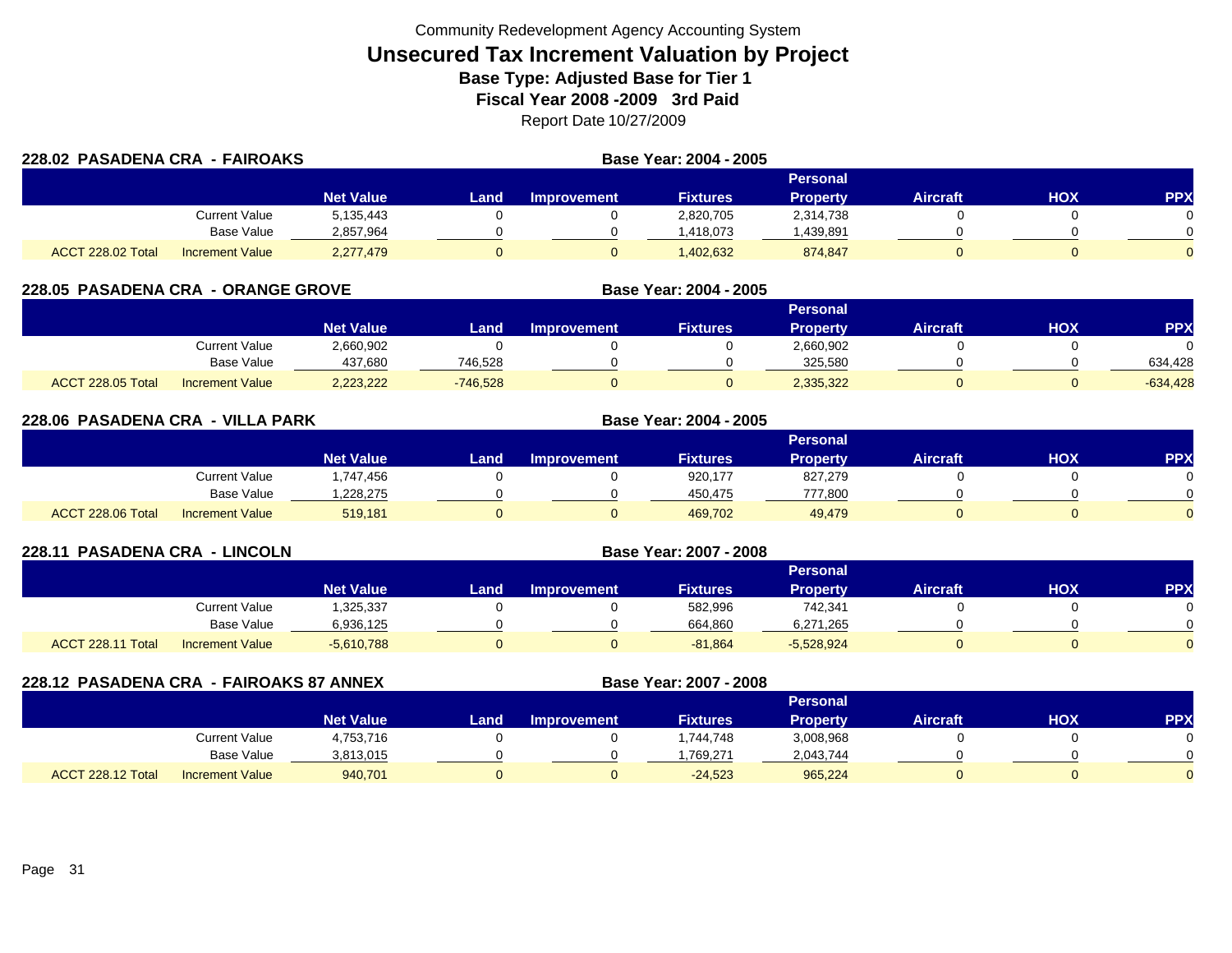Community Redevelopment Agency Accounting System

# Unsecured Tax Increment Valuation by Project

## Base Type: Adjusted Base for Tier 1

## Fiscal Year 2008 -2009 3rd Paid

Report Date 10/27/2009

### 228.02 PASADENA CRA - FAIROAKS

**Base Year: 2004 - 2005**

| | | Net Value | Land | Improvement | Fixtures | Personal Property | Aircraft | HOX | PPX |
|---|---|---|---|---|---|---|---|---|---|
| | Current Value | 5,135,443 | 0 | 0 | 2,820,705 | 2,314,738 | 0 | 0 | 0 |
| | Base Value | 2,857,964 | 0 | 0 | 1,418,073 | 1,439,891 | 0 | 0 | 0 |
| ACCT 228.02 Total | Increment Value | 2,277,479 | 0 | 0 | 1,402,632 | 874,847 | 0 | 0 | 0 |

### 228.05 PASADENA CRA - ORANGE GROVE

**Base Year: 2004 - 2005**

| | | Net Value | Land | Improvement | Fixtures | Personal Property | Aircraft | HOX | PPX |
|---|---|---|---|---|---|---|---|---|---|
| | Current Value | 2,660,902 | 0 | 0 | 0 | 2,660,902 | 0 | 0 | 0 |
| | Base Value | 437,680 | 746,528 | 0 | 0 | 325,580 | 0 | 0 | 634,428 |
| ACCT 228.05 Total | Increment Value | 2,223,222 | -746,528 | 0 | 0 | 2,335,322 | 0 | 0 | -634,428 |

### 228.06 PASADENA CRA - VILLA PARK

**Base Year: 2004 - 2005**

| | | Net Value | Land | Improvement | Fixtures | Personal Property | Aircraft | HOX | PPX |
|---|---|---|---|---|---|---|---|---|---|
| | Current Value | 1,747,456 | 0 | 0 | 920,177 | 827,279 | 0 | 0 | 0 |
| | Base Value | 1,228,275 | 0 | 0 | 450,475 | 777,800 | 0 | 0 | 0 |
| ACCT 228.06 Total | Increment Value | 519,181 | 0 | 0 | 469,702 | 49,479 | 0 | 0 | 0 |

### 228.11 PASADENA CRA - LINCOLN

**Base Year: 2007 - 2008**

| | | Net Value | Land | Improvement | Fixtures | Personal Property | Aircraft | HOX | PPX |
|---|---|---|---|---|---|---|---|---|---|
| | Current Value | 1,325,337 | 0 | 0 | 582,996 | 742,341 | 0 | 0 | 0 |
| | Base Value | 6,936,125 | 0 | 0 | 664,860 | 6,271,265 | 0 | 0 | 0 |
| ACCT 228.11 Total | Increment Value | -5,610,788 | 0 | 0 | -81,864 | -5,528,924 | 0 | 0 | 0 |

### 228.12 PASADENA CRA - FAIROAKS 87 ANNEX

**Base Year: 2007 - 2008**

| | | Net Value | Land | Improvement | Fixtures | Personal Property | Aircraft | HOX | PPX |
|---|---|---|---|---|---|---|---|---|---|
| | Current Value | 4,753,716 | 0 | 0 | 1,744,748 | 3,008,968 | 0 | 0 | 0 |
| | Base Value | 3,813,015 | 0 | 0 | 1,769,271 | 2,043,744 | 0 | 0 | 0 |
| ACCT 228.12 Total | Increment Value | 940,701 | 0 | 0 | -24,523 | 965,224 | 0 | 0 | 0 |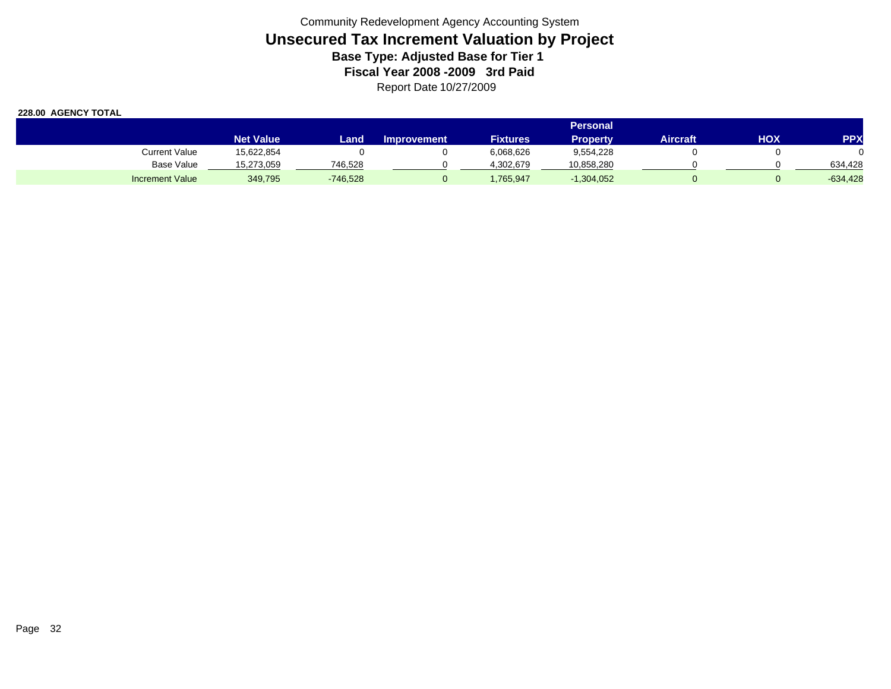Community Redevelopment Agency Accounting System

# Unsecured Tax Increment Valuation by Project

## Base Type: Adjusted Base for Tier 1

## Fiscal Year 2008 -2009 3rd Paid

Report Date 10/27/2009

**228.00 AGENCY TOTAL**

| | Net Value | Land | Improvement | Fixtures | Personal Property | Aircraft | HOX | PPX |
|---|---|---|---|---|---|---|---|---|
| Current Value | 15,622,854 | 0 | 0 | 6,068,626 | 9,554,228 | 0 | 0 | 0 |
| Base Value | 15,273,059 | 746,528 | 0 | 4,302,679 | 10,858,280 | 0 | 0 | 634,428 |
| Increment Value | 349,795 | -746,528 | 0 | 1,765,947 | -1,304,052 | 0 | 0 | -634,428 |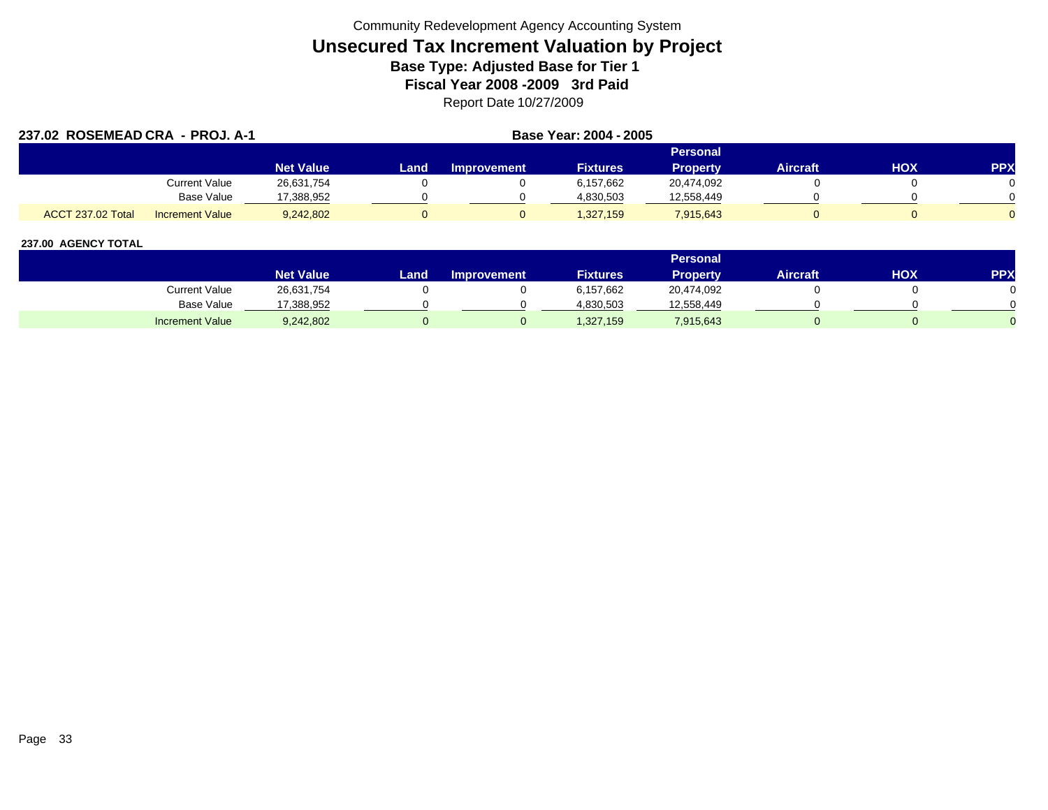Community Redevelopment Agency Accounting System

# Unsecured Tax Increment Valuation by Project

**Base Type: Adjusted Base for Tier 1**

**Fiscal Year 2008 -2009 3rd Paid**

Report Date 10/27/2009

**237.02 ROSEMEAD CRA - PROJ. A-1** **Base Year: 2004 - 2005**

| | | Net Value | Land | Improvement | Fixtures | Personal Property | Aircraft | HOX | PPX |
|---|---|---|---|---|---|---|---|---|---|
| | Current Value | 26,631,754 | 0 | 0 | 6,157,662 | 20,474,092 | 0 | 0 | 0 |
| | Base Value | 17,388,952 | 0 | 0 | 4,830,503 | 12,558,449 | 0 | 0 | 0 |
| ACCT 237.02 Total | Increment Value | 9,242,802 | 0 | 0 | 1,327,159 | 7,915,643 | 0 | 0 | 0 |

**237.00 AGENCY TOTAL**

| | Net Value | Land | Improvement | Fixtures | Personal Property | Aircraft | HOX | PPX |
|---|---|---|---|---|---|---|---|---|
| Current Value | 26,631,754 | 0 | 0 | 6,157,662 | 20,474,092 | 0 | 0 | 0 |
| Base Value | 17,388,952 | 0 | 0 | 4,830,503 | 12,558,449 | 0 | 0 | 0 |
| Increment Value | 9,242,802 | 0 | 0 | 1,327,159 | 7,915,643 | 0 | 0 | 0 |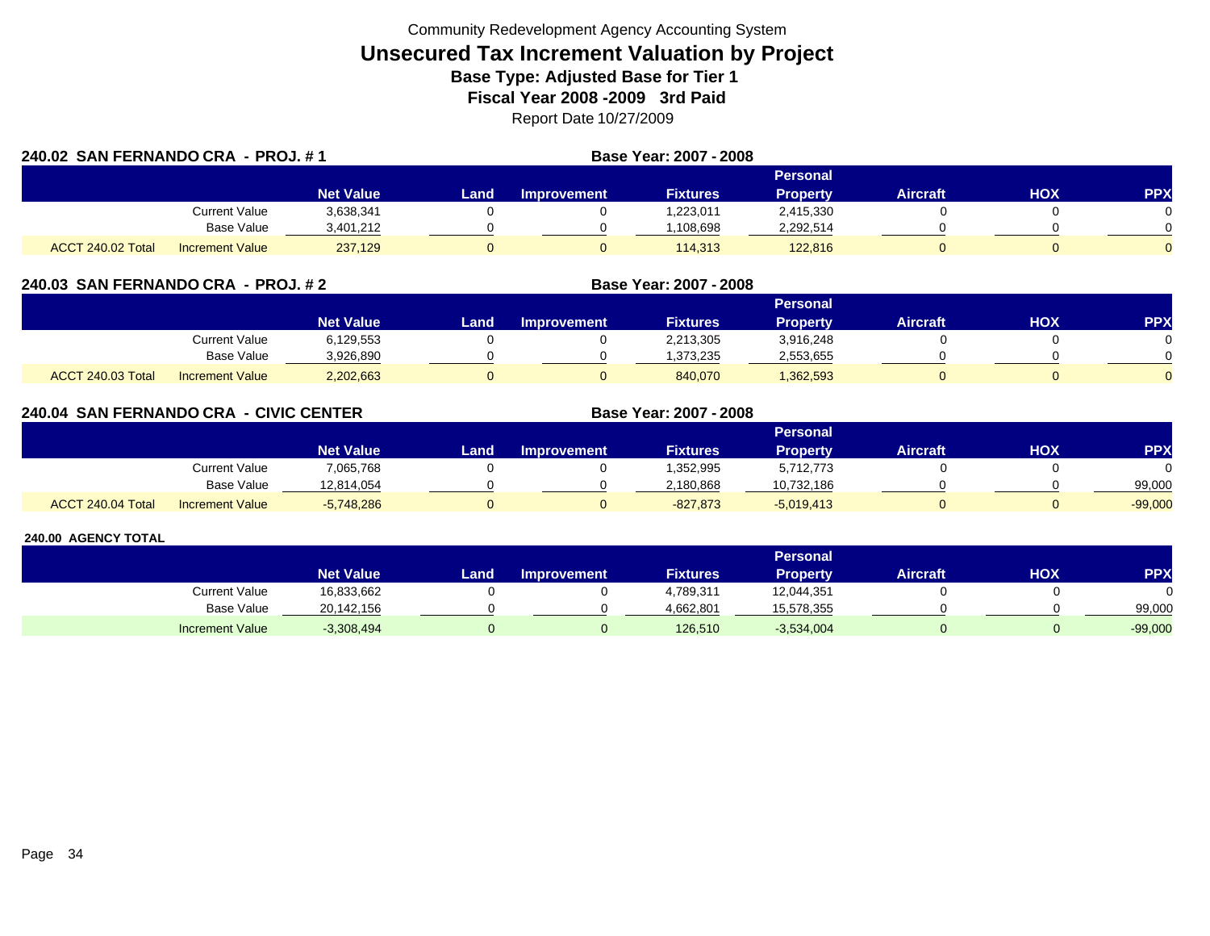Community Redevelopment Agency Accounting System

# Unsecured Tax Increment Valuation by Project

## Base Type: Adjusted Base for Tier 1

## Fiscal Year 2008 -2009 3rd Paid

Report Date 10/27/2009

### 240.02 SAN FERNANDO CRA - PROJ. # 1

Base Year: 2007 - 2008

| | | Net Value | Land | Improvement | Fixtures | Personal Property | Aircraft | HOX | PPX |
|---|---|---|---|---|---|---|---|---|---|
| | Current Value | 3,638,341 | 0 | 0 | 1,223,011 | 2,415,330 | 0 | 0 | 0 |
| | Base Value | 3,401,212 | 0 | 0 | 1,108,698 | 2,292,514 | 0 | 0 | 0 |
| ACCT 240.02 Total | Increment Value | 237,129 | 0 | 0 | 114,313 | 122,816 | 0 | 0 | 0 |

### 240.03 SAN FERNANDO CRA - PROJ. # 2

Base Year: 2007 - 2008

| | | Net Value | Land | Improvement | Fixtures | Personal Property | Aircraft | HOX | PPX |
|---|---|---|---|---|---|---|---|---|---|
| | Current Value | 6,129,553 | 0 | 0 | 2,213,305 | 3,916,248 | 0 | 0 | 0 |
| | Base Value | 3,926,890 | 0 | 0 | 1,373,235 | 2,553,655 | 0 | 0 | 0 |
| ACCT 240.03 Total | Increment Value | 2,202,663 | 0 | 0 | 840,070 | 1,362,593 | 0 | 0 | 0 |

### 240.04 SAN FERNANDO CRA - CIVIC CENTER

Base Year: 2007 - 2008

| | | Net Value | Land | Improvement | Fixtures | Personal Property | Aircraft | HOX | PPX |
|---|---|---|---|---|---|---|---|---|---|
| | Current Value | 7,065,768 | 0 | 0 | 1,352,995 | 5,712,773 | 0 | 0 | 0 |
| | Base Value | 12,814,054 | 0 | 0 | 2,180,868 | 10,732,186 | 0 | 0 | 99,000 |
| ACCT 240.04 Total | Increment Value | -5,748,286 | 0 | 0 | -827,873 | -5,019,413 | 0 | 0 | -99,000 |

### 240.00 AGENCY TOTAL

| | Net Value | Land | Improvement | Fixtures | Personal Property | Aircraft | HOX | PPX |
|---|---|---|---|---|---|---|---|---|
| Current Value | 16,833,662 | 0 | 0 | 4,789,311 | 12,044,351 | 0 | 0 | 0 |
| Base Value | 20,142,156 | 0 | 0 | 4,662,801 | 15,578,355 | 0 | 0 | 99,000 |
| Increment Value | -3,308,494 | 0 | 0 | 126,510 | -3,534,004 | 0 | 0 | -99,000 |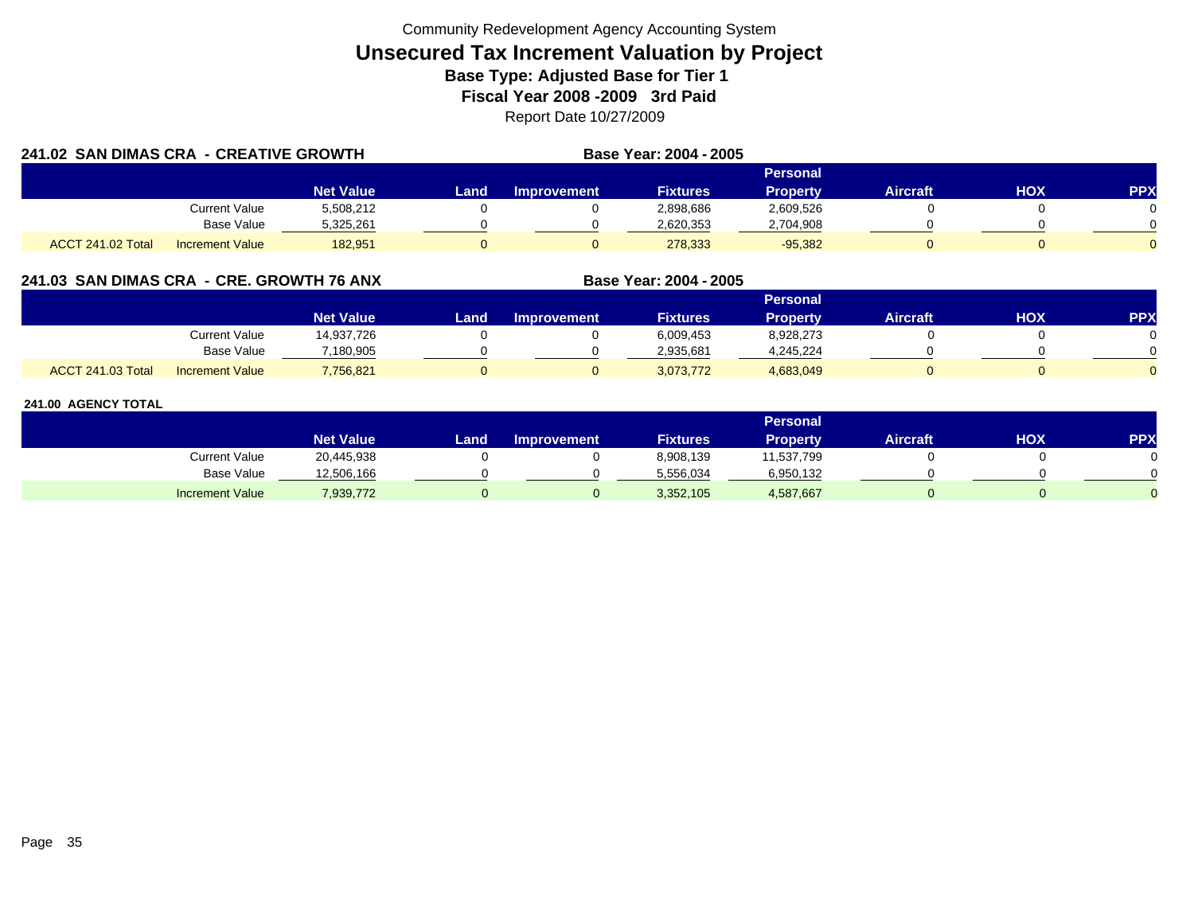Community Redevelopment Agency Accounting System

# Unsecured Tax Increment Valuation by Project

**Base Type: Adjusted Base for Tier 1**

**Fiscal Year 2008 -2009 3rd Paid**

Report Date 10/27/2009

**241.02 SAN DIMAS CRA - CREATIVE GROWTH** **Base Year: 2004 - 2005**

| | | Net Value | Land | Improvement | Fixtures | Personal Property | Aircraft | HOX | PPX |
|---|---|---|---|---|---|---|---|---|---|
| | Current Value | 5,508,212 | 0 | 0 | 2,898,686 | 2,609,526 | 0 | 0 | 0 |
| | Base Value | 5,325,261 | 0 | 0 | 2,620,353 | 2,704,908 | 0 | 0 | 0 |
| ACCT 241.02 Total | Increment Value | 182,951 | 0 | 0 | 278,333 | -95,382 | 0 | 0 | 0 |

**241.03 SAN DIMAS CRA - CRE. GROWTH 76 ANX** **Base Year: 2004 - 2005**

| | | Net Value | Land | Improvement | Fixtures | Personal Property | Aircraft | HOX | PPX |
|---|---|---|---|---|---|---|---|---|---|
| | Current Value | 14,937,726 | 0 | 0 | 6,009,453 | 8,928,273 | 0 | 0 | 0 |
| | Base Value | 7,180,905 | 0 | 0 | 2,935,681 | 4,245,224 | 0 | 0 | 0 |
| ACCT 241.03 Total | Increment Value | 7,756,821 | 0 | 0 | 3,073,772 | 4,683,049 | 0 | 0 | 0 |

**241.00 AGENCY TOTAL**

| | | Net Value | Land | Improvement | Fixtures | Personal Property | Aircraft | HOX | PPX |
|---|---|---|---|---|---|---|---|---|---|
| | Current Value | 20,445,938 | 0 | 0 | 8,908,139 | 11,537,799 | 0 | 0 | 0 |
| | Base Value | 12,506,166 | 0 | 0 | 5,556,034 | 6,950,132 | 0 | 0 | 0 |
| | Increment Value | 7,939,772 | 0 | 0 | 3,352,105 | 4,587,667 | 0 | 0 | 0 |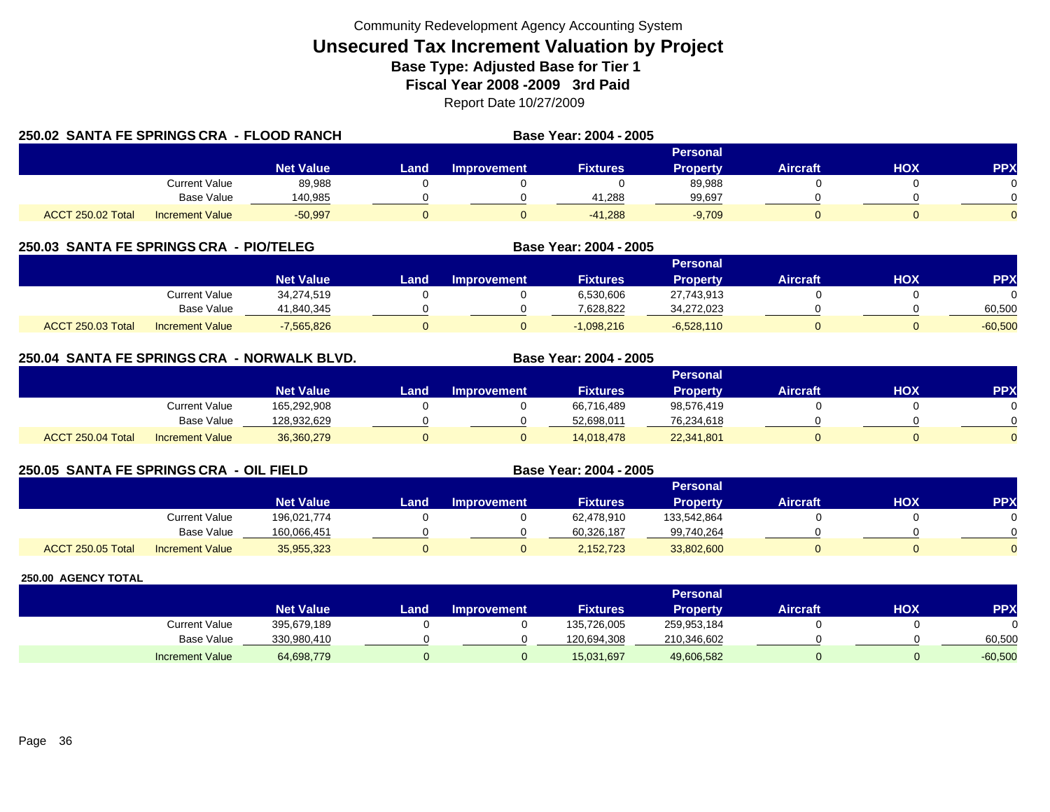Community Redevelopment Agency Accounting System

# Unsecured Tax Increment Valuation by Project

## Base Type: Adjusted Base for Tier 1

## Fiscal Year 2008 -2009 3rd Paid

Report Date 10/27/2009

### 250.02 SANTA FE SPRINGS CRA - FLOOD RANCH

Base Year: 2004 - 2005

| | | Net Value | Land | Improvement | Fixtures | Personal Property | Aircraft | HOX | PPX |
|---|---|---|---|---|---|---|---|---|---|
| | Current Value | 89,988 | 0 | 0 | 0 | 89,988 | 0 | 0 | 0 |
| | Base Value | 140,985 | 0 | 0 | 41,288 | 99,697 | 0 | 0 | 0 |
| ACCT 250.02 Total | Increment Value | -50,997 | 0 | 0 | -41,288 | -9,709 | 0 | 0 | 0 |

### 250.03 SANTA FE SPRINGS CRA - PIO/TELEG

Base Year: 2004 - 2005

| | | Net Value | Land | Improvement | Fixtures | Personal Property | Aircraft | HOX | PPX |
|---|---|---|---|---|---|---|---|---|---|
| | Current Value | 34,274,519 | 0 | 0 | 6,530,606 | 27,743,913 | 0 | 0 | 0 |
| | Base Value | 41,840,345 | 0 | 0 | 7,628,822 | 34,272,023 | 0 | 0 | 60,500 |
| ACCT 250.03 Total | Increment Value | -7,565,826 | 0 | 0 | -1,098,216 | -6,528,110 | 0 | 0 | -60,500 |

### 250.04 SANTA FE SPRINGS CRA - NORWALK BLVD.

Base Year: 2004 - 2005

| | | Net Value | Land | Improvement | Fixtures | Personal Property | Aircraft | HOX | PPX |
|---|---|---|---|---|---|---|---|---|---|
| | Current Value | 165,292,908 | 0 | 0 | 66,716,489 | 98,576,419 | 0 | 0 | 0 |
| | Base Value | 128,932,629 | 0 | 0 | 52,698,011 | 76,234,618 | 0 | 0 | 0 |
| ACCT 250.04 Total | Increment Value | 36,360,279 | 0 | 0 | 14,018,478 | 22,341,801 | 0 | 0 | 0 |

### 250.05 SANTA FE SPRINGS CRA - OIL FIELD

Base Year: 2004 - 2005

| | | Net Value | Land | Improvement | Fixtures | Personal Property | Aircraft | HOX | PPX |
|---|---|---|---|---|---|---|---|---|---|
| | Current Value | 196,021,774 | 0 | 0 | 62,478,910 | 133,542,864 | 0 | 0 | 0 |
| | Base Value | 160,066,451 | 0 | 0 | 60,326,187 | 99,740,264 | 0 | 0 | 0 |
| ACCT 250.05 Total | Increment Value | 35,955,323 | 0 | 0 | 2,152,723 | 33,802,600 | 0 | 0 | 0 |

### 250.00 AGENCY TOTAL

| | | Net Value | Land | Improvement | Fixtures | Personal Property | Aircraft | HOX | PPX |
|---|---|---|---|---|---|---|---|---|---|
| | Current Value | 395,679,189 | 0 | 0 | 135,726,005 | 259,953,184 | 0 | 0 | 0 |
| | Base Value | 330,980,410 | 0 | 0 | 120,694,308 | 210,346,602 | 0 | 0 | 60,500 |
| | Increment Value | 64,698,779 | 0 | 0 | 15,031,697 | 49,606,582 | 0 | 0 | -60,500 |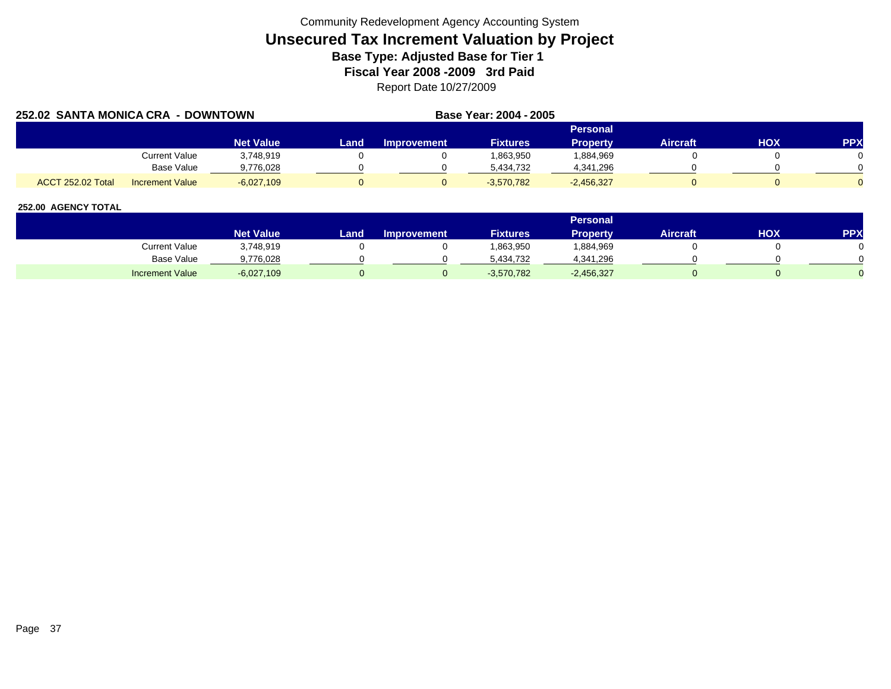Community Redevelopment Agency Accounting System

# Unsecured Tax Increment Valuation by Project

### Base Type: Adjusted Base for Tier 1

### Fiscal Year 2008 -2009 3rd Paid

Report Date 10/27/2009

**252.02 SANTA MONICA CRA - DOWNTOWN** **Base Year: 2004 - 2005**

| | | Net Value | Land | Improvement | Fixtures | Personal Property | Aircraft | HOX | PPX |
|---|---|---|---|---|---|---|---|---|---|
| | Current Value | 3,748,919 | 0 | 0 | 1,863,950 | 1,884,969 | 0 | 0 | 0 |
| | Base Value | 9,776,028 | 0 | 0 | 5,434,732 | 4,341,296 | 0 | 0 | 0 |
| ACCT 252.02 Total | Increment Value | -6,027,109 | 0 | 0 | -3,570,782 | -2,456,327 | 0 | 0 | 0 |

**252.00 AGENCY TOTAL**

| | Net Value | Land | Improvement | Fixtures | Personal Property | Aircraft | HOX | PPX |
|---|---|---|---|---|---|---|---|---|
| Current Value | 3,748,919 | 0 | 0 | 1,863,950 | 1,884,969 | 0 | 0 | 0 |
| Base Value | 9,776,028 | 0 | 0 | 5,434,732 | 4,341,296 | 0 | 0 | 0 |
| Increment Value | -6,027,109 | 0 | 0 | -3,570,782 | -2,456,327 | 0 | 0 | 0 |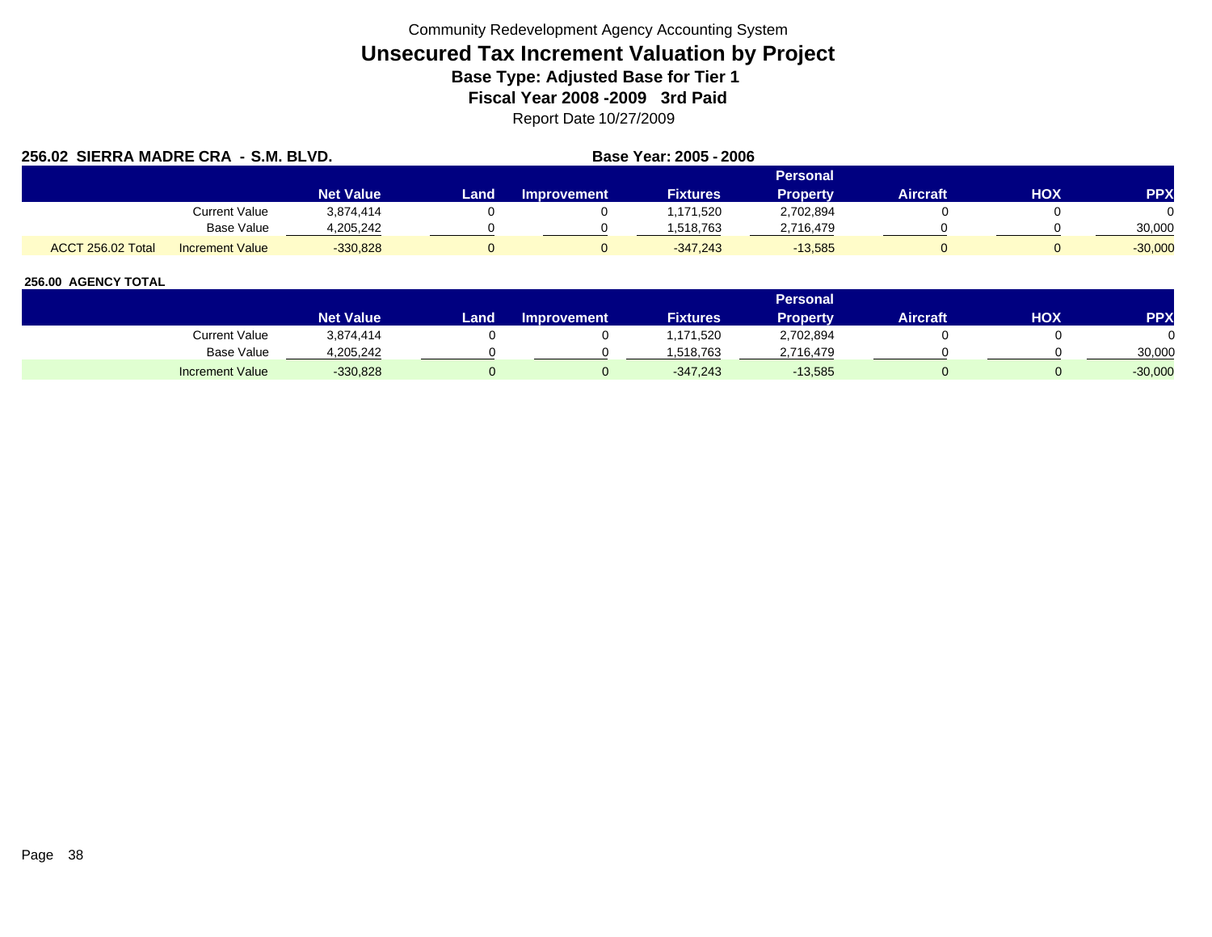Community Redevelopment Agency Accounting System

# Unsecured Tax Increment Valuation by Project

### Base Type: Adjusted Base for Tier 1

### Fiscal Year 2008 -2009 3rd Paid

Report Date 10/27/2009

**256.02 SIERRA MADRE CRA - S.M. BLVD.** **Base Year: 2005 - 2006**

| | | Net Value | Land | Improvement | Fixtures | Personal Property | Aircraft | HOX | PPX |
|---|---|---|---|---|---|---|---|---|---|
| | Current Value | 3,874,414 | 0 | 0 | 1,171,520 | 2,702,894 | 0 | 0 | 0 |
| | Base Value | 4,205,242 | 0 | 0 | 1,518,763 | 2,716,479 | 0 | 0 | 30,000 |
| ACCT 256.02 Total | Increment Value | -330,828 | 0 | 0 | -347,243 | -13,585 | 0 | 0 | -30,000 |

**256.00 AGENCY TOTAL**

| | Net Value | Land | Improvement | Fixtures | Personal Property | Aircraft | HOX | PPX |
|---|---|---|---|---|---|---|---|---|
| Current Value | 3,874,414 | 0 | 0 | 1,171,520 | 2,702,894 | 0 | 0 | 0 |
| Base Value | 4,205,242 | 0 | 0 | 1,518,763 | 2,716,479 | 0 | 0 | 30,000 |
| Increment Value | -330,828 | 0 | 0 | -347,243 | -13,585 | 0 | 0 | -30,000 |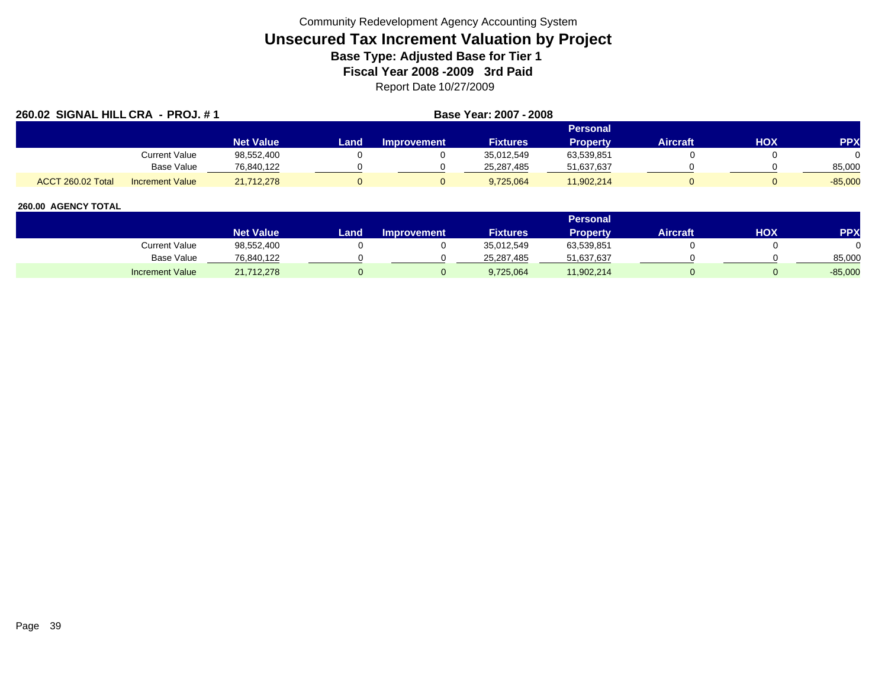Community Redevelopment Agency Accounting System

# Unsecured Tax Increment Valuation by Project

## Base Type: Adjusted Base for Tier 1

## Fiscal Year 2008 -2009 3rd Paid

Report Date 10/27/2009

**260.02 SIGNAL HILL CRA - PROJ. # 1** **Base Year: 2007 - 2008**

| | | Net Value | Land | Improvement | Fixtures | Personal Property | Aircraft | HOX | PPX |
|---|---|---|---|---|---|---|---|---|---|
| | Current Value | 98,552,400 | 0 | 0 | 35,012,549 | 63,539,851 | 0 | 0 | 0 |
| | Base Value | 76,840,122 | 0 | 0 | 25,287,485 | 51,637,637 | 0 | 0 | 85,000 |
| ACCT 260.02 Total | Increment Value | 21,712,278 | 0 | 0 | 9,725,064 | 11,902,214 | 0 | 0 | -85,000 |

**260.00 AGENCY TOTAL**

| | Net Value | Land | Improvement | Fixtures | Personal Property | Aircraft | HOX | PPX |
|---|---|---|---|---|---|---|---|---|
| Current Value | 98,552,400 | 0 | 0 | 35,012,549 | 63,539,851 | 0 | 0 | 0 |
| Base Value | 76,840,122 | 0 | 0 | 25,287,485 | 51,637,637 | 0 | 0 | 85,000 |
| Increment Value | 21,712,278 | 0 | 0 | 9,725,064 | 11,902,214 | 0 | 0 | -85,000 |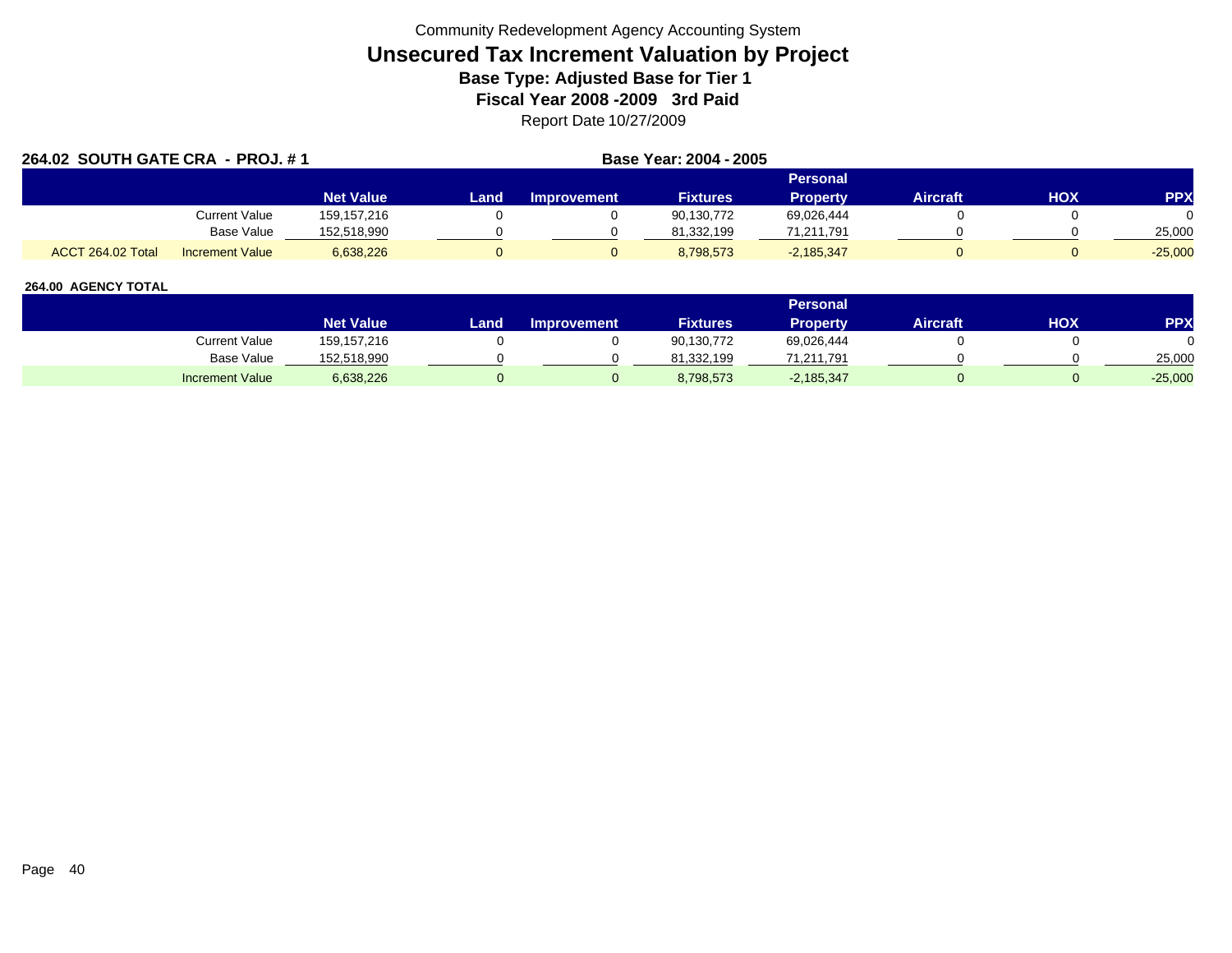Community Redevelopment Agency Accounting System

# Unsecured Tax Increment Valuation by Project

**Base Type: Adjusted Base for Tier 1**

**Fiscal Year 2008 -2009 3rd Paid**

Report Date 10/27/2009

**264.02 SOUTH GATE CRA - PROJ. # 1** **Base Year: 2004 - 2005**

| | | Net Value | Land | Improvement | Fixtures | Personal Property | Aircraft | HOX | PPX |
|---|---|---|---|---|---|---|---|---|---|
| | Current Value | 159,157,216 | 0 | 0 | 90,130,772 | 69,026,444 | 0 | 0 | 0 |
| | Base Value | 152,518,990 | 0 | 0 | 81,332,199 | 71,211,791 | 0 | 0 | 25,000 |
| ACCT 264.02 Total | Increment Value | 6,638,226 | 0 | 0 | 8,798,573 | -2,185,347 | 0 | 0 | -25,000 |

**264.00 AGENCY TOTAL**

| | Net Value | Land | Improvement | Fixtures | Personal Property | Aircraft | HOX | PPX |
|---|---|---|---|---|---|---|---|---|
| Current Value | 159,157,216 | 0 | 0 | 90,130,772 | 69,026,444 | 0 | 0 | 0 |
| Base Value | 152,518,990 | 0 | 0 | 81,332,199 | 71,211,791 | 0 | 0 | 25,000 |
| Increment Value | 6,638,226 | 0 | 0 | 8,798,573 | -2,185,347 | 0 | 0 | -25,000 |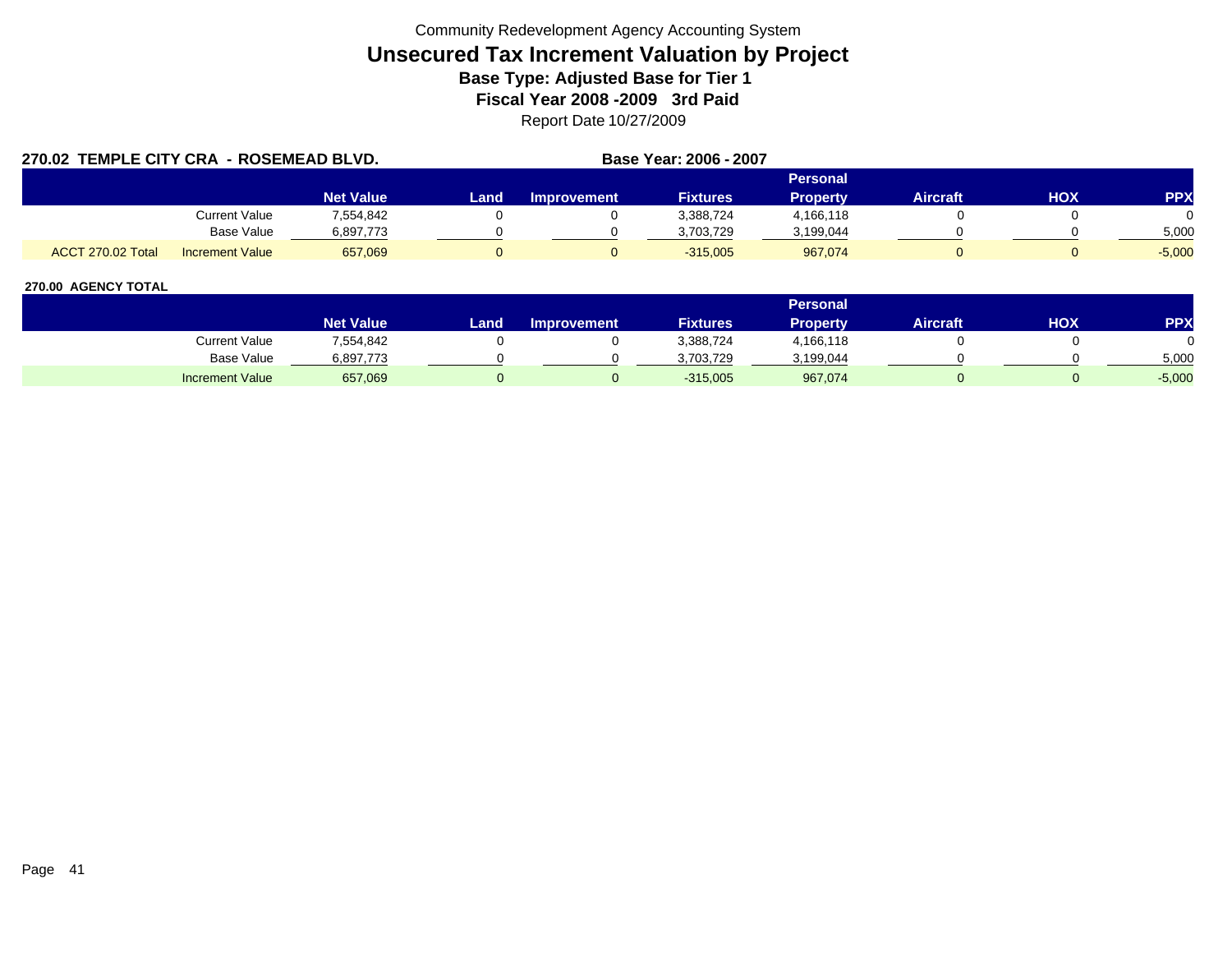Community Redevelopment Agency Accounting System

# Unsecured Tax Increment Valuation by Project

**Base Type: Adjusted Base for Tier 1**

**Fiscal Year 2008 -2009 3rd Paid**

Report Date 10/27/2009

**270.02 TEMPLE CITY CRA - ROSEMEAD BLVD.** **Base Year: 2006 - 2007**

| | | Net Value | Land | Improvement | Fixtures | Personal Property | Aircraft | HOX | PPX |
|---|---|---|---|---|---|---|---|---|---|
| | Current Value | 7,554,842 | 0 | 0 | 3,388,724 | 4,166,118 | 0 | 0 | 0 |
| | Base Value | 6,897,773 | 0 | 0 | 3,703,729 | 3,199,044 | 0 | 0 | 5,000 |
| ACCT 270.02 Total | Increment Value | 657,069 | 0 | 0 | -315,005 | 967,074 | 0 | 0 | -5,000 |

**270.00 AGENCY TOTAL**

| | Net Value | Land | Improvement | Fixtures | Personal Property | Aircraft | HOX | PPX |
|---|---|---|---|---|---|---|---|---|
| Current Value | 7,554,842 | 0 | 0 | 3,388,724 | 4,166,118 | 0 | 0 | 0 |
| Base Value | 6,897,773 | 0 | 0 | 3,703,729 | 3,199,044 | 0 | 0 | 5,000 |
| Increment Value | 657,069 | 0 | 0 | -315,005 | 967,074 | 0 | 0 | -5,000 |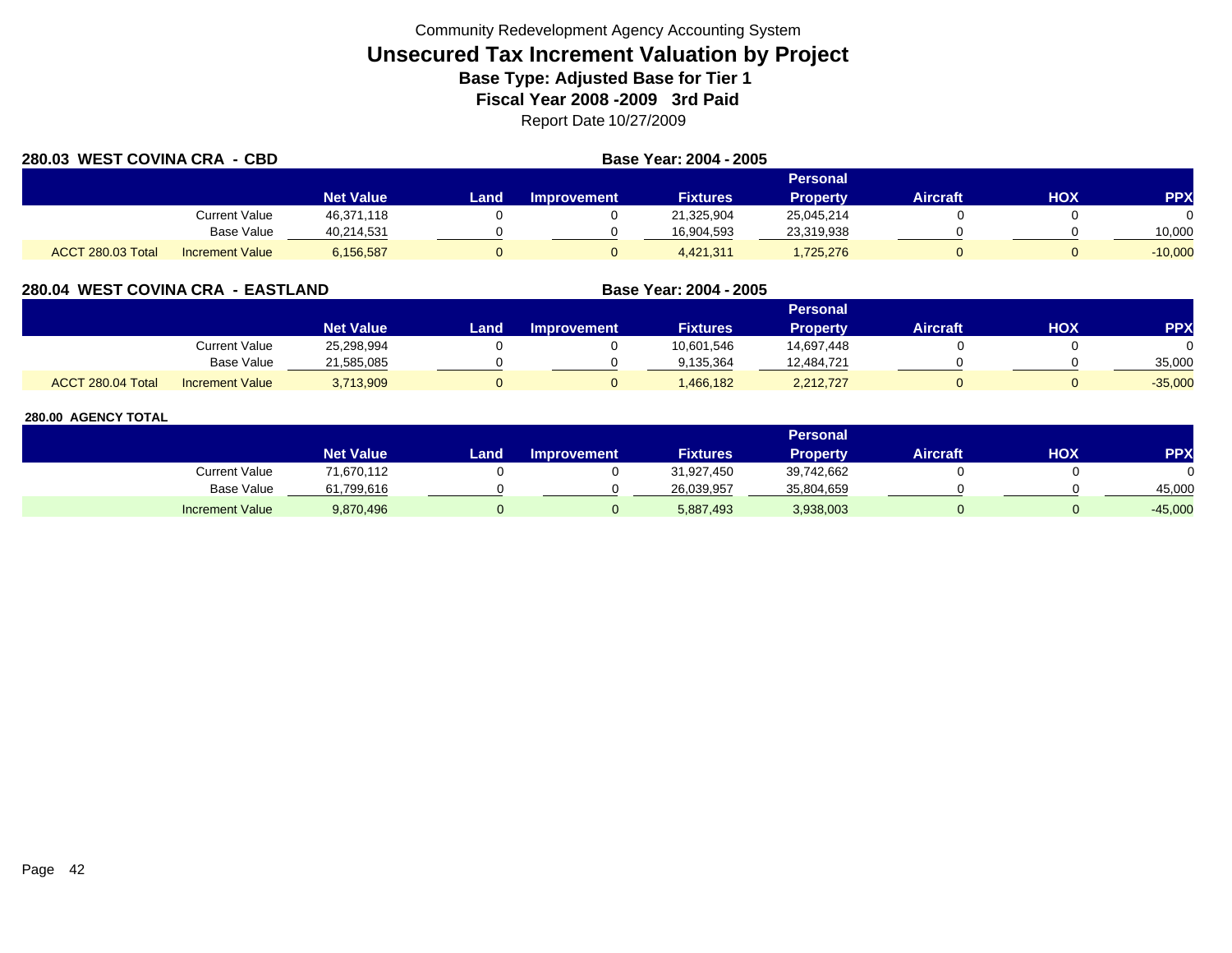Community Redevelopment Agency Accounting System

# Unsecured Tax Increment Valuation by Project

### Base Type: Adjusted Base for Tier 1

### Fiscal Year 2008 -2009 3rd Paid

Report Date 10/27/2009

**280.03 WEST COVINA CRA - CBD** — **Base Year: 2004 - 2005**

| | | Net Value | Land | Improvement | Fixtures | Personal Property | Aircraft | HOX | PPX |
|---|---|---|---|---|---|---|---|---|---|
| | Current Value | 46,371,118 | 0 | 0 | 21,325,904 | 25,045,214 | 0 | 0 | 0 |
| | Base Value | 40,214,531 | 0 | 0 | 16,904,593 | 23,319,938 | 0 | 0 | 10,000 |
| ACCT 280.03 Total | Increment Value | 6,156,587 | 0 | 0 | 4,421,311 | 1,725,276 | 0 | 0 | -10,000 |

**280.04 WEST COVINA CRA - EASTLAND** — **Base Year: 2004 - 2005**

| | | Net Value | Land | Improvement | Fixtures | Personal Property | Aircraft | HOX | PPX |
|---|---|---|---|---|---|---|---|---|---|
| | Current Value | 25,298,994 | 0 | 0 | 10,601,546 | 14,697,448 | 0 | 0 | 0 |
| | Base Value | 21,585,085 | 0 | 0 | 9,135,364 | 12,484,721 | 0 | 0 | 35,000 |
| ACCT 280.04 Total | Increment Value | 3,713,909 | 0 | 0 | 1,466,182 | 2,212,727 | 0 | 0 | -35,000 |

**280.00 AGENCY TOTAL**

| | Net Value | Land | Improvement | Fixtures | Personal Property | Aircraft | HOX | PPX |
|---|---|---|---|---|---|---|---|---|
| Current Value | 71,670,112 | 0 | 0 | 31,927,450 | 39,742,662 | 0 | 0 | 0 |
| Base Value | 61,799,616 | 0 | 0 | 26,039,957 | 35,804,659 | 0 | 0 | 45,000 |
| Increment Value | 9,870,496 | 0 | 0 | 5,887,493 | 3,938,003 | 0 | 0 | -45,000 |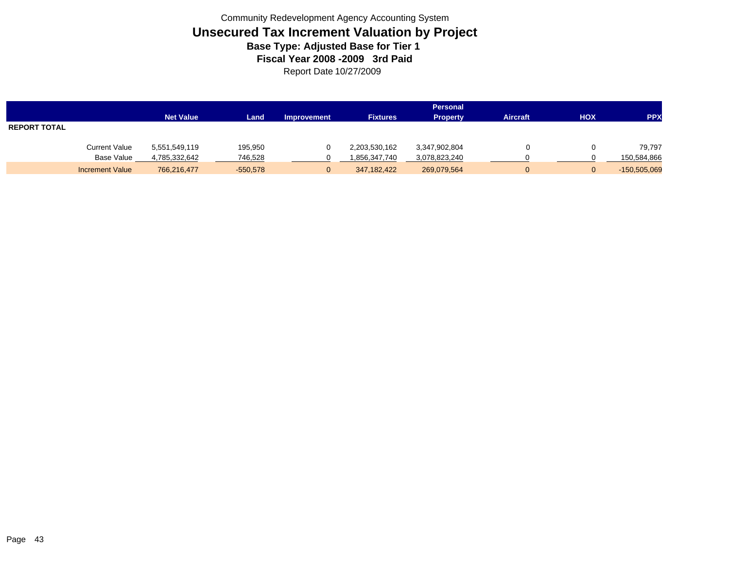Community Redevelopment Agency Accounting System

# Unsecured Tax Increment Valuation by Project

### Base Type: Adjusted Base for Tier 1

### Fiscal Year 2008 -2009 3rd Paid

Report Date 10/27/2009

| | Net Value | Land | Improvement | Fixtures | Personal Property | Aircraft | HOX | PPX |
|---|---|---|---|---|---|---|---|---|
| **REPORT TOTAL** | | | | | | | | |
| Current Value | 5,551,549,119 | 195,950 | 0 | 2,203,530,162 | 3,347,902,804 | 0 | 0 | 79,797 |
| Base Value | 4,785,332,642 | 746,528 | 0 | 1,856,347,740 | 3,078,823,240 | 0 | 0 | 150,584,866 |
| Increment Value | 766,216,477 | -550,578 | 0 | 347,182,422 | 269,079,564 | 0 | 0 | -150,505,069 |